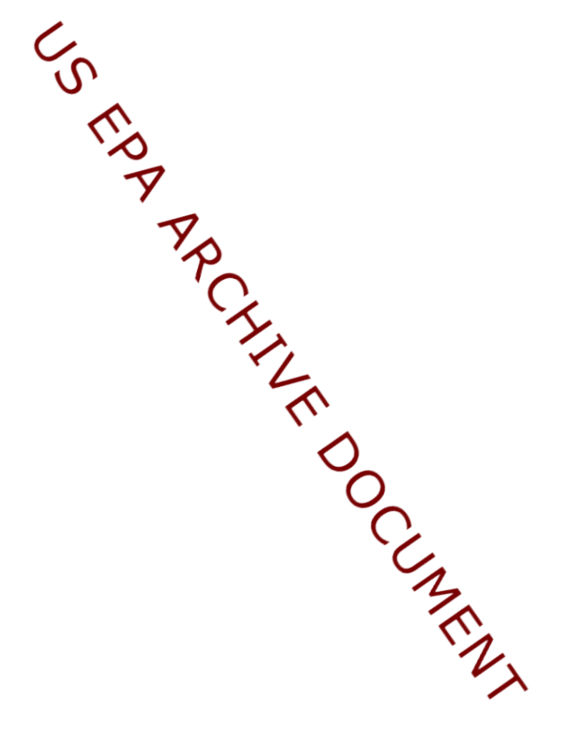US EPA ARCHIVE DOCUMENT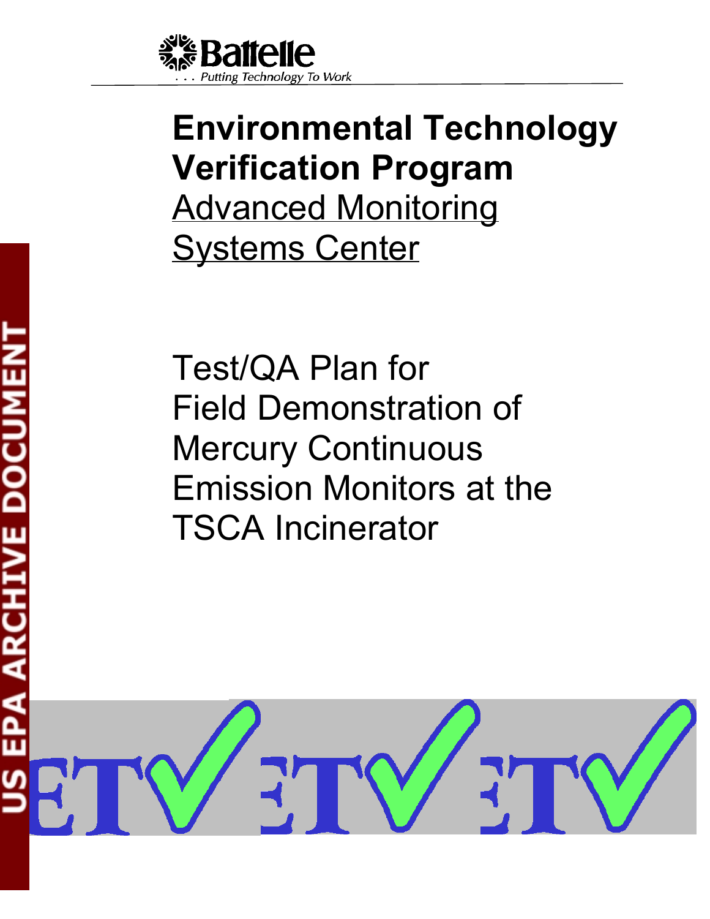Battelle

. . . Putting Technology To Work

# Environmental Technology Verification Program

Advanced Monitoring Systems Center

Test/QA Plan for Field Demonstration of Mercury Continuous Emission Monitors at the TSCA Incinerator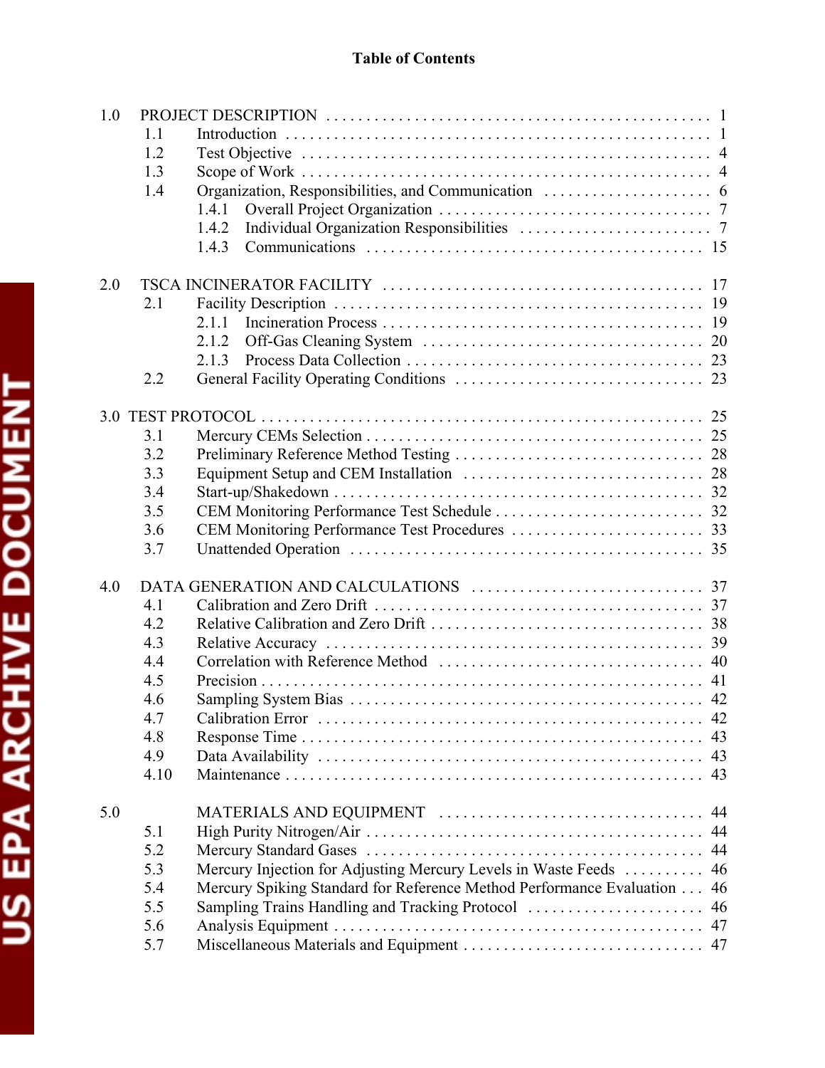**Table of Contents**

1.0 PROJECT DESCRIPTION . . . . . 1
- 1.1 Introduction . . . . . 1
- 1.2 Test Objective . . . . . 4
- 1.3 Scope of Work . . . . . 4
- 1.4 Organization, Responsibilities, and Communication . . . . . 6
  - 1.4.1 Overall Project Organization . . . . . 7
  - 1.4.2 Individual Organization Responsibilities . . . . . 7
  - 1.4.3 Communications . . . . . 15

2.0 TSCA INCINERATOR FACILITY . . . . . 17
- 2.1 Facility Description . . . . . 19
  - 2.1.1 Incineration Process . . . . . 19
  - 2.1.2 Off-Gas Cleaning System . . . . . 20
  - 2.1.3 Process Data Collection . . . . . 23
- 2.2 General Facility Operating Conditions . . . . . 23

3.0 TEST PROTOCOL . . . . . 25
- 3.1 Mercury CEMs Selection . . . . . 25
- 3.2 Preliminary Reference Method Testing . . . . . 28
- 3.3 Equipment Setup and CEM Installation . . . . . 28
- 3.4 Start-up/Shakedown . . . . . 32
- 3.5 CEM Monitoring Performance Test Schedule . . . . . 32
- 3.6 CEM Monitoring Performance Test Procedures . . . . . 33
- 3.7 Unattended Operation . . . . . 35

4.0 DATA GENERATION AND CALCULATIONS . . . . . 37
- 4.1 Calibration and Zero Drift . . . . . 37
- 4.2 Relative Calibration and Zero Drift . . . . . 38
- 4.3 Relative Accuracy . . . . . 39
- 4.4 Correlation with Reference Method . . . . . 40
- 4.5 Precision . . . . . 41
- 4.6 Sampling System Bias . . . . . 42
- 4.7 Calibration Error . . . . . 42
- 4.8 Response Time . . . . . 43
- 4.9 Data Availability . . . . . 43
- 4.10 Maintenance . . . . . 43

5.0 MATERIALS AND EQUIPMENT . . . . . 44
- 5.1 High Purity Nitrogen/Air . . . . . 44
- 5.2 Mercury Standard Gases . . . . . 44
- 5.3 Mercury Injection for Adjusting Mercury Levels in Waste Feeds . . . . . 46
- 5.4 Mercury Spiking Standard for Reference Method Performance Evaluation . . . 46
- 5.5 Sampling Trains Handling and Tracking Protocol . . . . . 46
- 5.6 Analysis Equipment . . . . . 47
- 5.7 Miscellaneous Materials and Equipment . . . . . 47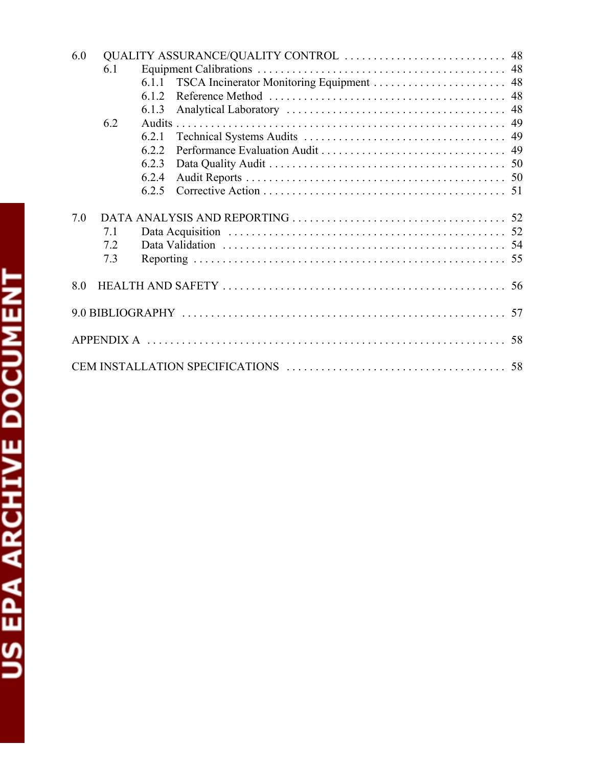6.0 QUALITY ASSURANCE/QUALITY CONTROL . . . . . . . . . . . . . . . . . . . . . . . . . . . . 48
- 6.1 Equipment Calibrations . . . . . . . . . . . . . . . . . . . . . . . . . . . . . . . . . . . . . . . . . . . 48
  - 6.1.1 TSCA Incinerator Monitoring Equipment . . . . . . . . . . . . . . . . . . . . . . . 48
  - 6.1.2 Reference Method . . . . . . . . . . . . . . . . . . . . . . . . . . . . . . . . . . . . . . . . 48
  - 6.1.3 Analytical Laboratory . . . . . . . . . . . . . . . . . . . . . . . . . . . . . . . . . . . . . 48
- 6.2 Audits . . . . . . . . . . . . . . . . . . . . . . . . . . . . . . . . . . . . . . . . . . . . . . . . . . . . . . . 49
  - 6.2.1 Technical Systems Audits . . . . . . . . . . . . . . . . . . . . . . . . . . . . . . . . . . . 49
  - 6.2.2 Performance Evaluation Audit . . . . . . . . . . . . . . . . . . . . . . . . . . . . . . . . 49
  - 6.2.3 Data Quality Audit . . . . . . . . . . . . . . . . . . . . . . . . . . . . . . . . . . . . . . . . . 50
  - 6.2.4 Audit Reports . . . . . . . . . . . . . . . . . . . . . . . . . . . . . . . . . . . . . . . . . . . . 50
  - 6.2.5 Corrective Action . . . . . . . . . . . . . . . . . . . . . . . . . . . . . . . . . . . . . . . . . 51

7.0 DATA ANALYSIS AND REPORTING . . . . . . . . . . . . . . . . . . . . . . . . . . . . . . . . . . . . 52
- 7.1 Data Acquisition . . . . . . . . . . . . . . . . . . . . . . . . . . . . . . . . . . . . . . . . . . . . . . . . 52
- 7.2 Data Validation . . . . . . . . . . . . . . . . . . . . . . . . . . . . . . . . . . . . . . . . . . . . . . . . . 54
- 7.3 Reporting . . . . . . . . . . . . . . . . . . . . . . . . . . . . . . . . . . . . . . . . . . . . . . . . . . . . . . 55

8.0 HEALTH AND SAFETY . . . . . . . . . . . . . . . . . . . . . . . . . . . . . . . . . . . . . . . . . . . . . . . . 56

9.0 BIBLIOGRAPHY . . . . . . . . . . . . . . . . . . . . . . . . . . . . . . . . . . . . . . . . . . . . . . . . . . . . . 57

APPENDIX A . . . . . . . . . . . . . . . . . . . . . . . . . . . . . . . . . . . . . . . . . . . . . . . . . . . . . . . . . . 58

CEM INSTALLATION SPECIFICATIONS . . . . . . . . . . . . . . . . . . . . . . . . . . . . . . . . . . . . 58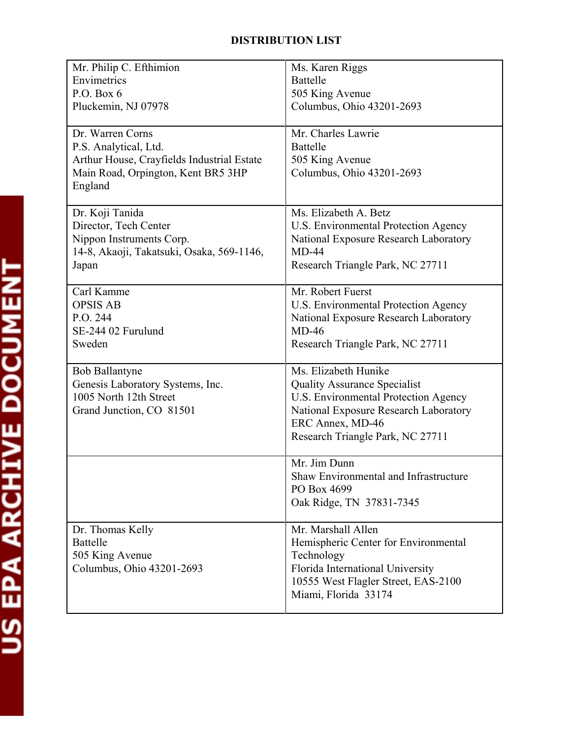# DISTRIBUTION LIST

| | |
|---|---|
| Mr. Philip C. Efthimion<br>Envimetrics<br>P.O. Box 6<br>Pluckemin, NJ 07978 | Ms. Karen Riggs<br>Battelle<br>505 King Avenue<br>Columbus, Ohio 43201-2693 |
| Dr. Warren Corns<br>P.S. Analytical, Ltd.<br>Arthur House, Crayfields Industrial Estate<br>Main Road, Orpington, Kent BR5 3HP<br>England | Mr. Charles Lawrie<br>Battelle<br>505 King Avenue<br>Columbus, Ohio 43201-2693 |
| Dr. Koji Tanida<br>Director, Tech Center<br>Nippon Instruments Corp.<br>14-8, Akaoji, Takatsuki, Osaka, 569-1146,<br>Japan | Ms. Elizabeth A. Betz<br>U.S. Environmental Protection Agency<br>National Exposure Research Laboratory<br>MD-44<br>Research Triangle Park, NC 27711 |
| Carl Kamme<br>OPSIS AB<br>P.O. 244<br>SE-244 02 Furulund<br>Sweden | Mr. Robert Fuerst<br>U.S. Environmental Protection Agency<br>National Exposure Research Laboratory<br>MD-46<br>Research Triangle Park, NC 27711 |
| Bob Ballantyne<br>Genesis Laboratory Systems, Inc.<br>1005 North 12th Street<br>Grand Junction, CO 81501 | Ms. Elizabeth Hunike<br>Quality Assurance Specialist<br>U.S. Environmental Protection Agency<br>National Exposure Research Laboratory<br>ERC Annex, MD-46<br>Research Triangle Park, NC 27711 |
| | Mr. Jim Dunn<br>Shaw Environmental and Infrastructure<br>PO Box 4699<br>Oak Ridge, TN 37831-7345 |
| Dr. Thomas Kelly<br>Battelle<br>505 King Avenue<br>Columbus, Ohio 43201-2693 | Mr. Marshall Allen<br>Hemispheric Center for Environmental Technology<br>Florida International University<br>10555 West Flagler Street, EAS-2100<br>Miami, Florida 33174 |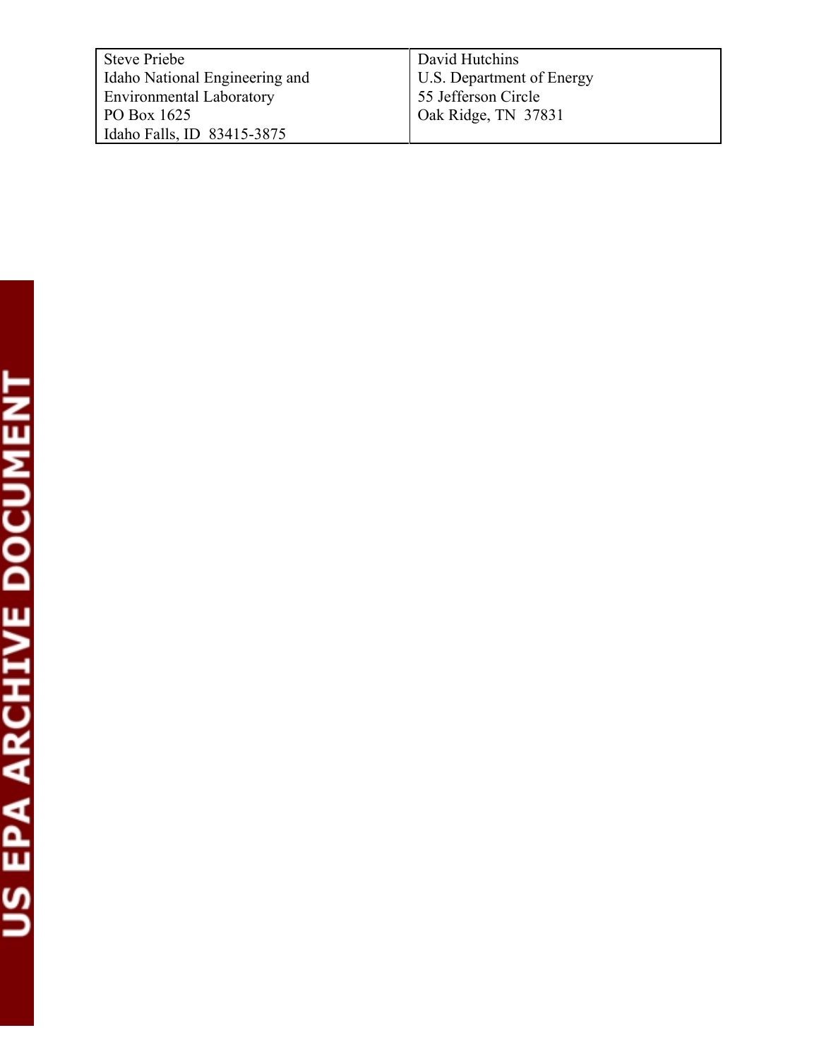| Steve Priebe<br>Idaho National Engineering and<br>Environmental Laboratory<br>PO Box 1625<br>Idaho Falls, ID 83415-3875 | David Hutchins<br>U.S. Department of Energy<br>55 Jefferson Circle<br>Oak Ridge, TN 37831 |
|---|---|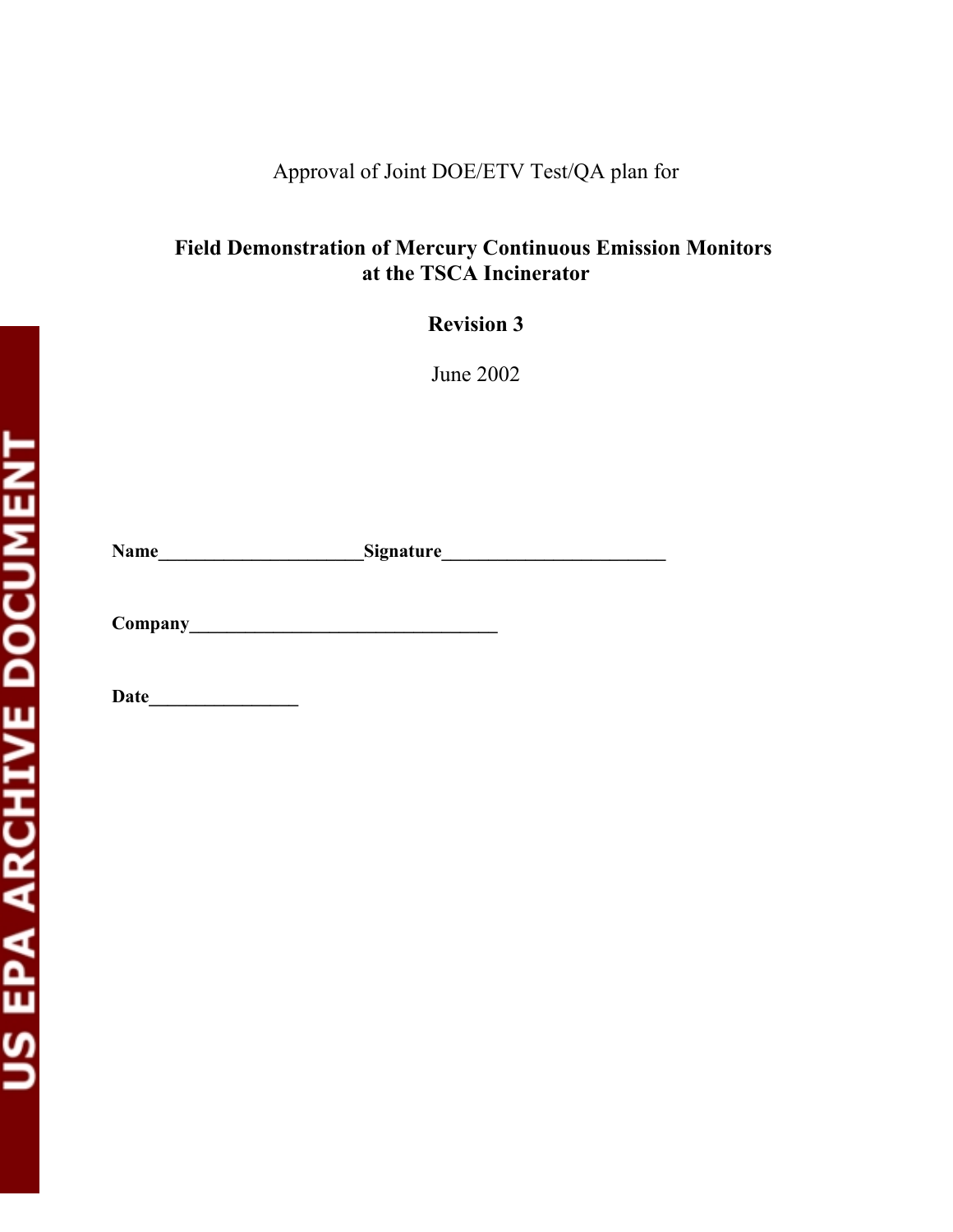Approval of Joint DOE/ETV Test/QA plan for

**Field Demonstration of Mercury Continuous Emission Monitors at the TSCA Incinerator**

**Revision 3**

June 2002

**Name**______________________**Signature**________________________

**Company**_________________________________

**Date**________________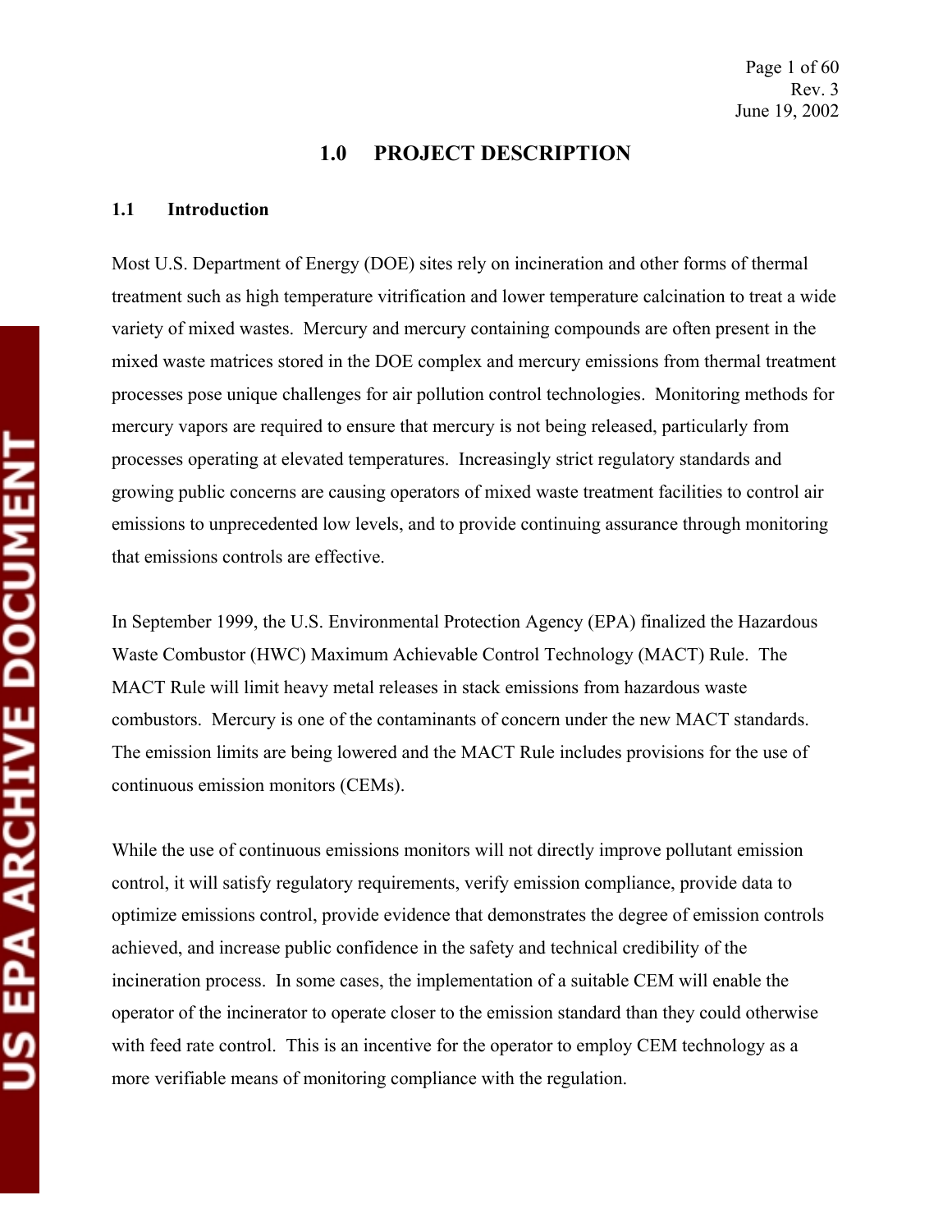# 1.0 PROJECT DESCRIPTION

## 1.1 Introduction

Most U.S. Department of Energy (DOE) sites rely on incineration and other forms of thermal treatment such as high temperature vitrification and lower temperature calcination to treat a wide variety of mixed wastes. Mercury and mercury containing compounds are often present in the mixed waste matrices stored in the DOE complex and mercury emissions from thermal treatment processes pose unique challenges for air pollution control technologies. Monitoring methods for mercury vapors are required to ensure that mercury is not being released, particularly from processes operating at elevated temperatures. Increasingly strict regulatory standards and growing public concerns are causing operators of mixed waste treatment facilities to control air emissions to unprecedented low levels, and to provide continuing assurance through monitoring that emissions controls are effective.

In September 1999, the U.S. Environmental Protection Agency (EPA) finalized the Hazardous Waste Combustor (HWC) Maximum Achievable Control Technology (MACT) Rule. The MACT Rule will limit heavy metal releases in stack emissions from hazardous waste combustors. Mercury is one of the contaminants of concern under the new MACT standards. The emission limits are being lowered and the MACT Rule includes provisions for the use of continuous emission monitors (CEMs).

While the use of continuous emissions monitors will not directly improve pollutant emission control, it will satisfy regulatory requirements, verify emission compliance, provide data to optimize emissions control, provide evidence that demonstrates the degree of emission controls achieved, and increase public confidence in the safety and technical credibility of the incineration process. In some cases, the implementation of a suitable CEM will enable the operator of the incinerator to operate closer to the emission standard than they could otherwise with feed rate control. This is an incentive for the operator to employ CEM technology as a more verifiable means of monitoring compliance with the regulation.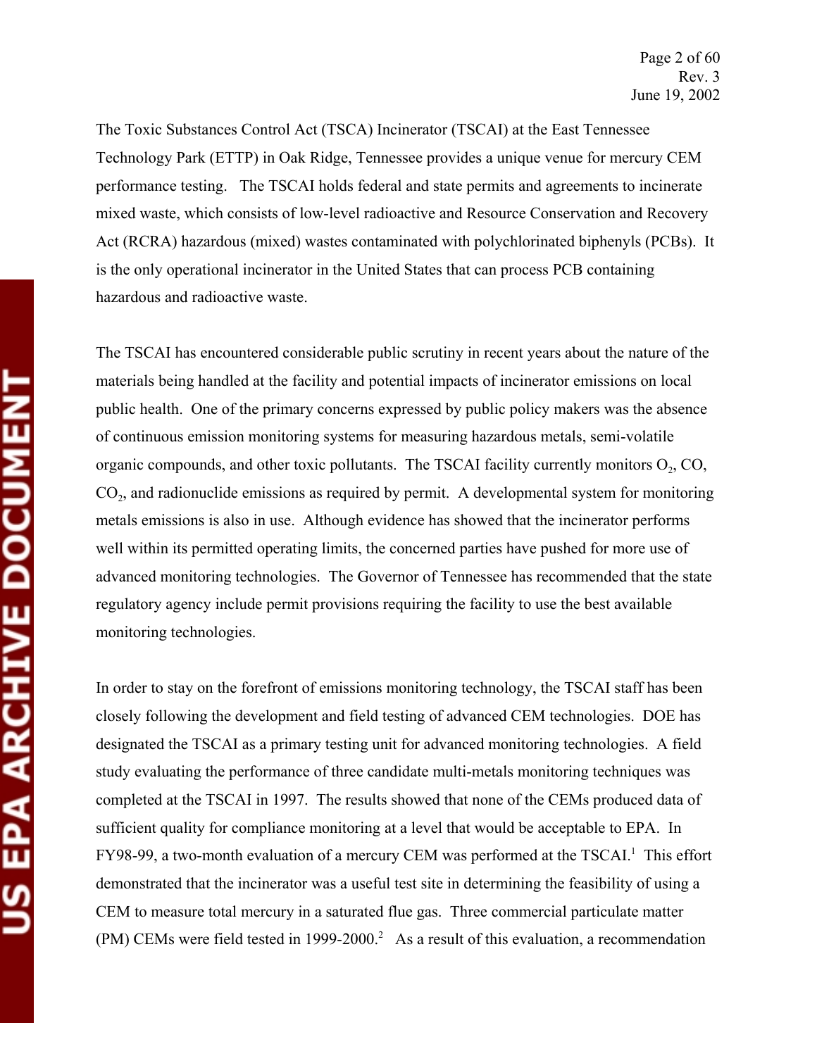The Toxic Substances Control Act (TSCA) Incinerator (TSCAI) at the East Tennessee Technology Park (ETTP) in Oak Ridge, Tennessee provides a unique venue for mercury CEM performance testing. The TSCAI holds federal and state permits and agreements to incinerate mixed waste, which consists of low-level radioactive and Resource Conservation and Recovery Act (RCRA) hazardous (mixed) wastes contaminated with polychlorinated biphenyls (PCBs). It is the only operational incinerator in the United States that can process PCB containing hazardous and radioactive waste.

The TSCAI has encountered considerable public scrutiny in recent years about the nature of the materials being handled at the facility and potential impacts of incinerator emissions on local public health. One of the primary concerns expressed by public policy makers was the absence of continuous emission monitoring systems for measuring hazardous metals, semi-volatile organic compounds, and other toxic pollutants. The TSCAI facility currently monitors $O_2$, CO, $CO_2$, and radionuclide emissions as required by permit. A developmental system for monitoring metals emissions is also in use. Although evidence has showed that the incinerator performs well within its permitted operating limits, the concerned parties have pushed for more use of advanced monitoring technologies. The Governor of Tennessee has recommended that the state regulatory agency include permit provisions requiring the facility to use the best available monitoring technologies.

In order to stay on the forefront of emissions monitoring technology, the TSCAI staff has been closely following the development and field testing of advanced CEM technologies. DOE has designated the TSCAI as a primary testing unit for advanced monitoring technologies. A field study evaluating the performance of three candidate multi-metals monitoring techniques was completed at the TSCAI in 1997. The results showed that none of the CEMs produced data of sufficient quality for compliance monitoring at a level that would be acceptable to EPA. In FY98-99, a two-month evaluation of a mercury CEM was performed at the TSCAI.[1] This effort demonstrated that the incinerator was a useful test site in determining the feasibility of using a CEM to measure total mercury in a saturated flue gas. Three commercial particulate matter (PM) CEMs were field tested in 1999-2000.[2] As a result of this evaluation, a recommendation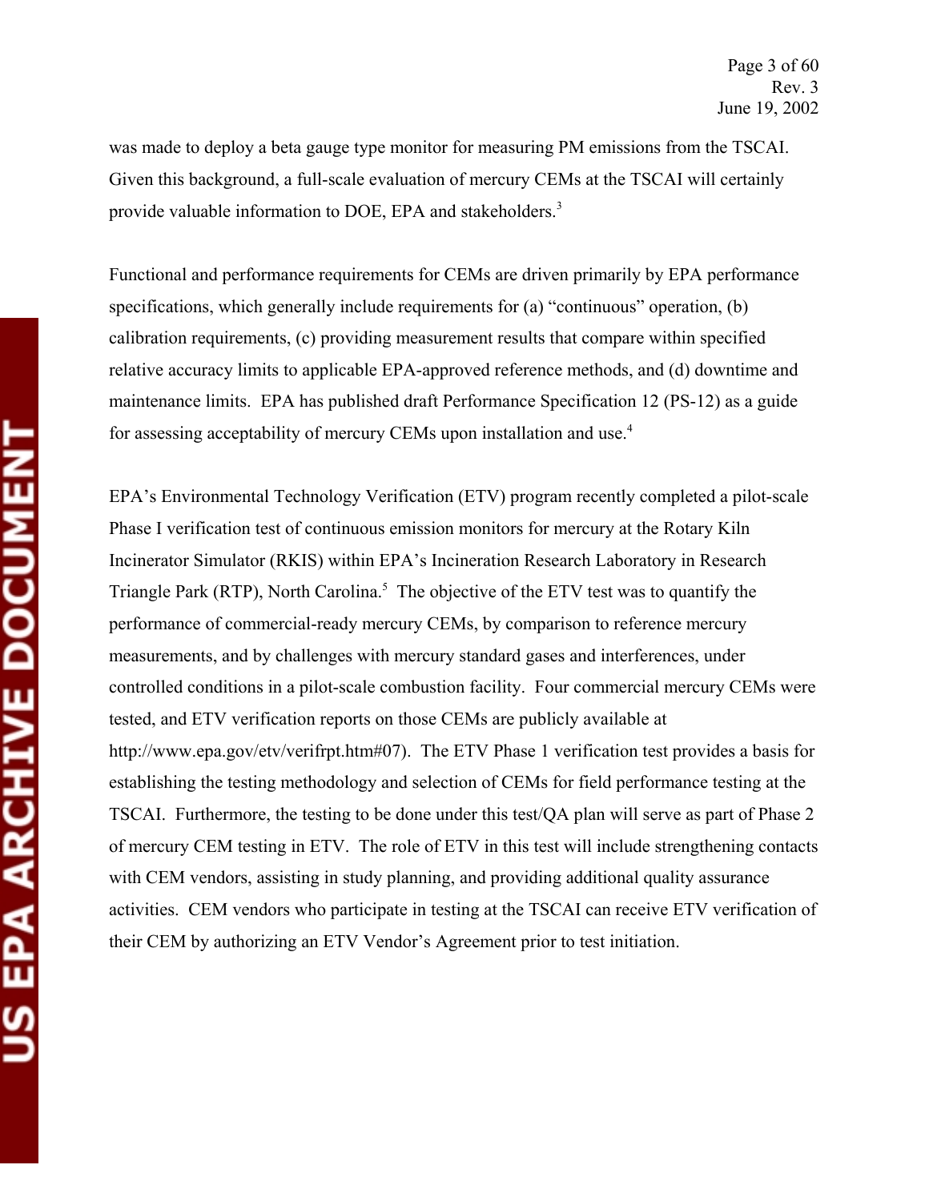was made to deploy a beta gauge type monitor for measuring PM emissions from the TSCAI. Given this background, a full-scale evaluation of mercury CEMs at the TSCAI will certainly provide valuable information to DOE, EPA and stakeholders.[3]

Functional and performance requirements for CEMs are driven primarily by EPA performance specifications, which generally include requirements for (a) "continuous" operation, (b) calibration requirements, (c) providing measurement results that compare within specified relative accuracy limits to applicable EPA-approved reference methods, and (d) downtime and maintenance limits. EPA has published draft Performance Specification 12 (PS-12) as a guide for assessing acceptability of mercury CEMs upon installation and use.[4]

EPA's Environmental Technology Verification (ETV) program recently completed a pilot-scale Phase I verification test of continuous emission monitors for mercury at the Rotary Kiln Incinerator Simulator (RKIS) within EPA's Incineration Research Laboratory in Research Triangle Park (RTP), North Carolina.[5] The objective of the ETV test was to quantify the performance of commercial-ready mercury CEMs, by comparison to reference mercury measurements, and by challenges with mercury standard gases and interferences, under controlled conditions in a pilot-scale combustion facility. Four commercial mercury CEMs were tested, and ETV verification reports on those CEMs are publicly available at http://www.epa.gov/etv/verifrpt.htm#07). The ETV Phase 1 verification test provides a basis for establishing the testing methodology and selection of CEMs for field performance testing at the TSCAI. Furthermore, the testing to be done under this test/QA plan will serve as part of Phase 2 of mercury CEM testing in ETV. The role of ETV in this test will include strengthening contacts with CEM vendors, assisting in study planning, and providing additional quality assurance activities. CEM vendors who participate in testing at the TSCAI can receive ETV verification of their CEM by authorizing an ETV Vendor's Agreement prior to test initiation.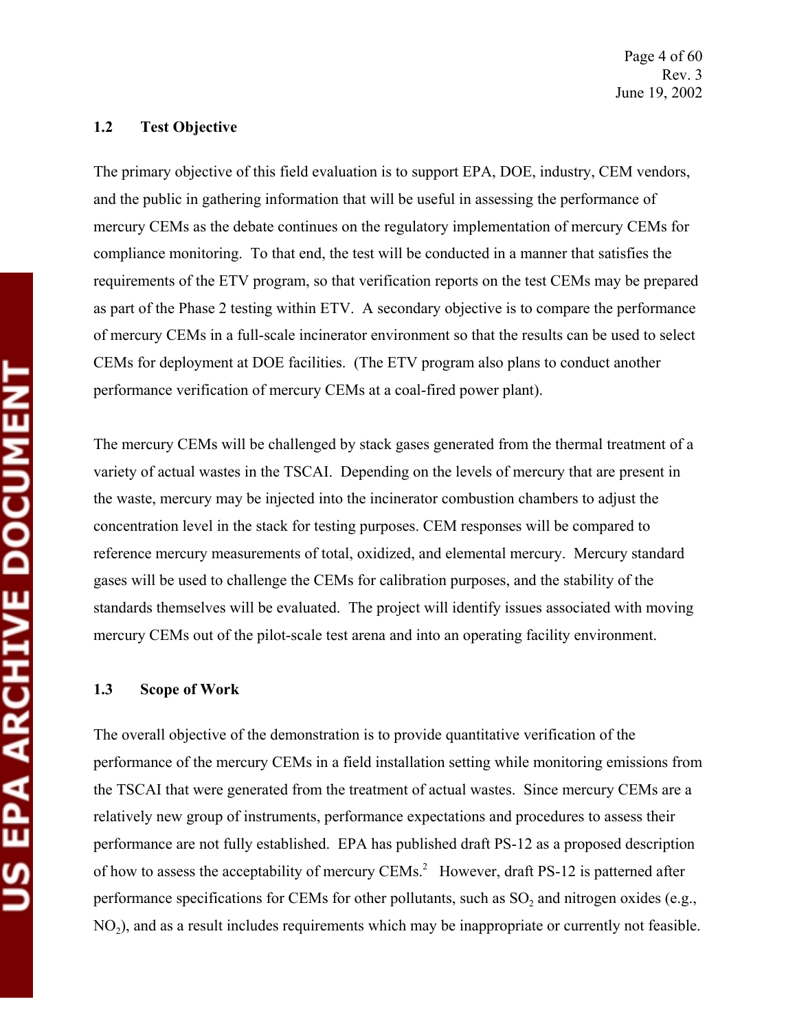### 1.2 Test Objective

The primary objective of this field evaluation is to support EPA, DOE, industry, CEM vendors, and the public in gathering information that will be useful in assessing the performance of mercury CEMs as the debate continues on the regulatory implementation of mercury CEMs for compliance monitoring. To that end, the test will be conducted in a manner that satisfies the requirements of the ETV program, so that verification reports on the test CEMs may be prepared as part of the Phase 2 testing within ETV. A secondary objective is to compare the performance of mercury CEMs in a full-scale incinerator environment so that the results can be used to select CEMs for deployment at DOE facilities. (The ETV program also plans to conduct another performance verification of mercury CEMs at a coal-fired power plant).

The mercury CEMs will be challenged by stack gases generated from the thermal treatment of a variety of actual wastes in the TSCAI. Depending on the levels of mercury that are present in the waste, mercury may be injected into the incinerator combustion chambers to adjust the concentration level in the stack for testing purposes. CEM responses will be compared to reference mercury measurements of total, oxidized, and elemental mercury. Mercury standard gases will be used to challenge the CEMs for calibration purposes, and the stability of the standards themselves will be evaluated. The project will identify issues associated with moving mercury CEMs out of the pilot-scale test arena and into an operating facility environment.

### 1.3 Scope of Work

The overall objective of the demonstration is to provide quantitative verification of the performance of the mercury CEMs in a field installation setting while monitoring emissions from the TSCAI that were generated from the treatment of actual wastes. Since mercury CEMs are a relatively new group of instruments, performance expectations and procedures to assess their performance are not fully established. EPA has published draft PS-12 as a proposed description of how to assess the acceptability of mercury CEMs.[2] However, draft PS-12 is patterned after performance specifications for CEMs for other pollutants, such as $SO_2$ and nitrogen oxides (e.g., $NO_2$), and as a result includes requirements which may be inappropriate or currently not feasible.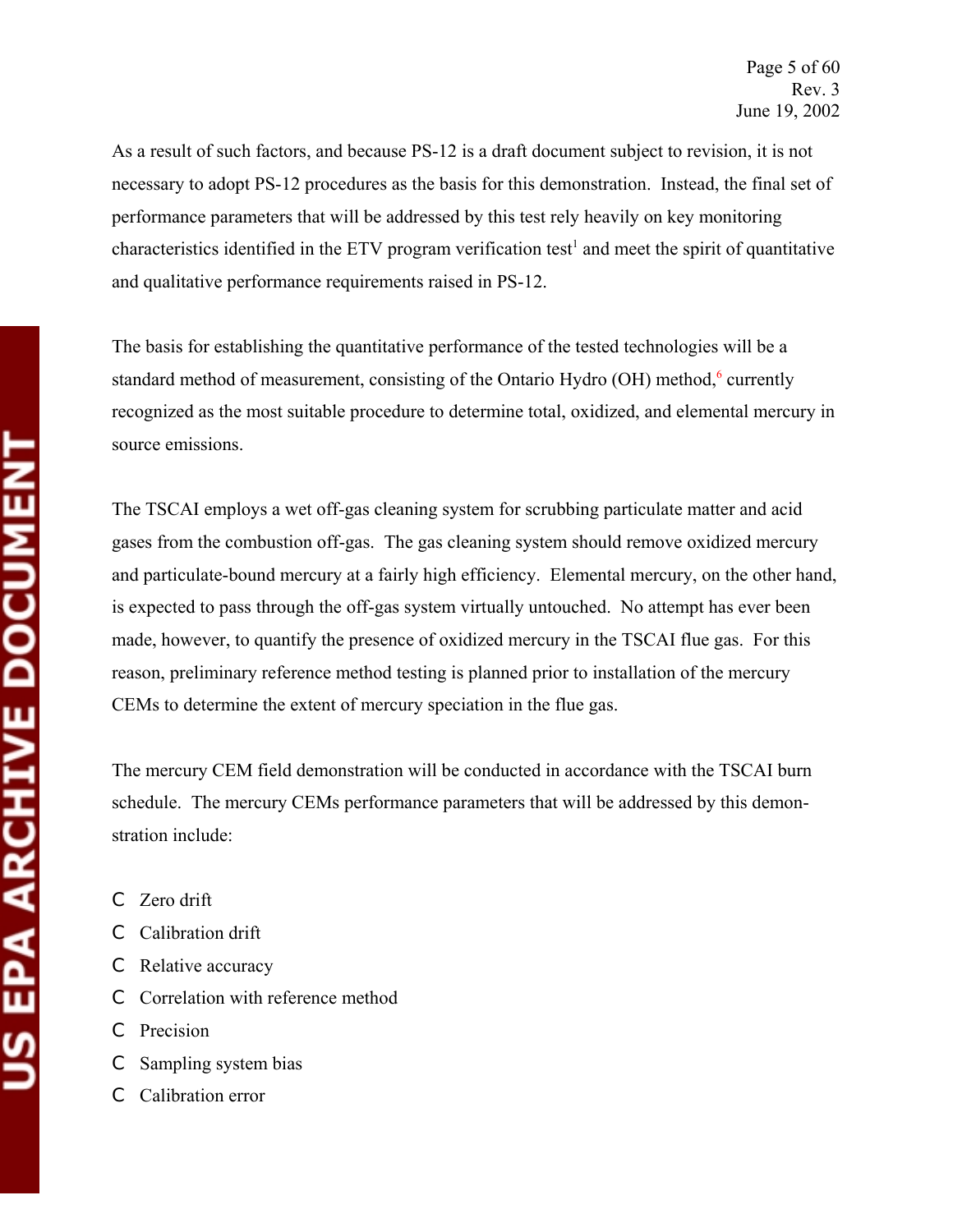As a result of such factors, and because PS-12 is a draft document subject to revision, it is not necessary to adopt PS-12 procedures as the basis for this demonstration. Instead, the final set of performance parameters that will be addressed by this test rely heavily on key monitoring characteristics identified in the ETV program verification test[1] and meet the spirit of quantitative and qualitative performance requirements raised in PS-12.

The basis for establishing the quantitative performance of the tested technologies will be a standard method of measurement, consisting of the Ontario Hydro (OH) method,[6] currently recognized as the most suitable procedure to determine total, oxidized, and elemental mercury in source emissions.

The TSCAI employs a wet off-gas cleaning system for scrubbing particulate matter and acid gases from the combustion off-gas. The gas cleaning system should remove oxidized mercury and particulate-bound mercury at a fairly high efficiency. Elemental mercury, on the other hand, is expected to pass through the off-gas system virtually untouched. No attempt has ever been made, however, to quantify the presence of oxidized mercury in the TSCAI flue gas. For this reason, preliminary reference method testing is planned prior to installation of the mercury CEMs to determine the extent of mercury speciation in the flue gas.

The mercury CEM field demonstration will be conducted in accordance with the TSCAI burn schedule. The mercury CEMs performance parameters that will be addressed by this demonstration include:

- Zero drift
- Calibration drift
- Relative accuracy
- Correlation with reference method
- Precision
- Sampling system bias
- Calibration error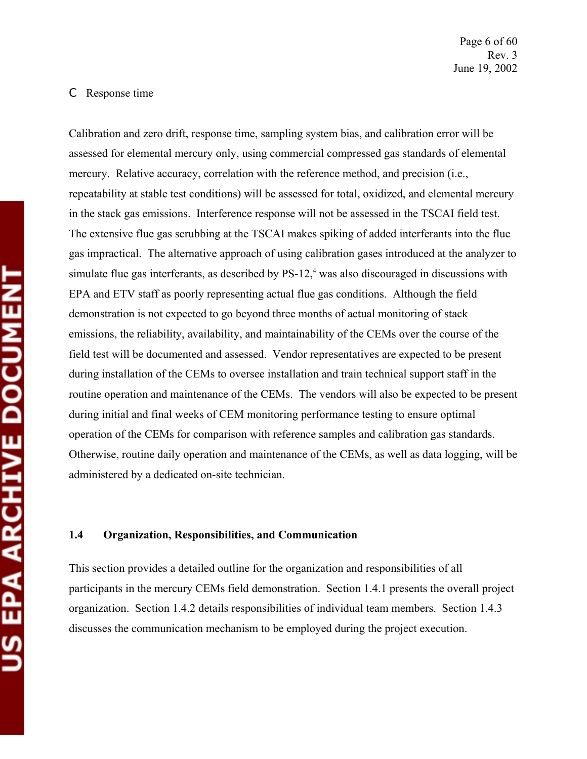- Response time

Calibration and zero drift, response time, sampling system bias, and calibration error will be assessed for elemental mercury only, using commercial compressed gas standards of elemental mercury. Relative accuracy, correlation with the reference method, and precision (i.e., repeatability at stable test conditions) will be assessed for total, oxidized, and elemental mercury in the stack gas emissions. Interference response will not be assessed in the TSCAI field test. The extensive flue gas scrubbing at the TSCAI makes spiking of added interferants into the flue gas impractical. The alternative approach of using calibration gases introduced at the analyzer to simulate flue gas interferants, as described by PS-12,[4] was also discouraged in discussions with EPA and ETV staff as poorly representing actual flue gas conditions. Although the field demonstration is not expected to go beyond three months of actual monitoring of stack emissions, the reliability, availability, and maintainability of the CEMs over the course of the field test will be documented and assessed. Vendor representatives are expected to be present during installation of the CEMs to oversee installation and train technical support staff in the routine operation and maintenance of the CEMs. The vendors will also be expected to be present during initial and final weeks of CEM monitoring performance testing to ensure optimal operation of the CEMs for comparison with reference samples and calibration gas standards. Otherwise, routine daily operation and maintenance of the CEMs, as well as data logging, will be administered by a dedicated on-site technician.

### 1.4 Organization, Responsibilities, and Communication

This section provides a detailed outline for the organization and responsibilities of all participants in the mercury CEMs field demonstration. Section 1.4.1 presents the overall project organization. Section 1.4.2 details responsibilities of individual team members. Section 1.4.3 discusses the communication mechanism to be employed during the project execution.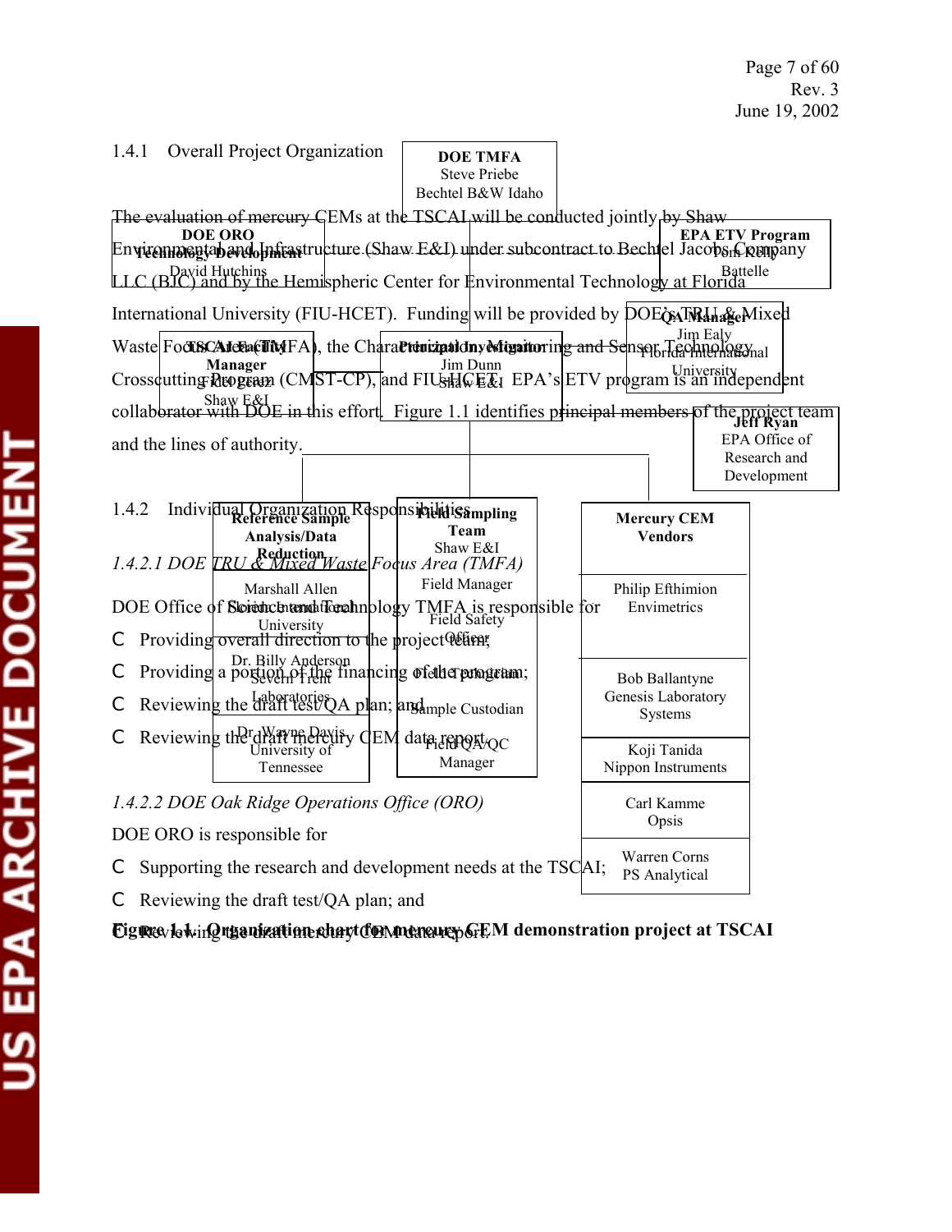### 1.4.1 Overall Project Organization

The evaluation of mercury CEMs at the TSCAI will be conducted jointly by Shaw Environmental and Infrastructure (Shaw E&I) under subcontract to Bechtel Jacobs Company LLC (BJC) and by the Hemispheric Center for Environmental Technology at Florida International University (FIU-HCET). Funding will be provided by DOE's TRU & Mixed Waste Focus Area (TMFA), the Characterization, Monitoring and Sensor Technology Crosscutting Program (CMST-CP), and FIU-HCET. EPA's ETV program is an independent collaborator with DOE in this effort. Figure 1.1 identifies principal members of the project team and the lines of authority.

**DOE TMFA**
Steve Priebe
Bechtel B&W Idaho

**DOE ORO Technology Development**
David Hutchins

**EPA ETV Program**
Tom Kelly
Battelle

**QA Manager**
Jim Ealy
Florida International University

**TSCAI Facility Manager**
Fred Stetz
Shaw E&I

**Principal Investigator**
Jim Dunn
Shaw E&I

**Jeff Ryan**
EPA Office of Research and Development

**Reference Sample Analysis/Data Reduction**
Marshall Allen
Florida International University
Dr. Billy Anderson
Severn Trent Laboratories
Dr. Wayne Davis
University of Tennessee

**Field Sampling Team**
Shaw E&I
Field Manager
Field Safety Officer
Field Technician
Sample Custodian
Field QA/QC Manager

**Mercury CEM Vendors**
Philip Efthimion
Envimetrics
Bob Ballantyne
Genesis Laboratory Systems
Koji Tanida
Nippon Instruments
Carl Kamme
Opsis
Warren Corns
PS Analytical

**Figure 1.1. Organization chart for mercury CEM demonstration project at TSCAI**

### 1.4.2 Individual Organization Responsibilities

#### *1.4.2.1 DOE TRU & Mixed Waste Focus Area (TMFA)*

DOE Office of Science and Technology TMFA is responsible for

- Providing overall direction to the project team;
- Providing a portion of the financing of the program;
- Reviewing the draft test/QA plan; and
- Reviewing the draft mercury CEM data report.

#### *1.4.2.2 DOE Oak Ridge Operations Office (ORO)*

DOE ORO is responsible for

- Supporting the research and development needs at the TSCAI;
- Reviewing the draft test/QA plan; and
- Reviewing the draft mercury CEM data report.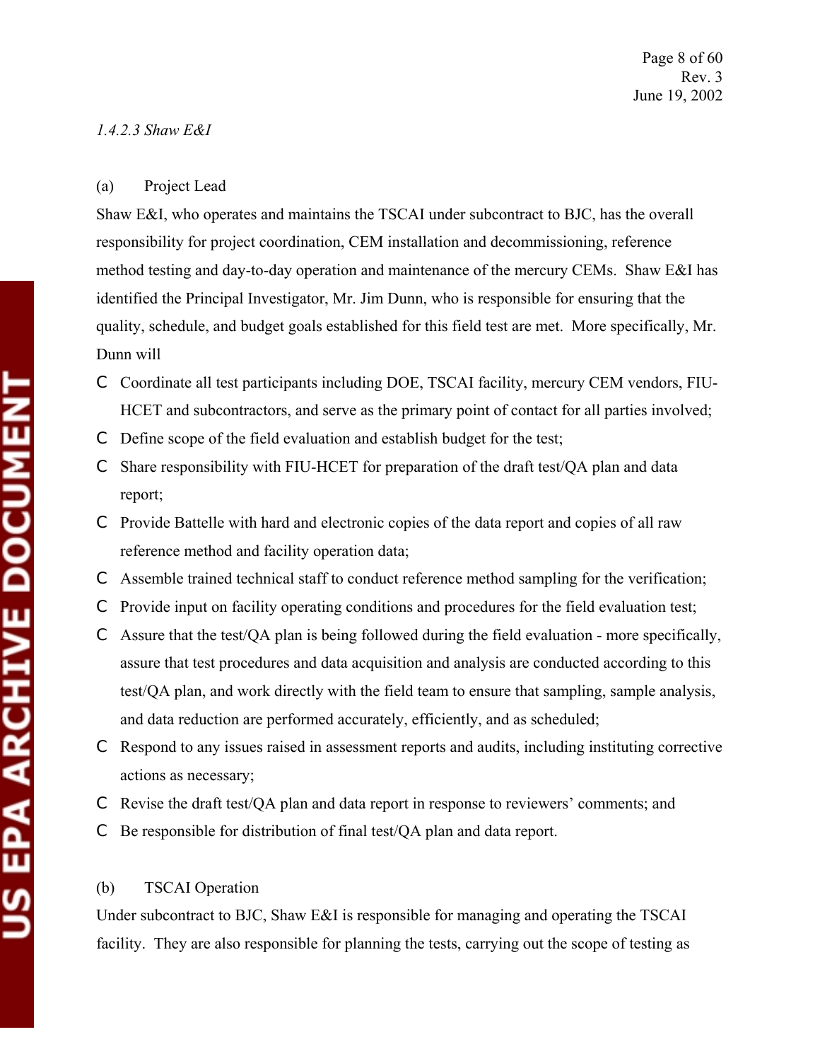*1.4.2.3 Shaw E&I*

(a) Project Lead

Shaw E&I, who operates and maintains the TSCAI under subcontract to BJC, has the overall responsibility for project coordination, CEM installation and decommissioning, reference method testing and day-to-day operation and maintenance of the mercury CEMs. Shaw E&I has identified the Principal Investigator, Mr. Jim Dunn, who is responsible for ensuring that the quality, schedule, and budget goals established for this field test are met. More specifically, Mr. Dunn will

- Coordinate all test participants including DOE, TSCAI facility, mercury CEM vendors, FIU-HCET and subcontractors, and serve as the primary point of contact for all parties involved;
- Define scope of the field evaluation and establish budget for the test;
- Share responsibility with FIU-HCET for preparation of the draft test/QA plan and data report;
- Provide Battelle with hard and electronic copies of the data report and copies of all raw reference method and facility operation data;
- Assemble trained technical staff to conduct reference method sampling for the verification;
- Provide input on facility operating conditions and procedures for the field evaluation test;
- Assure that the test/QA plan is being followed during the field evaluation - more specifically, assure that test procedures and data acquisition and analysis are conducted according to this test/QA plan, and work directly with the field team to ensure that sampling, sample analysis, and data reduction are performed accurately, efficiently, and as scheduled;
- Respond to any issues raised in assessment reports and audits, including instituting corrective actions as necessary;
- Revise the draft test/QA plan and data report in response to reviewers' comments; and
- Be responsible for distribution of final test/QA plan and data report.

(b) TSCAI Operation

Under subcontract to BJC, Shaw E&I is responsible for managing and operating the TSCAI facility. They are also responsible for planning the tests, carrying out the scope of testing as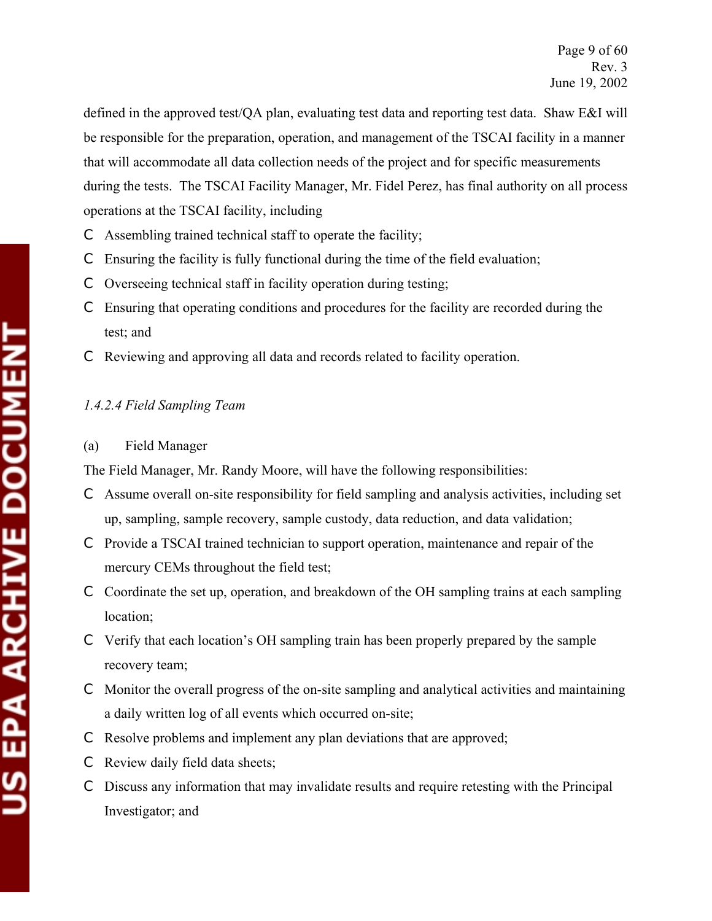defined in the approved test/QA plan, evaluating test data and reporting test data. Shaw E&I will be responsible for the preparation, operation, and management of the TSCAI facility in a manner that will accommodate all data collection needs of the project and for specific measurements during the tests. The TSCAI Facility Manager, Mr. Fidel Perez, has final authority on all process operations at the TSCAI facility, including

- Assembling trained technical staff to operate the facility;
- Ensuring the facility is fully functional during the time of the field evaluation;
- Overseeing technical staff in facility operation during testing;
- Ensuring that operating conditions and procedures for the facility are recorded during the test; and
- Reviewing and approving all data and records related to facility operation.

*1.4.2.4 Field Sampling Team*

(a) Field Manager

The Field Manager, Mr. Randy Moore, will have the following responsibilities:

- Assume overall on-site responsibility for field sampling and analysis activities, including set up, sampling, sample recovery, sample custody, data reduction, and data validation;
- Provide a TSCAI trained technician to support operation, maintenance and repair of the mercury CEMs throughout the field test;
- Coordinate the set up, operation, and breakdown of the OH sampling trains at each sampling location;
- Verify that each location's OH sampling train has been properly prepared by the sample recovery team;
- Monitor the overall progress of the on-site sampling and analytical activities and maintaining a daily written log of all events which occurred on-site;
- Resolve problems and implement any plan deviations that are approved;
- Review daily field data sheets;
- Discuss any information that may invalidate results and require retesting with the Principal Investigator; and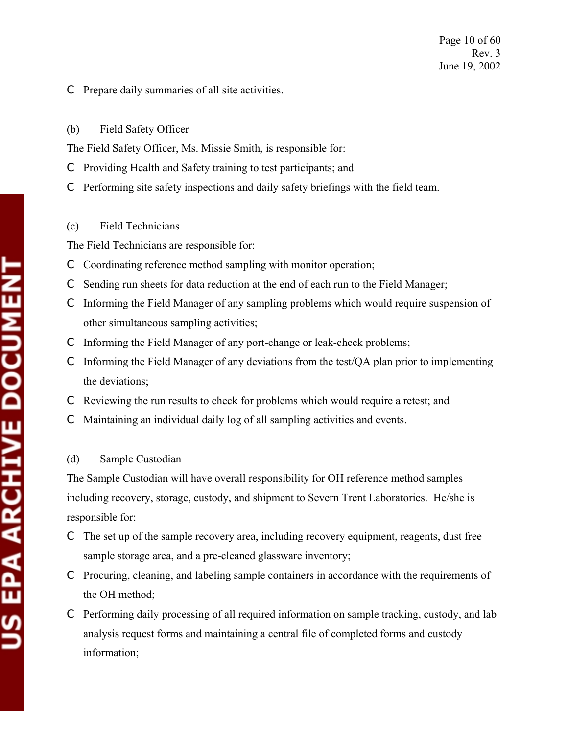- Prepare daily summaries of all site activities.

(b) Field Safety Officer

The Field Safety Officer, Ms. Missie Smith, is responsible for:

- Providing Health and Safety training to test participants; and
- Performing site safety inspections and daily safety briefings with the field team.

(c) Field Technicians

The Field Technicians are responsible for:

- Coordinating reference method sampling with monitor operation;
- Sending run sheets for data reduction at the end of each run to the Field Manager;
- Informing the Field Manager of any sampling problems which would require suspension of other simultaneous sampling activities;
- Informing the Field Manager of any port-change or leak-check problems;
- Informing the Field Manager of any deviations from the test/QA plan prior to implementing the deviations;
- Reviewing the run results to check for problems which would require a retest; and
- Maintaining an individual daily log of all sampling activities and events.

(d) Sample Custodian

The Sample Custodian will have overall responsibility for OH reference method samples including recovery, storage, custody, and shipment to Severn Trent Laboratories. He/she is responsible for:

- The set up of the sample recovery area, including recovery equipment, reagents, dust free sample storage area, and a pre-cleaned glassware inventory;
- Procuring, cleaning, and labeling sample containers in accordance with the requirements of the OH method;
- Performing daily processing of all required information on sample tracking, custody, and lab analysis request forms and maintaining a central file of completed forms and custody information;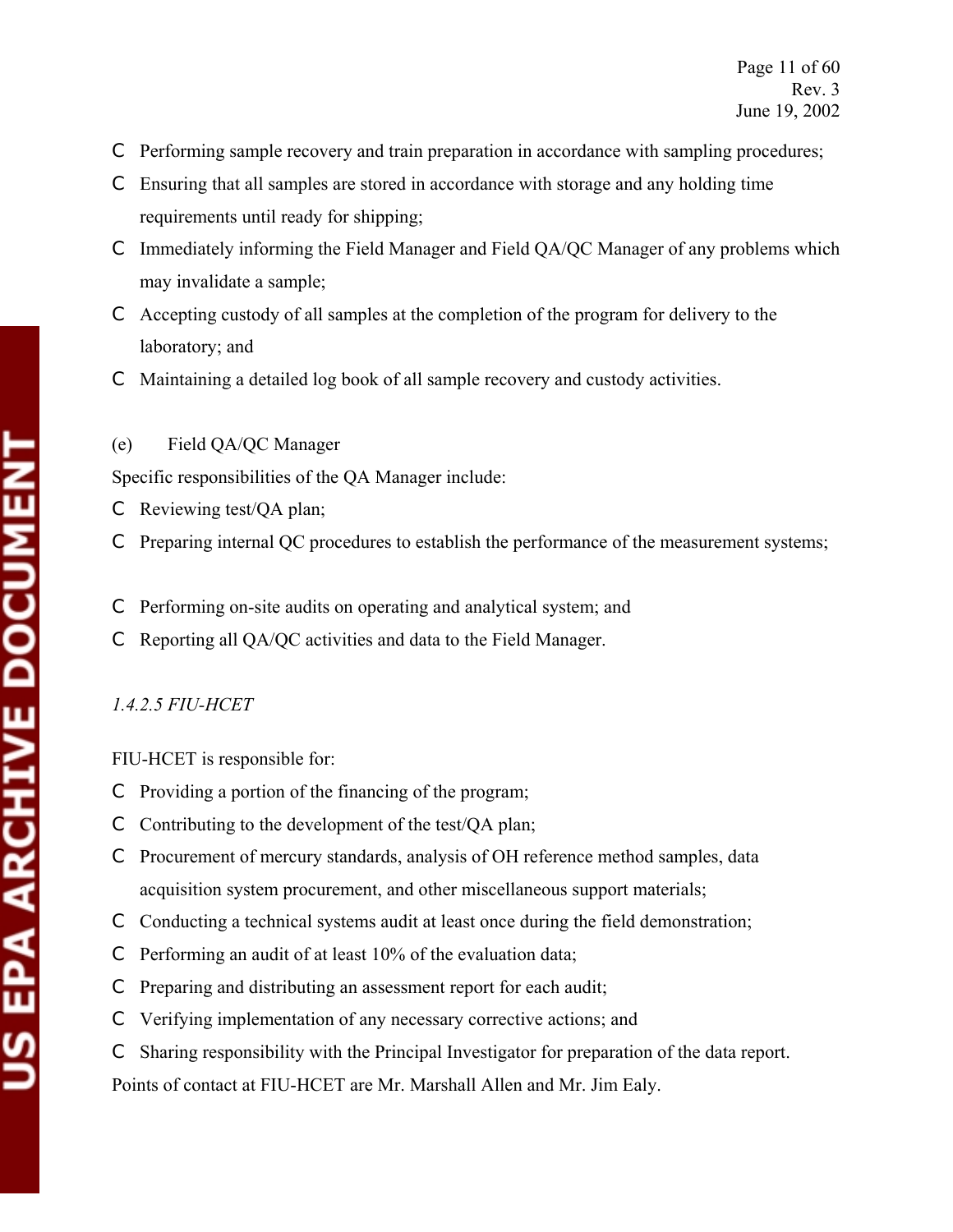- Performing sample recovery and train preparation in accordance with sampling procedures;
- Ensuring that all samples are stored in accordance with storage and any holding time requirements until ready for shipping;
- Immediately informing the Field Manager and Field QA/QC Manager of any problems which may invalidate a sample;
- Accepting custody of all samples at the completion of the program for delivery to the laboratory; and
- Maintaining a detailed log book of all sample recovery and custody activities.

(e) Field QA/QC Manager

Specific responsibilities of the QA Manager include:

- Reviewing test/QA plan;
- Preparing internal QC procedures to establish the performance of the measurement systems;
- Performing on-site audits on operating and analytical system; and
- Reporting all QA/QC activities and data to the Field Manager.

#### *1.4.2.5 FIU-HCET*

FIU-HCET is responsible for:

- Providing a portion of the financing of the program;
- Contributing to the development of the test/QA plan;
- Procurement of mercury standards, analysis of OH reference method samples, data acquisition system procurement, and other miscellaneous support materials;
- Conducting a technical systems audit at least once during the field demonstration;
- Performing an audit of at least 10% of the evaluation data;
- Preparing and distributing an assessment report for each audit;
- Verifying implementation of any necessary corrective actions; and
- Sharing responsibility with the Principal Investigator for preparation of the data report.

Points of contact at FIU-HCET are Mr. Marshall Allen and Mr. Jim Ealy.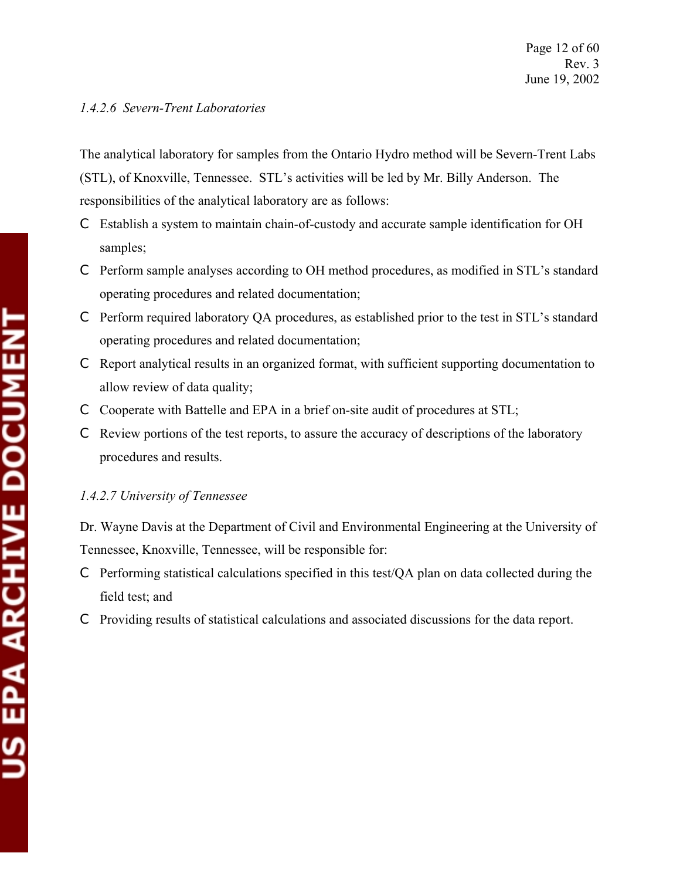*1.4.2.6 Severn-Trent Laboratories*

The analytical laboratory for samples from the Ontario Hydro method will be Severn-Trent Labs (STL), of Knoxville, Tennessee. STL's activities will be led by Mr. Billy Anderson. The responsibilities of the analytical laboratory are as follows:

- Establish a system to maintain chain-of-custody and accurate sample identification for OH samples;
- Perform sample analyses according to OH method procedures, as modified in STL's standard operating procedures and related documentation;
- Perform required laboratory QA procedures, as established prior to the test in STL's standard operating procedures and related documentation;
- Report analytical results in an organized format, with sufficient supporting documentation to allow review of data quality;
- Cooperate with Battelle and EPA in a brief on-site audit of procedures at STL;
- Review portions of the test reports, to assure the accuracy of descriptions of the laboratory procedures and results.

*1.4.2.7 University of Tennessee*

Dr. Wayne Davis at the Department of Civil and Environmental Engineering at the University of Tennessee, Knoxville, Tennessee, will be responsible for:

- Performing statistical calculations specified in this test/QA plan on data collected during the field test; and
- Providing results of statistical calculations and associated discussions for the data report.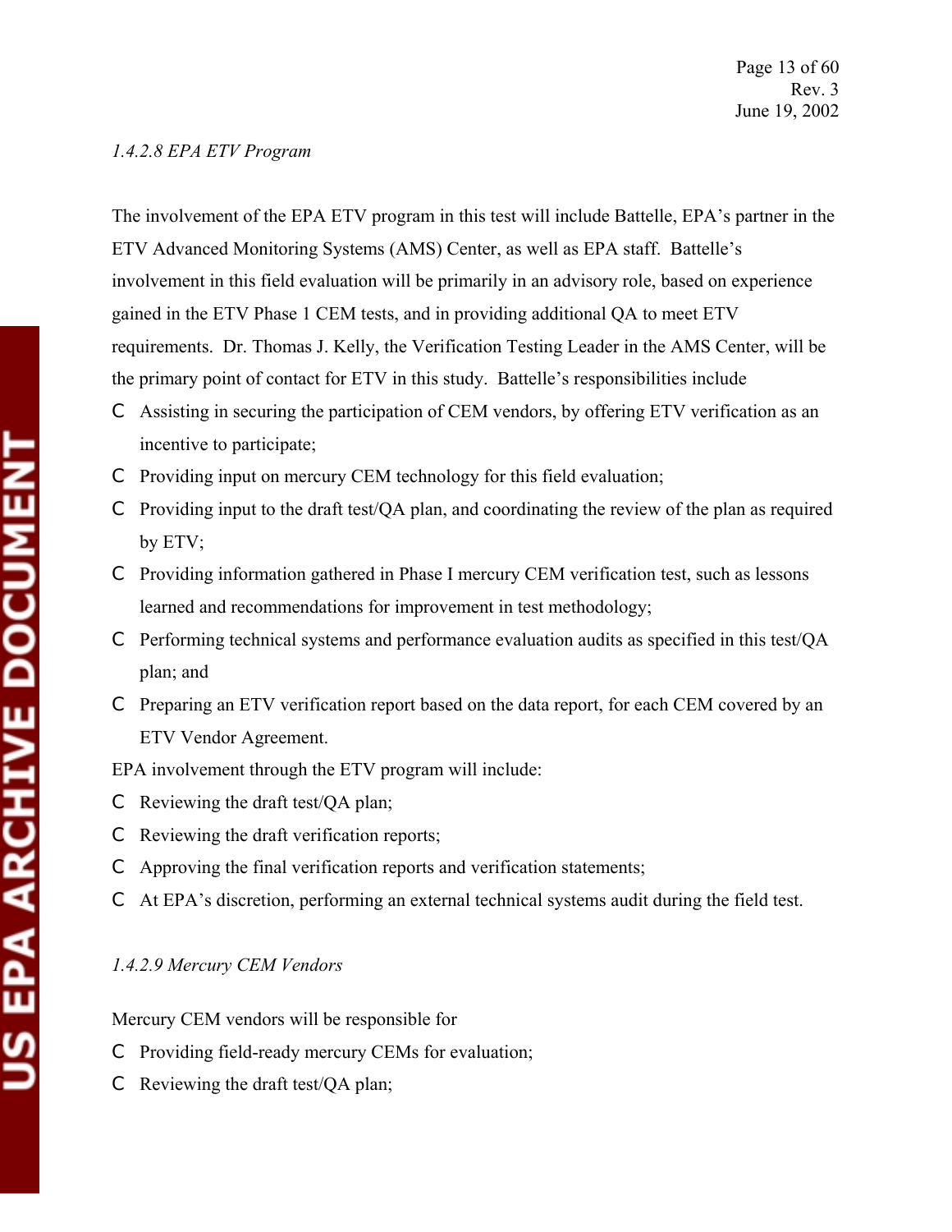*1.4.2.8 EPA ETV Program*

The involvement of the EPA ETV program in this test will include Battelle, EPA's partner in the ETV Advanced Monitoring Systems (AMS) Center, as well as EPA staff. Battelle's involvement in this field evaluation will be primarily in an advisory role, based on experience gained in the ETV Phase 1 CEM tests, and in providing additional QA to meet ETV requirements. Dr. Thomas J. Kelly, the Verification Testing Leader in the AMS Center, will be the primary point of contact for ETV in this study. Battelle's responsibilities include

- Assisting in securing the participation of CEM vendors, by offering ETV verification as an incentive to participate;
- Providing input on mercury CEM technology for this field evaluation;
- Providing input to the draft test/QA plan, and coordinating the review of the plan as required by ETV;
- Providing information gathered in Phase I mercury CEM verification test, such as lessons learned and recommendations for improvement in test methodology;
- Performing technical systems and performance evaluation audits as specified in this test/QA plan; and
- Preparing an ETV verification report based on the data report, for each CEM covered by an ETV Vendor Agreement.

EPA involvement through the ETV program will include:

- Reviewing the draft test/QA plan;
- Reviewing the draft verification reports;
- Approving the final verification reports and verification statements;
- At EPA's discretion, performing an external technical systems audit during the field test.

*1.4.2.9 Mercury CEM Vendors*

Mercury CEM vendors will be responsible for

- Providing field-ready mercury CEMs for evaluation;
- Reviewing the draft test/QA plan;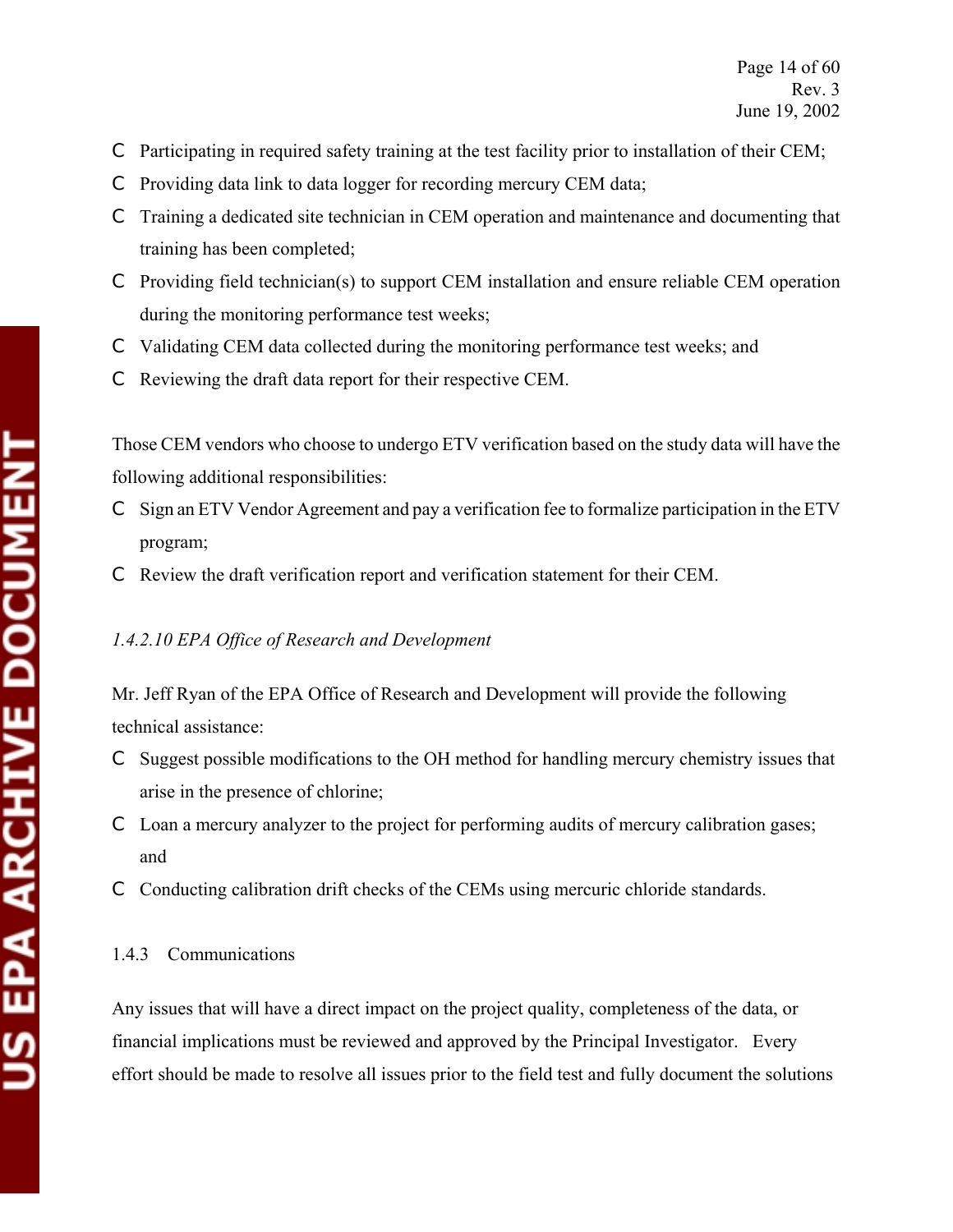- Participating in required safety training at the test facility prior to installation of their CEM;
- Providing data link to data logger for recording mercury CEM data;
- Training a dedicated site technician in CEM operation and maintenance and documenting that training has been completed;
- Providing field technician(s) to support CEM installation and ensure reliable CEM operation during the monitoring performance test weeks;
- Validating CEM data collected during the monitoring performance test weeks; and
- Reviewing the draft data report for their respective CEM.

Those CEM vendors who choose to undergo ETV verification based on the study data will have the following additional responsibilities:

- Sign an ETV Vendor Agreement and pay a verification fee to formalize participation in the ETV program;
- Review the draft verification report and verification statement for their CEM.

*1.4.2.10 EPA Office of Research and Development*

Mr. Jeff Ryan of the EPA Office of Research and Development will provide the following technical assistance:

- Suggest possible modifications to the OH method for handling mercury chemistry issues that arise in the presence of chlorine;
- Loan a mercury analyzer to the project for performing audits of mercury calibration gases; and
- Conducting calibration drift checks of the CEMs using mercuric chloride standards.

### 1.4.3 Communications

Any issues that will have a direct impact on the project quality, completeness of the data, or financial implications must be reviewed and approved by the Principal Investigator. Every effort should be made to resolve all issues prior to the field test and fully document the solutions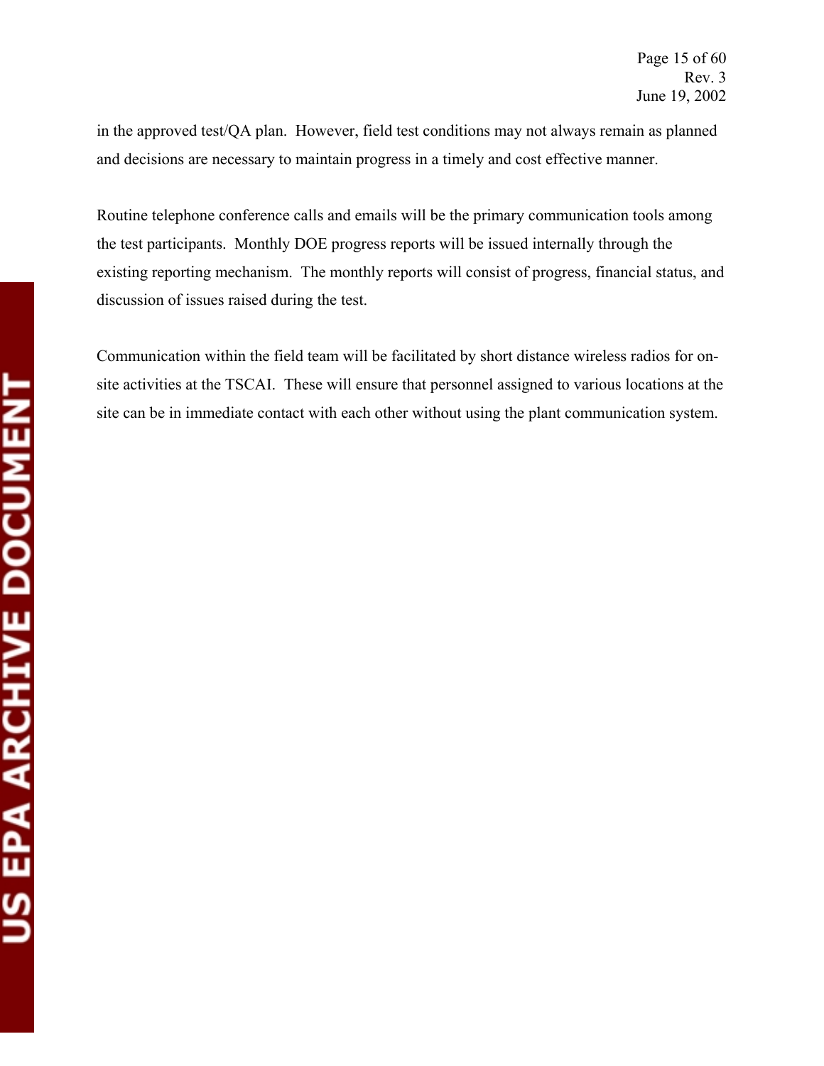in the approved test/QA plan. However, field test conditions may not always remain as planned and decisions are necessary to maintain progress in a timely and cost effective manner.

Routine telephone conference calls and emails will be the primary communication tools among the test participants. Monthly DOE progress reports will be issued internally through the existing reporting mechanism. The monthly reports will consist of progress, financial status, and discussion of issues raised during the test.

Communication within the field team will be facilitated by short distance wireless radios for on-site activities at the TSCAI. These will ensure that personnel assigned to various locations at the site can be in immediate contact with each other without using the plant communication system.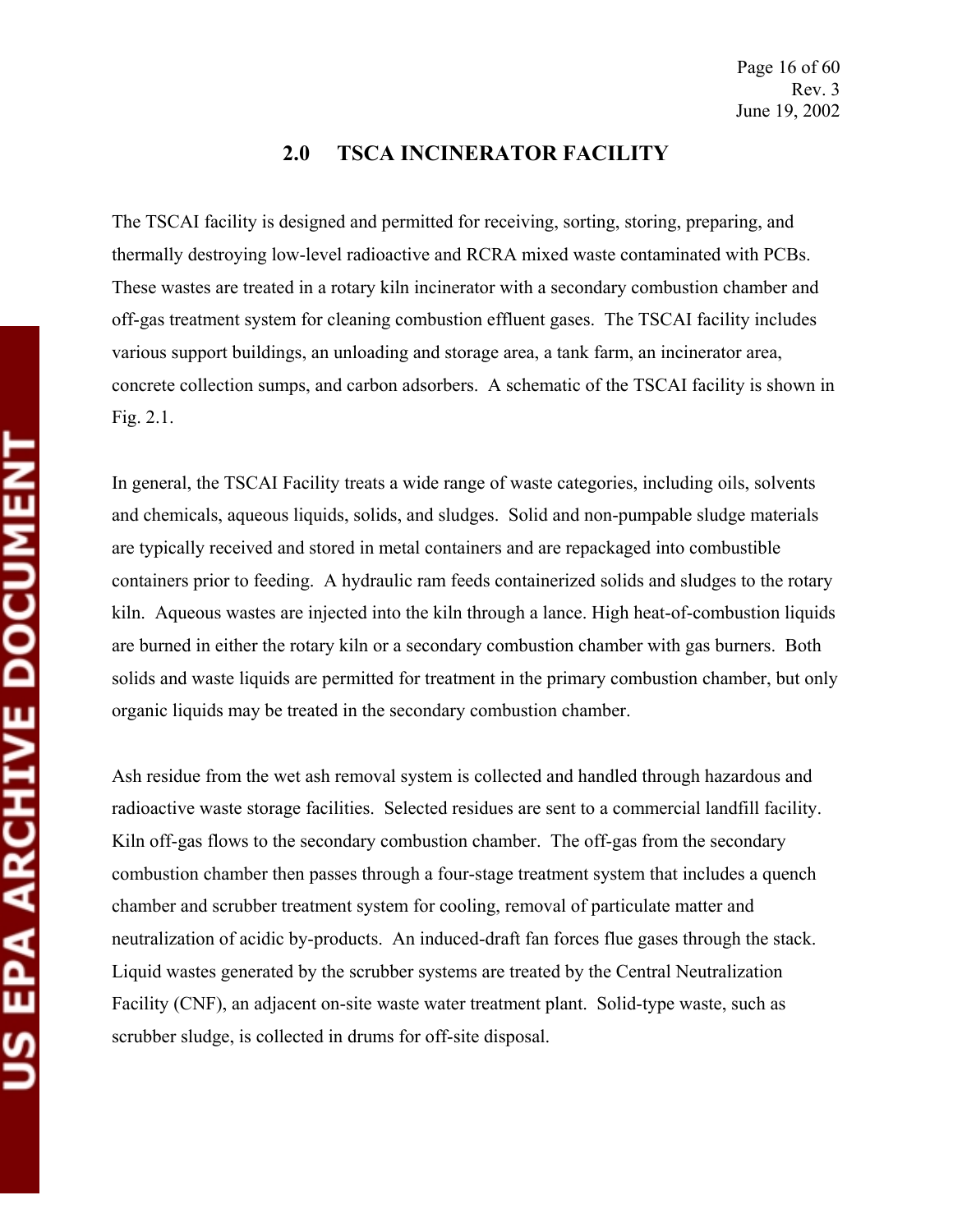## 2.0 TSCA INCINERATOR FACILITY

The TSCAI facility is designed and permitted for receiving, sorting, storing, preparing, and thermally destroying low-level radioactive and RCRA mixed waste contaminated with PCBs. These wastes are treated in a rotary kiln incinerator with a secondary combustion chamber and off-gas treatment system for cleaning combustion effluent gases. The TSCAI facility includes various support buildings, an unloading and storage area, a tank farm, an incinerator area, concrete collection sumps, and carbon adsorbers. A schematic of the TSCAI facility is shown in Fig. 2.1.

In general, the TSCAI Facility treats a wide range of waste categories, including oils, solvents and chemicals, aqueous liquids, solids, and sludges. Solid and non-pumpable sludge materials are typically received and stored in metal containers and are repackaged into combustible containers prior to feeding. A hydraulic ram feeds containerized solids and sludges to the rotary kiln. Aqueous wastes are injected into the kiln through a lance. High heat-of-combustion liquids are burned in either the rotary kiln or a secondary combustion chamber with gas burners. Both solids and waste liquids are permitted for treatment in the primary combustion chamber, but only organic liquids may be treated in the secondary combustion chamber.

Ash residue from the wet ash removal system is collected and handled through hazardous and radioactive waste storage facilities. Selected residues are sent to a commercial landfill facility. Kiln off-gas flows to the secondary combustion chamber. The off-gas from the secondary combustion chamber then passes through a four-stage treatment system that includes a quench chamber and scrubber treatment system for cooling, removal of particulate matter and neutralization of acidic by-products. An induced-draft fan forces flue gases through the stack. Liquid wastes generated by the scrubber systems are treated by the Central Neutralization Facility (CNF), an adjacent on-site waste water treatment plant. Solid-type waste, such as scrubber sludge, is collected in drums for off-site disposal.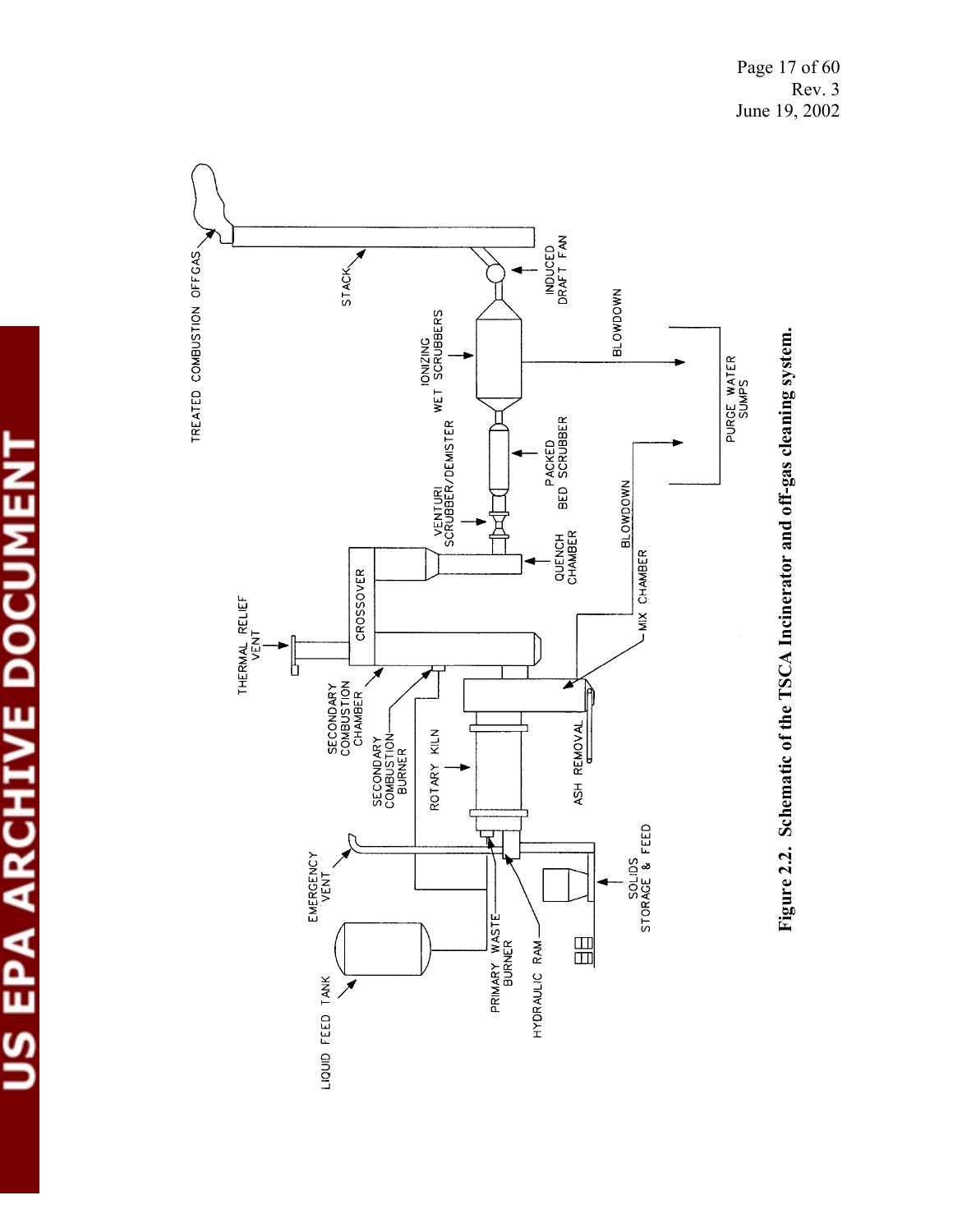TREATED COMBUSTION OFFGAS

STACK

INDUCED DRAFT FAN

IONIZING WET SCRUBBERS

BLOWDOWN

PURGE WATER SUMPS

PACKED BED SCRUBBER

VENTURI SCRUBBER/DEMISTER

BLOWDOWN

QUENCH CHAMBER

CROSSOVER

THERMAL RELIEF VENT

MIX CHAMBER

SECONDARY COMBUSTION CHAMBER

SECONDARY COMBUSTION BURNER

ROTARY KILN

ASH REMOVAL

EMERGENCY VENT

LIQUID FEED TANK

PRIMARY WASTE BURNER

HYDRAULIC RAM

SOLIDS STORAGE & FEED

**Figure 2.2. Schematic of the TSCA Incinerator and off-gas cleaning system.**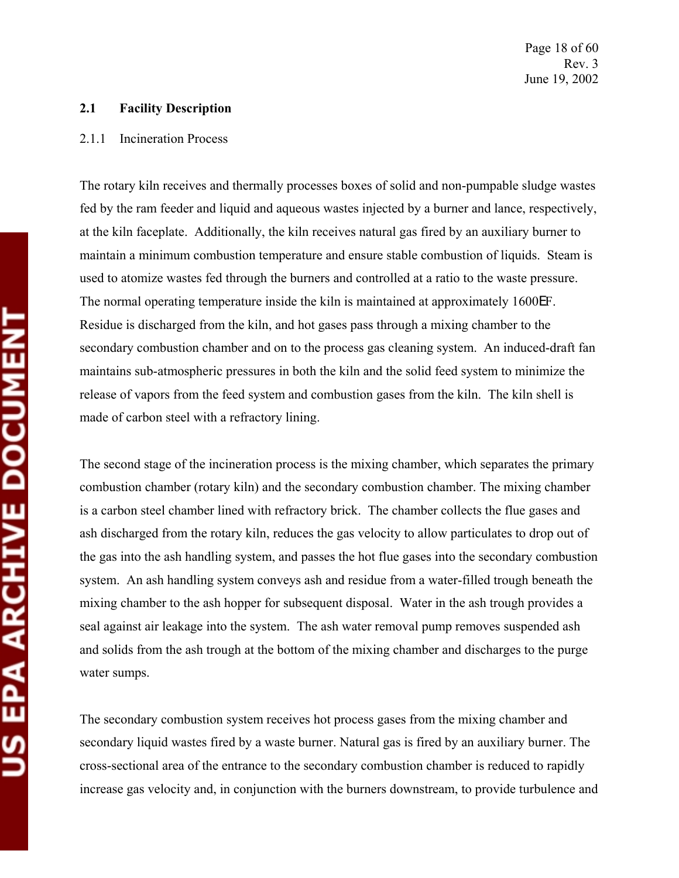## 2.1 Facility Description

### 2.1.1 Incineration Process

The rotary kiln receives and thermally processes boxes of solid and non-pumpable sludge wastes fed by the ram feeder and liquid and aqueous wastes injected by a burner and lance, respectively, at the kiln faceplate. Additionally, the kiln receives natural gas fired by an auxiliary burner to maintain a minimum combustion temperature and ensure stable combustion of liquids. Steam is used to atomize wastes fed through the burners and controlled at a ratio to the waste pressure. The normal operating temperature inside the kiln is maintained at approximately 1600°F. Residue is discharged from the kiln, and hot gases pass through a mixing chamber to the secondary combustion chamber and on to the process gas cleaning system. An induced-draft fan maintains sub-atmospheric pressures in both the kiln and the solid feed system to minimize the release of vapors from the feed system and combustion gases from the kiln. The kiln shell is made of carbon steel with a refractory lining.

The second stage of the incineration process is the mixing chamber, which separates the primary combustion chamber (rotary kiln) and the secondary combustion chamber. The mixing chamber is a carbon steel chamber lined with refractory brick. The chamber collects the flue gases and ash discharged from the rotary kiln, reduces the gas velocity to allow particulates to drop out of the gas into the ash handling system, and passes the hot flue gases into the secondary combustion system. An ash handling system conveys ash and residue from a water-filled trough beneath the mixing chamber to the ash hopper for subsequent disposal. Water in the ash trough provides a seal against air leakage into the system. The ash water removal pump removes suspended ash and solids from the ash trough at the bottom of the mixing chamber and discharges to the purge water sumps.

The secondary combustion system receives hot process gases from the mixing chamber and secondary liquid wastes fired by a waste burner. Natural gas is fired by an auxiliary burner. The cross-sectional area of the entrance to the secondary combustion chamber is reduced to rapidly increase gas velocity and, in conjunction with the burners downstream, to provide turbulence and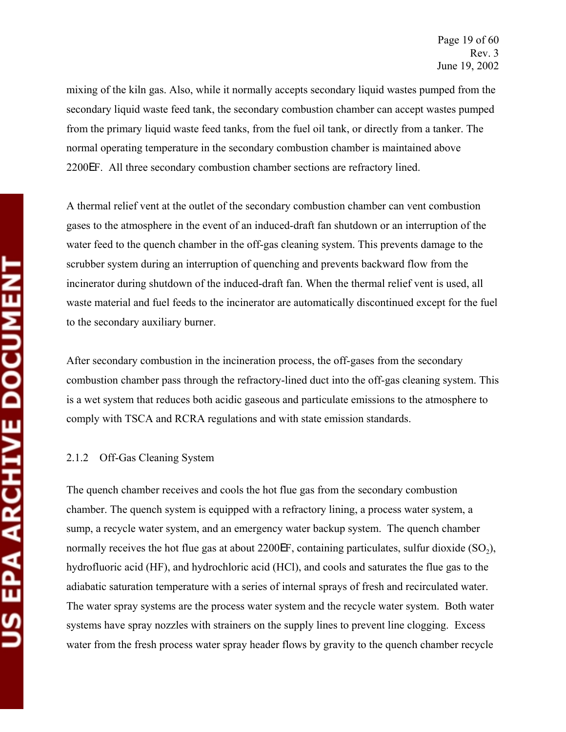mixing of the kiln gas. Also, while it normally accepts secondary liquid wastes pumped from the secondary liquid waste feed tank, the secondary combustion chamber can accept wastes pumped from the primary liquid waste feed tanks, from the fuel oil tank, or directly from a tanker. The normal operating temperature in the secondary combustion chamber is maintained above 2200EF. All three secondary combustion chamber sections are refractory lined.

A thermal relief vent at the outlet of the secondary combustion chamber can vent combustion gases to the atmosphere in the event of an induced-draft fan shutdown or an interruption of the water feed to the quench chamber in the off-gas cleaning system. This prevents damage to the scrubber system during an interruption of quenching and prevents backward flow from the incinerator during shutdown of the induced-draft fan. When the thermal relief vent is used, all waste material and fuel feeds to the incinerator are automatically discontinued except for the fuel to the secondary auxiliary burner.

After secondary combustion in the incineration process, the off-gases from the secondary combustion chamber pass through the refractory-lined duct into the off-gas cleaning system. This is a wet system that reduces both acidic gaseous and particulate emissions to the atmosphere to comply with TSCA and RCRA regulations and with state emission standards.

### 2.1.2 Off-Gas Cleaning System

The quench chamber receives and cools the hot flue gas from the secondary combustion chamber. The quench system is equipped with a refractory lining, a process water system, a sump, a recycle water system, and an emergency water backup system. The quench chamber normally receives the hot flue gas at about 2200EF, containing particulates, sulfur dioxide ($SO_2$), hydrofluoric acid (HF), and hydrochloric acid (HCl), and cools and saturates the flue gas to the adiabatic saturation temperature with a series of internal sprays of fresh and recirculated water. The water spray systems are the process water system and the recycle water system. Both water systems have spray nozzles with strainers on the supply lines to prevent line clogging. Excess water from the fresh process water spray header flows by gravity to the quench chamber recycle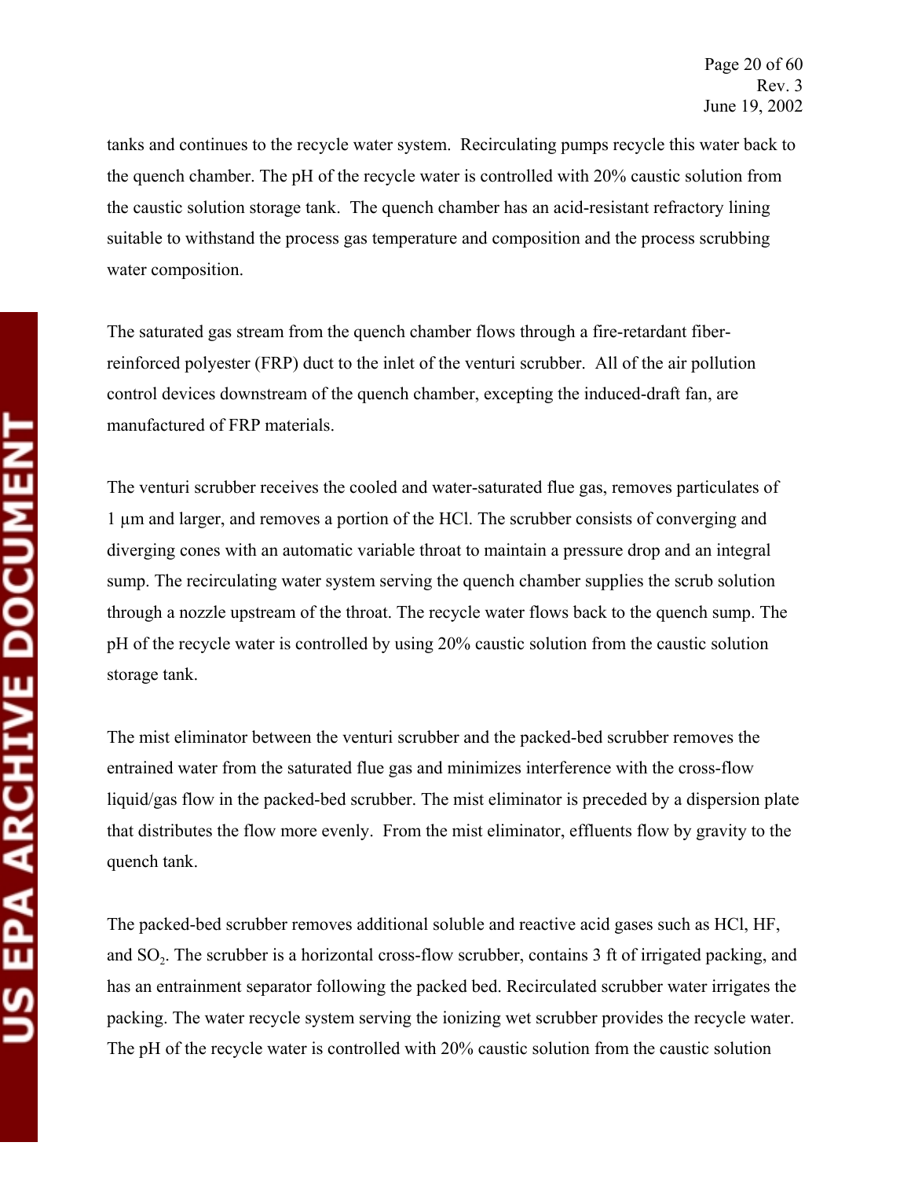tanks and continues to the recycle water system. Recirculating pumps recycle this water back to the quench chamber. The pH of the recycle water is controlled with 20% caustic solution from the caustic solution storage tank. The quench chamber has an acid-resistant refractory lining suitable to withstand the process gas temperature and composition and the process scrubbing water composition.

The saturated gas stream from the quench chamber flows through a fire-retardant fiber-reinforced polyester (FRP) duct to the inlet of the venturi scrubber. All of the air pollution control devices downstream of the quench chamber, excepting the induced-draft fan, are manufactured of FRP materials.

The venturi scrubber receives the cooled and water-saturated flue gas, removes particulates of 1 µm and larger, and removes a portion of the HCl. The scrubber consists of converging and diverging cones with an automatic variable throat to maintain a pressure drop and an integral sump. The recirculating water system serving the quench chamber supplies the scrub solution through a nozzle upstream of the throat. The recycle water flows back to the quench sump. The pH of the recycle water is controlled by using 20% caustic solution from the caustic solution storage tank.

The mist eliminator between the venturi scrubber and the packed-bed scrubber removes the entrained water from the saturated flue gas and minimizes interference with the cross-flow liquid/gas flow in the packed-bed scrubber. The mist eliminator is preceded by a dispersion plate that distributes the flow more evenly. From the mist eliminator, effluents flow by gravity to the quench tank.

The packed-bed scrubber removes additional soluble and reactive acid gases such as HCl, HF, and $SO_2$. The scrubber is a horizontal cross-flow scrubber, contains 3 ft of irrigated packing, and has an entrainment separator following the packed bed. Recirculated scrubber water irrigates the packing. The water recycle system serving the ionizing wet scrubber provides the recycle water. The pH of the recycle water is controlled with 20% caustic solution from the caustic solution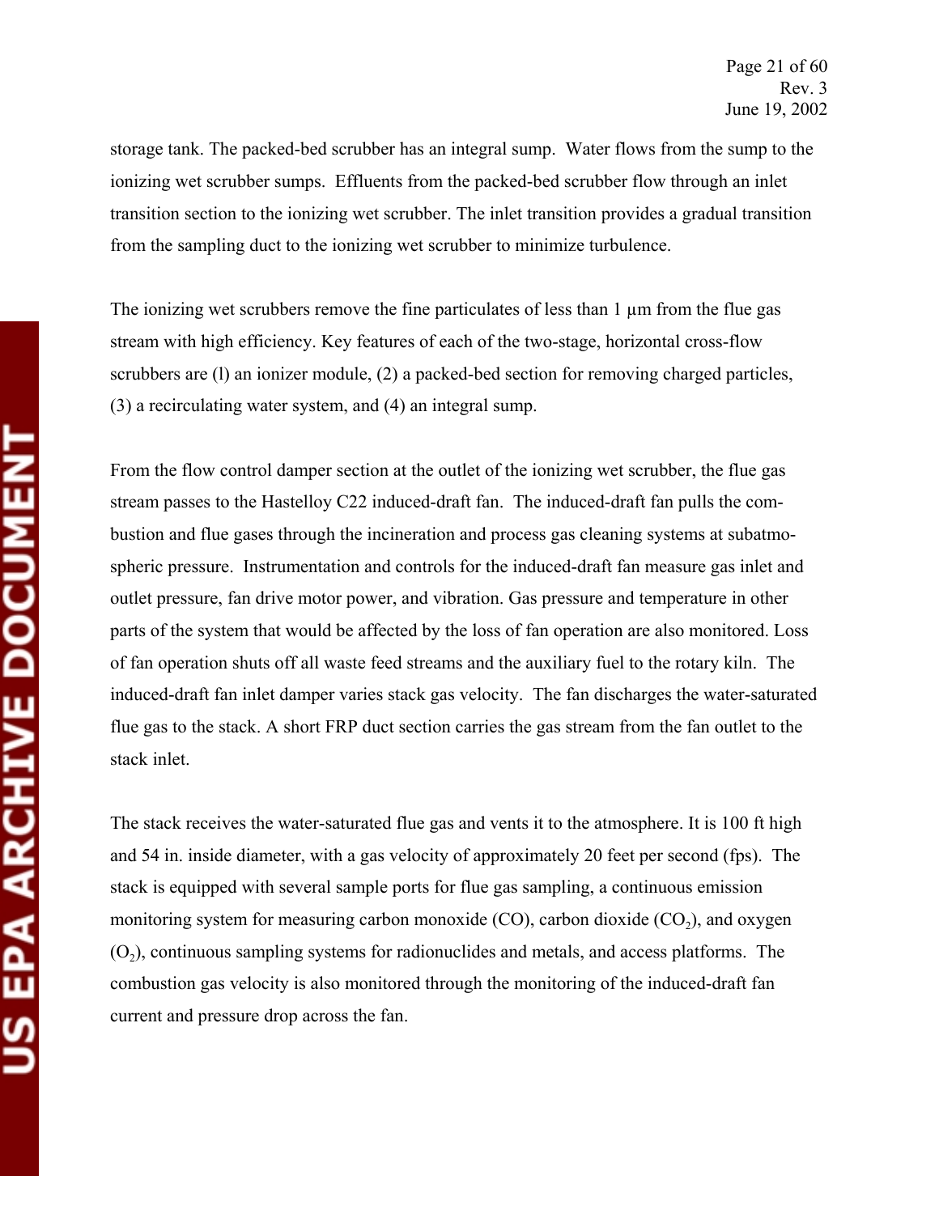storage tank. The packed-bed scrubber has an integral sump. Water flows from the sump to the ionizing wet scrubber sumps. Effluents from the packed-bed scrubber flow through an inlet transition section to the ionizing wet scrubber. The inlet transition provides a gradual transition from the sampling duct to the ionizing wet scrubber to minimize turbulence.

The ionizing wet scrubbers remove the fine particulates of less than 1 µm from the flue gas stream with high efficiency. Key features of each of the two-stage, horizontal cross-flow scrubbers are (l) an ionizer module, (2) a packed-bed section for removing charged particles, (3) a recirculating water system, and (4) an integral sump.

From the flow control damper section at the outlet of the ionizing wet scrubber, the flue gas stream passes to the Hastelloy C22 induced-draft fan. The induced-draft fan pulls the combustion and flue gases through the incineration and process gas cleaning systems at subatmospheric pressure. Instrumentation and controls for the induced-draft fan measure gas inlet and outlet pressure, fan drive motor power, and vibration. Gas pressure and temperature in other parts of the system that would be affected by the loss of fan operation are also monitored. Loss of fan operation shuts off all waste feed streams and the auxiliary fuel to the rotary kiln. The induced-draft fan inlet damper varies stack gas velocity. The fan discharges the water-saturated flue gas to the stack. A short FRP duct section carries the gas stream from the fan outlet to the stack inlet.

The stack receives the water-saturated flue gas and vents it to the atmosphere. It is 100 ft high and 54 in. inside diameter, with a gas velocity of approximately 20 feet per second (fps). The stack is equipped with several sample ports for flue gas sampling, a continuous emission monitoring system for measuring carbon monoxide (CO), carbon dioxide ($CO_2$), and oxygen ($O_2$), continuous sampling systems for radionuclides and metals, and access platforms. The combustion gas velocity is also monitored through the monitoring of the induced-draft fan current and pressure drop across the fan.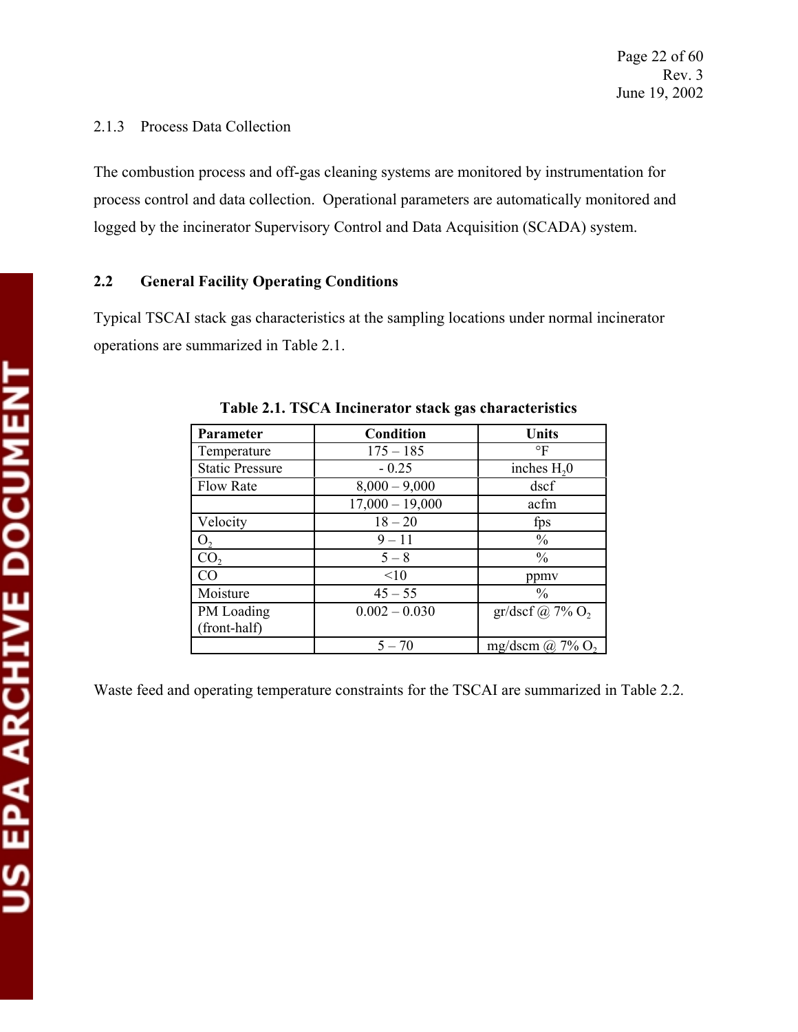2.1.3 Process Data Collection

The combustion process and off-gas cleaning systems are monitored by instrumentation for process control and data collection. Operational parameters are automatically monitored and logged by the incinerator Supervisory Control and Data Acquisition (SCADA) system.

## 2.2 General Facility Operating Conditions

Typical TSCAI stack gas characteristics at the sampling locations under normal incinerator operations are summarized in Table 2.1.

**Table 2.1. TSCA Incinerator stack gas characteristics**

| Parameter | Condition | Units |
|---|---|---|
| Temperature | 175 – 185 | °F |
| Static Pressure | - 0.25 | inches $H_20$ |
| Flow Rate | 8,000 – 9,000 | dscf |
| | 17,000 – 19,000 | acfm |
| Velocity | 18 – 20 | fps |
| $O_2$ | 9 – 11 | % |
| $CO_2$ | 5 – 8 | % |
| CO | <10 | ppmv |
| Moisture | 45 – 55 | % |
| PM Loading (front-half) | 0.002 – 0.030 | gr/dscf @ 7% $O_2$ |
| | 5 – 70 | mg/dscm @ 7% $O_2$ |

Waste feed and operating temperature constraints for the TSCAI are summarized in Table 2.2.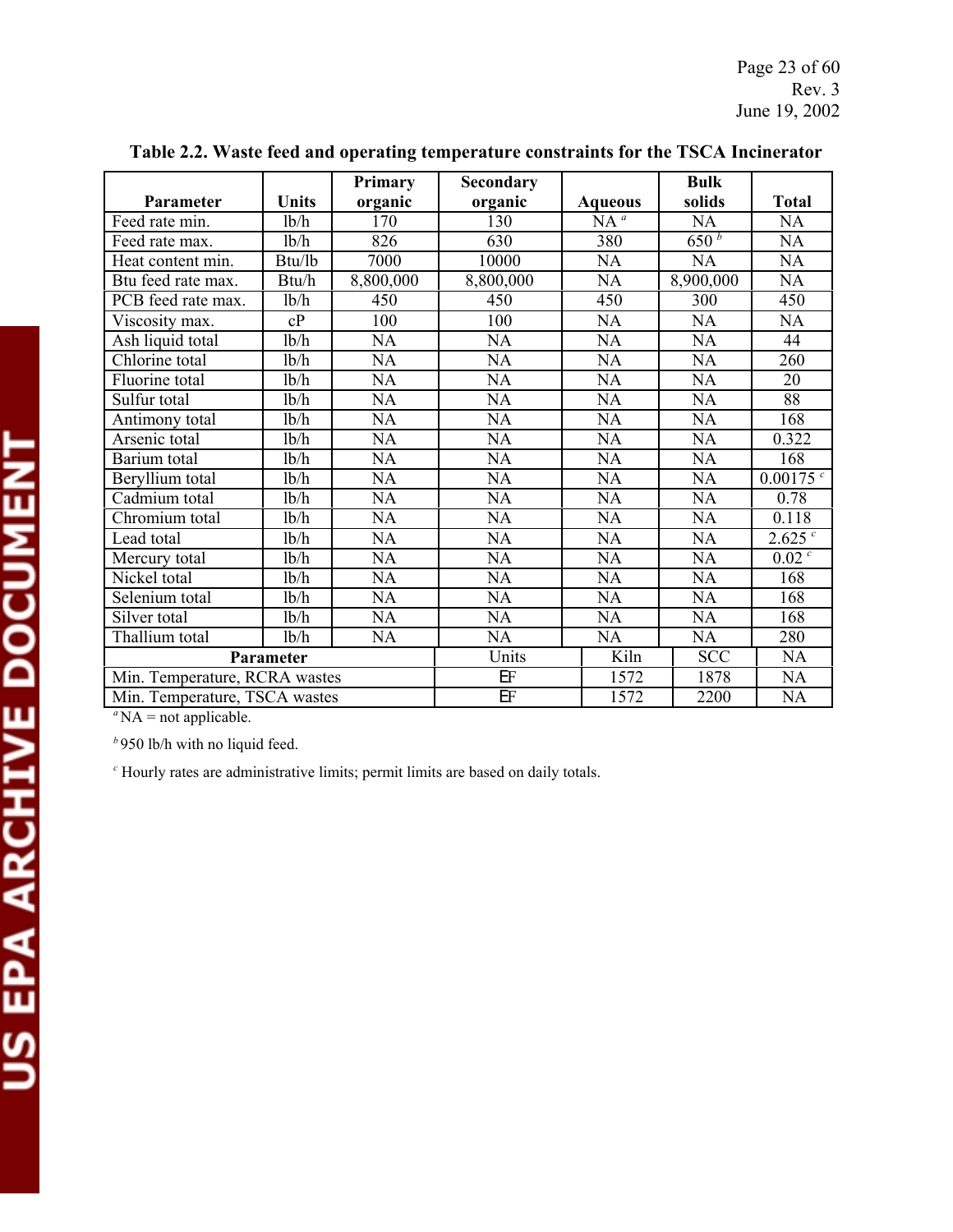**Table 2.2. Waste feed and operating temperature constraints for the TSCA Incinerator**

| Parameter | Units | Primary organic | Secondary organic | Aqueous | Bulk solids | Total |
|---|---|---|---|---|---|---|
| Feed rate min. | lb/h | 170 | 130 | NA [a] | NA | NA |
| Feed rate max. | lb/h | 826 | 630 | 380 | 650 [b] | NA |
| Heat content min. | Btu/lb | 7000 | 10000 | NA | NA | NA |
| Btu feed rate max. | Btu/h | 8,800,000 | 8,800,000 | NA | 8,900,000 | NA |
| PCB feed rate max. | lb/h | 450 | 450 | 450 | 300 | 450 |
| Viscosity max. | cP | 100 | 100 | NA | NA | NA |
| Ash liquid total | lb/h | NA | NA | NA | NA | 44 |
| Chlorine total | lb/h | NA | NA | NA | NA | 260 |
| Fluorine total | lb/h | NA | NA | NA | NA | 20 |
| Sulfur total | lb/h | NA | NA | NA | NA | 88 |
| Antimony total | lb/h | NA | NA | NA | NA | 168 |
| Arsenic total | lb/h | NA | NA | NA | NA | 0.322 |
| Barium total | lb/h | NA | NA | NA | NA | 168 |
| Beryllium total | lb/h | NA | NA | NA | NA | 0.00175 [c] |
| Cadmium total | lb/h | NA | NA | NA | NA | 0.78 |
| Chromium total | lb/h | NA | NA | NA | NA | 0.118 |
| Lead total | lb/h | NA | NA | NA | NA | 2.625 [c] |
| Mercury total | lb/h | NA | NA | NA | NA | 0.02 [c] |
| Nickel total | lb/h | NA | NA | NA | NA | 168 |
| Selenium total | lb/h | NA | NA | NA | NA | 168 |
| Silver total | lb/h | NA | NA | NA | NA | 168 |
| Thallium total | lb/h | NA | NA | NA | NA | 280 |
| **Parameter** | | Units | | Kiln | SCC | NA |
| Min. Temperature, RCRA wastes | | °F | | 1572 | 1878 | NA |
| Min. Temperature, TSCA wastes | | °F | | 1572 | 2200 | NA |

[a] NA = not applicable.

[b] 950 lb/h with no liquid feed.

[c] Hourly rates are administrative limits; permit limits are based on daily totals.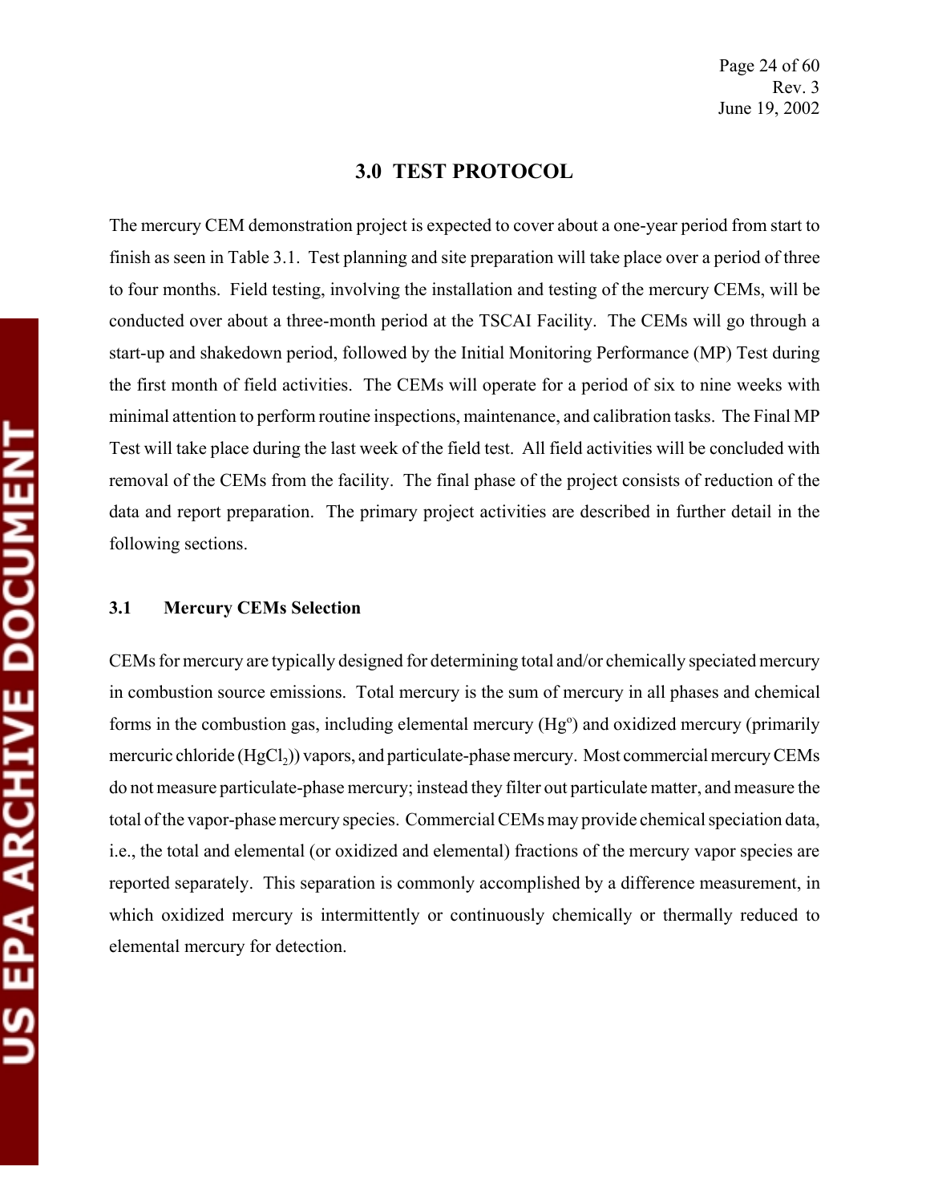## 3.0 TEST PROTOCOL

The mercury CEM demonstration project is expected to cover about a one-year period from start to finish as seen in Table 3.1. Test planning and site preparation will take place over a period of three to four months. Field testing, involving the installation and testing of the mercury CEMs, will be conducted over about a three-month period at the TSCAI Facility. The CEMs will go through a start-up and shakedown period, followed by the Initial Monitoring Performance (MP) Test during the first month of field activities. The CEMs will operate for a period of six to nine weeks with minimal attention to perform routine inspections, maintenance, and calibration tasks. The Final MP Test will take place during the last week of the field test. All field activities will be concluded with removal of the CEMs from the facility. The final phase of the project consists of reduction of the data and report preparation. The primary project activities are described in further detail in the following sections.

### 3.1 Mercury CEMs Selection

CEMs for mercury are typically designed for determining total and/or chemically speciated mercury in combustion source emissions. Total mercury is the sum of mercury in all phases and chemical forms in the combustion gas, including elemental mercury ($Hg^o$) and oxidized mercury (primarily mercuric chloride ($HgCl_2$)) vapors, and particulate-phase mercury. Most commercial mercury CEMs do not measure particulate-phase mercury; instead they filter out particulate matter, and measure the total of the vapor-phase mercury species. Commercial CEMs may provide chemical speciation data, i.e., the total and elemental (or oxidized and elemental) fractions of the mercury vapor species are reported separately. This separation is commonly accomplished by a difference measurement, in which oxidized mercury is intermittently or continuously chemically or thermally reduced to elemental mercury for detection.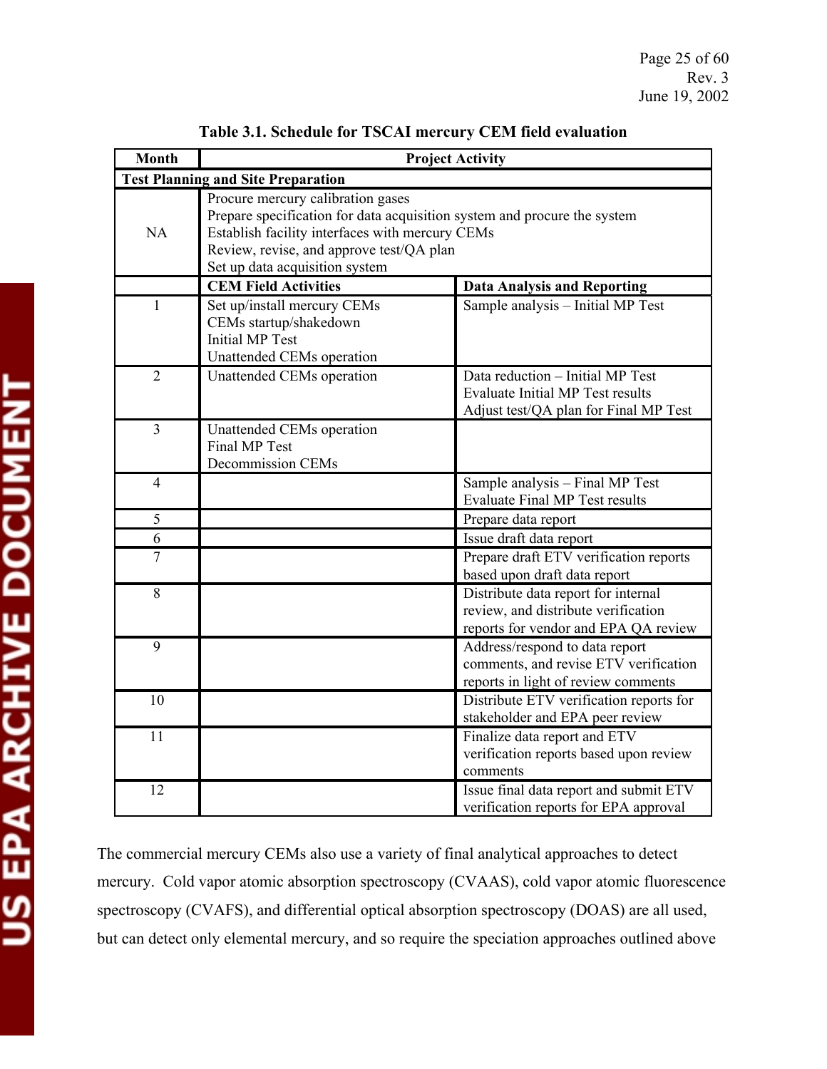**Table 3.1. Schedule for TSCAI mercury CEM field evaluation**

| Month | Project Activity | |
|---|---|---|
| **Test Planning and Site Preparation** | | |
| NA | Procure mercury calibration gases<br>Prepare specification for data acquisition system and procure the system<br>Establish facility interfaces with mercury CEMs<br>Review, revise, and approve test/QA plan<br>Set up data acquisition system | |
| | **CEM Field Activities** | **Data Analysis and Reporting** |
| 1 | Set up/install mercury CEMs<br>CEMs startup/shakedown<br>Initial MP Test<br>Unattended CEMs operation | Sample analysis – Initial MP Test |
| 2 | Unattended CEMs operation | Data reduction – Initial MP Test<br>Evaluate Initial MP Test results<br>Adjust test/QA plan for Final MP Test |
| 3 | Unattended CEMs operation<br>Final MP Test<br>Decommission CEMs | |
| 4 | | Sample analysis – Final MP Test<br>Evaluate Final MP Test results |
| 5 | | Prepare data report |
| 6 | | Issue draft data report |
| 7 | | Prepare draft ETV verification reports based upon draft data report |
| 8 | | Distribute data report for internal review, and distribute verification reports for vendor and EPA QA review |
| 9 | | Address/respond to data report comments, and revise ETV verification reports in light of review comments |
| 10 | | Distribute ETV verification reports for stakeholder and EPA peer review |
| 11 | | Finalize data report and ETV verification reports based upon review comments |
| 12 | | Issue final data report and submit ETV verification reports for EPA approval |

The commercial mercury CEMs also use a variety of final analytical approaches to detect mercury. Cold vapor atomic absorption spectroscopy (CVAAS), cold vapor atomic fluorescence spectroscopy (CVAFS), and differential optical absorption spectroscopy (DOAS) are all used, but can detect only elemental mercury, and so require the speciation approaches outlined above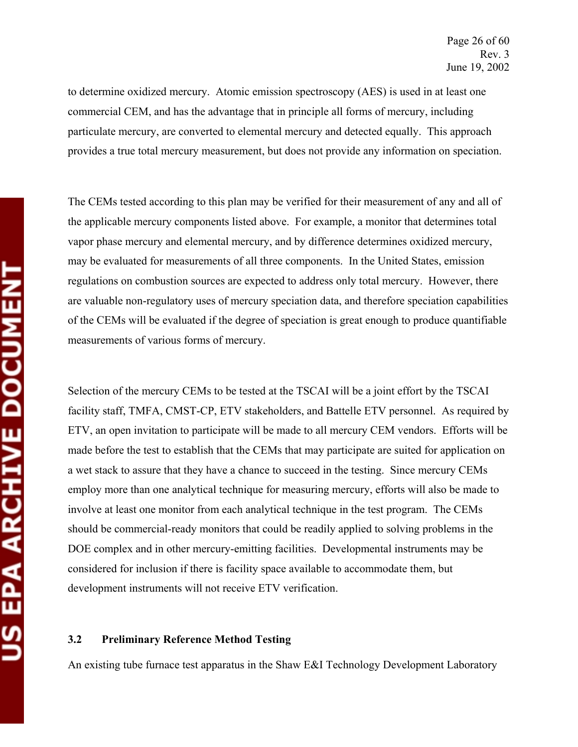to determine oxidized mercury. Atomic emission spectroscopy (AES) is used in at least one commercial CEM, and has the advantage that in principle all forms of mercury, including particulate mercury, are converted to elemental mercury and detected equally. This approach provides a true total mercury measurement, but does not provide any information on speciation.

The CEMs tested according to this plan may be verified for their measurement of any and all of the applicable mercury components listed above. For example, a monitor that determines total vapor phase mercury and elemental mercury, and by difference determines oxidized mercury, may be evaluated for measurements of all three components. In the United States, emission regulations on combustion sources are expected to address only total mercury. However, there are valuable non-regulatory uses of mercury speciation data, and therefore speciation capabilities of the CEMs will be evaluated if the degree of speciation is great enough to produce quantifiable measurements of various forms of mercury.

Selection of the mercury CEMs to be tested at the TSCAI will be a joint effort by the TSCAI facility staff, TMFA, CMST-CP, ETV stakeholders, and Battelle ETV personnel. As required by ETV, an open invitation to participate will be made to all mercury CEM vendors. Efforts will be made before the test to establish that the CEMs that may participate are suited for application on a wet stack to assure that they have a chance to succeed in the testing. Since mercury CEMs employ more than one analytical technique for measuring mercury, efforts will also be made to involve at least one monitor from each analytical technique in the test program. The CEMs should be commercial-ready monitors that could be readily applied to solving problems in the DOE complex and in other mercury-emitting facilities. Developmental instruments may be considered for inclusion if there is facility space available to accommodate them, but development instruments will not receive ETV verification.

### 3.2 Preliminary Reference Method Testing

An existing tube furnace test apparatus in the Shaw E&I Technology Development Laboratory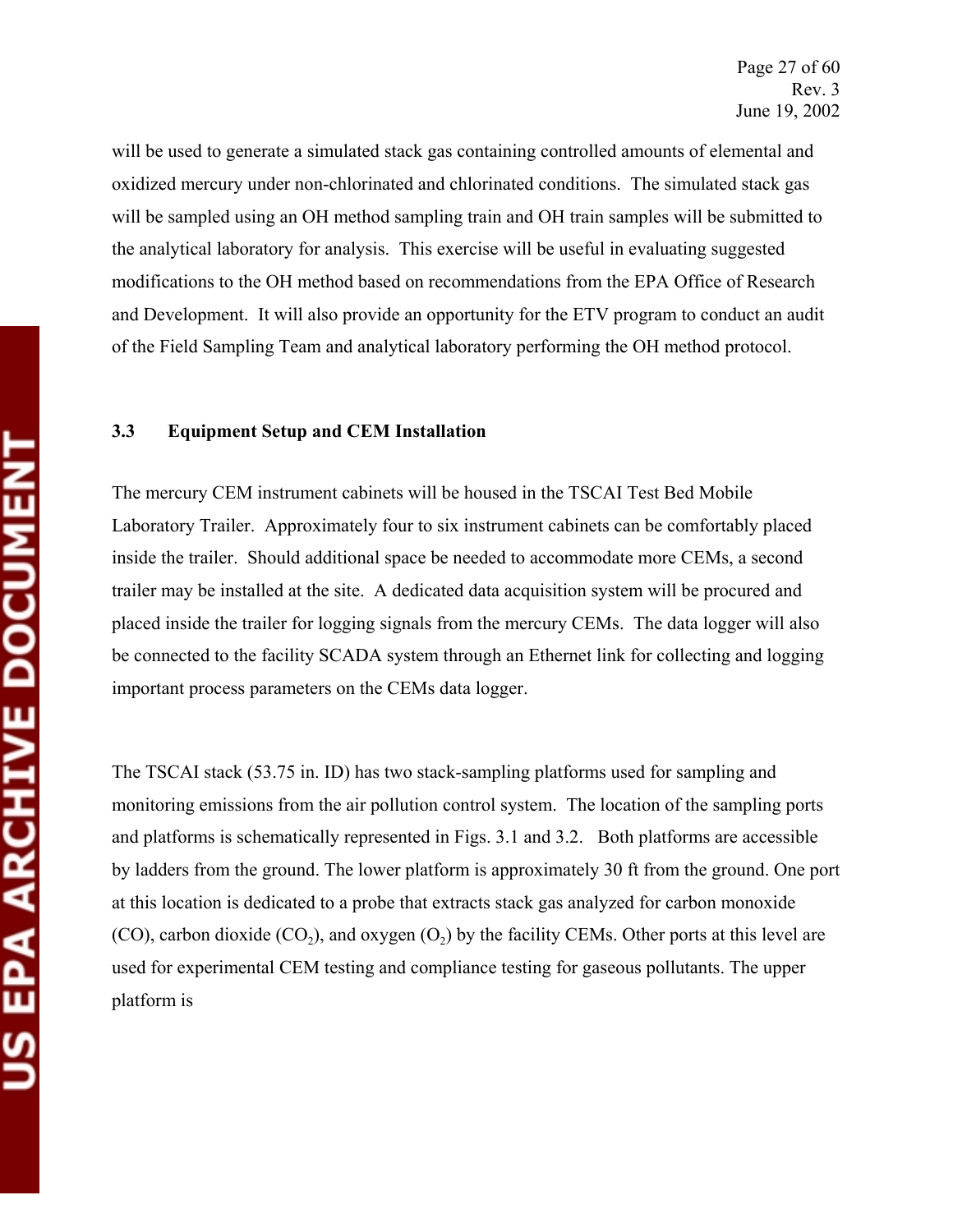will be used to generate a simulated stack gas containing controlled amounts of elemental and oxidized mercury under non-chlorinated and chlorinated conditions. The simulated stack gas will be sampled using an OH method sampling train and OH train samples will be submitted to the analytical laboratory for analysis. This exercise will be useful in evaluating suggested modifications to the OH method based on recommendations from the EPA Office of Research and Development. It will also provide an opportunity for the ETV program to conduct an audit of the Field Sampling Team and analytical laboratory performing the OH method protocol.

### 3.3 Equipment Setup and CEM Installation

The mercury CEM instrument cabinets will be housed in the TSCAI Test Bed Mobile Laboratory Trailer. Approximately four to six instrument cabinets can be comfortably placed inside the trailer. Should additional space be needed to accommodate more CEMs, a second trailer may be installed at the site. A dedicated data acquisition system will be procured and placed inside the trailer for logging signals from the mercury CEMs. The data logger will also be connected to the facility SCADA system through an Ethernet link for collecting and logging important process parameters on the CEMs data logger.

The TSCAI stack (53.75 in. ID) has two stack-sampling platforms used for sampling and monitoring emissions from the air pollution control system. The location of the sampling ports and platforms is schematically represented in Figs. 3.1 and 3.2. Both platforms are accessible by ladders from the ground. The lower platform is approximately 30 ft from the ground. One port at this location is dedicated to a probe that extracts stack gas analyzed for carbon monoxide (CO), carbon dioxide ($CO_2$), and oxygen ($O_2$) by the facility CEMs. Other ports at this level are used for experimental CEM testing and compliance testing for gaseous pollutants. The upper platform is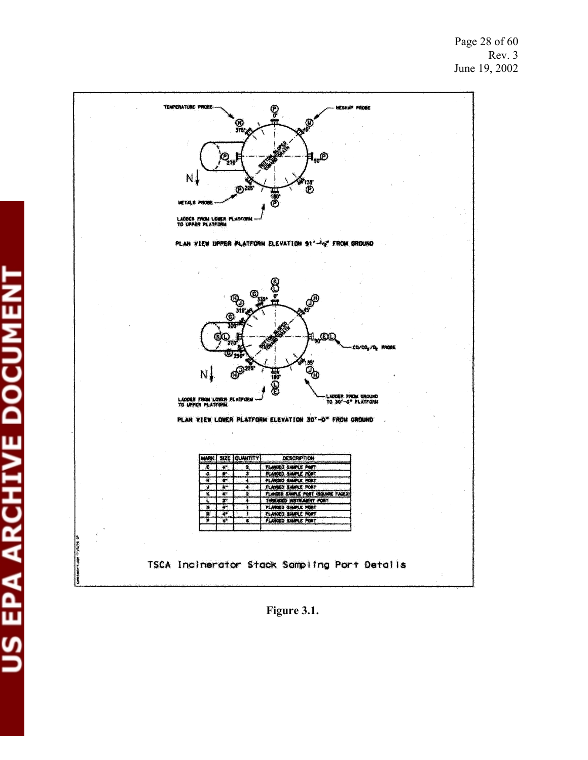TEMPERATURE PROBE

NESHAP PROBE

METALS PROBE

LADDER FROM LOWER PLATFORM TO UPPER PLATFORM

BOTTOM SLOPED TOWARD DRAIN

PLAN VIEW UPPER PLATFORM ELEVATION 51'-½" FROM GROUND

$CO/CO_2/O_2$ PROBE

LADDER FROM LOWER PLATFORM TO UPPER PLATFORM

LADDER FROM GROUND TO 30'-0" PLATFORM

PLAN VIEW LOWER PLATFORM ELEVATION 30'-0" FROM GROUND

| MARK | SIZE | QUANTITY | DESCRIPTION |
|---|---|---|---|
| E | 4" | 2 | FLANGED SAMPLE PORT |
| G | 6" | 3 | FLANGED SAMPLE PORT |
| H | 6" | 4 | FLANGED SAMPLE PORT |
| J | 4" | 4 | FLANGED SAMPLE PORT |
| K | 4" | 2 | FLANGED SAMPLE PORT (SQUARE FACED) |
| L | 2" | 4 | THREADED INSTRUMENT PORT |
| N | 4" | 1 | FLANGED SAMPLE PORT |
| M | 4" | 1 | FLANGED SAMPLE PORT |
| P | 4" | 6 | FLANGED SAMPLE PORT |
| | | | |

TSCA Incinerator Stack Sampling Port Details

**Figure 3.1.**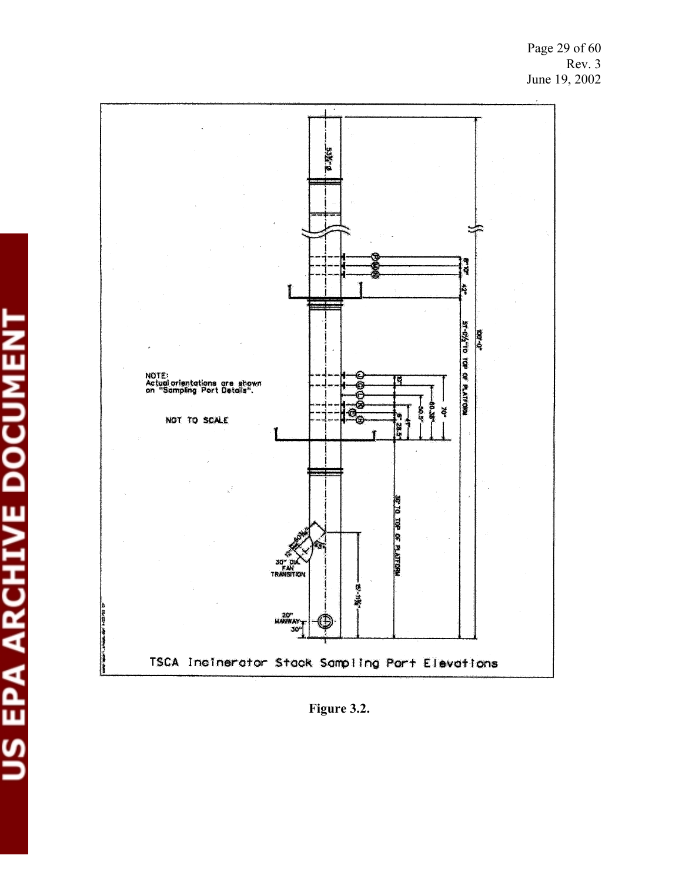NOTE:
Actual orientations are shown on "Sampling Port Details".

NOT TO SCALE

TSCA Incinerator Stack Sampling Port Elevations

**Figure 3.2.**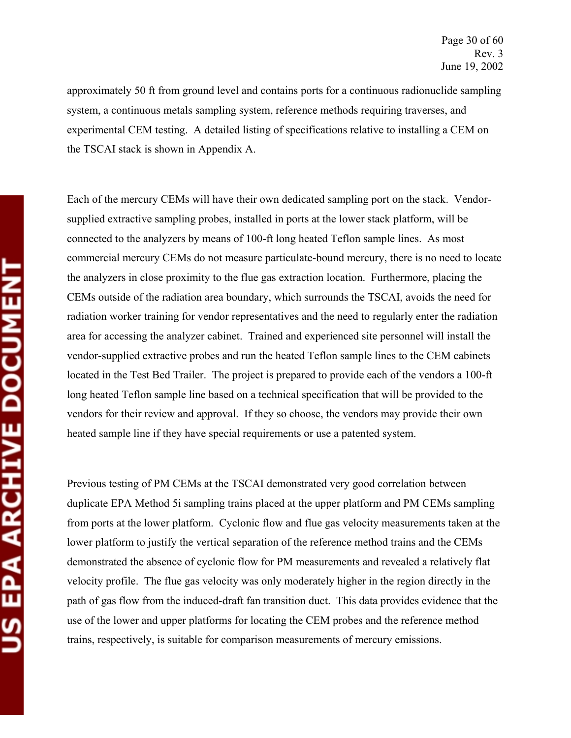approximately 50 ft from ground level and contains ports for a continuous radionuclide sampling system, a continuous metals sampling system, reference methods requiring traverses, and experimental CEM testing. A detailed listing of specifications relative to installing a CEM on the TSCAI stack is shown in Appendix A.

Each of the mercury CEMs will have their own dedicated sampling port on the stack. Vendor-supplied extractive sampling probes, installed in ports at the lower stack platform, will be connected to the analyzers by means of 100-ft long heated Teflon sample lines. As most commercial mercury CEMs do not measure particulate-bound mercury, there is no need to locate the analyzers in close proximity to the flue gas extraction location. Furthermore, placing the CEMs outside of the radiation area boundary, which surrounds the TSCAI, avoids the need for radiation worker training for vendor representatives and the need to regularly enter the radiation area for accessing the analyzer cabinet. Trained and experienced site personnel will install the vendor-supplied extractive probes and run the heated Teflon sample lines to the CEM cabinets located in the Test Bed Trailer. The project is prepared to provide each of the vendors a 100-ft long heated Teflon sample line based on a technical specification that will be provided to the vendors for their review and approval. If they so choose, the vendors may provide their own heated sample line if they have special requirements or use a patented system.

Previous testing of PM CEMs at the TSCAI demonstrated very good correlation between duplicate EPA Method 5i sampling trains placed at the upper platform and PM CEMs sampling from ports at the lower platform. Cyclonic flow and flue gas velocity measurements taken at the lower platform to justify the vertical separation of the reference method trains and the CEMs demonstrated the absence of cyclonic flow for PM measurements and revealed a relatively flat velocity profile. The flue gas velocity was only moderately higher in the region directly in the path of gas flow from the induced-draft fan transition duct. This data provides evidence that the use of the lower and upper platforms for locating the CEM probes and the reference method trains, respectively, is suitable for comparison measurements of mercury emissions.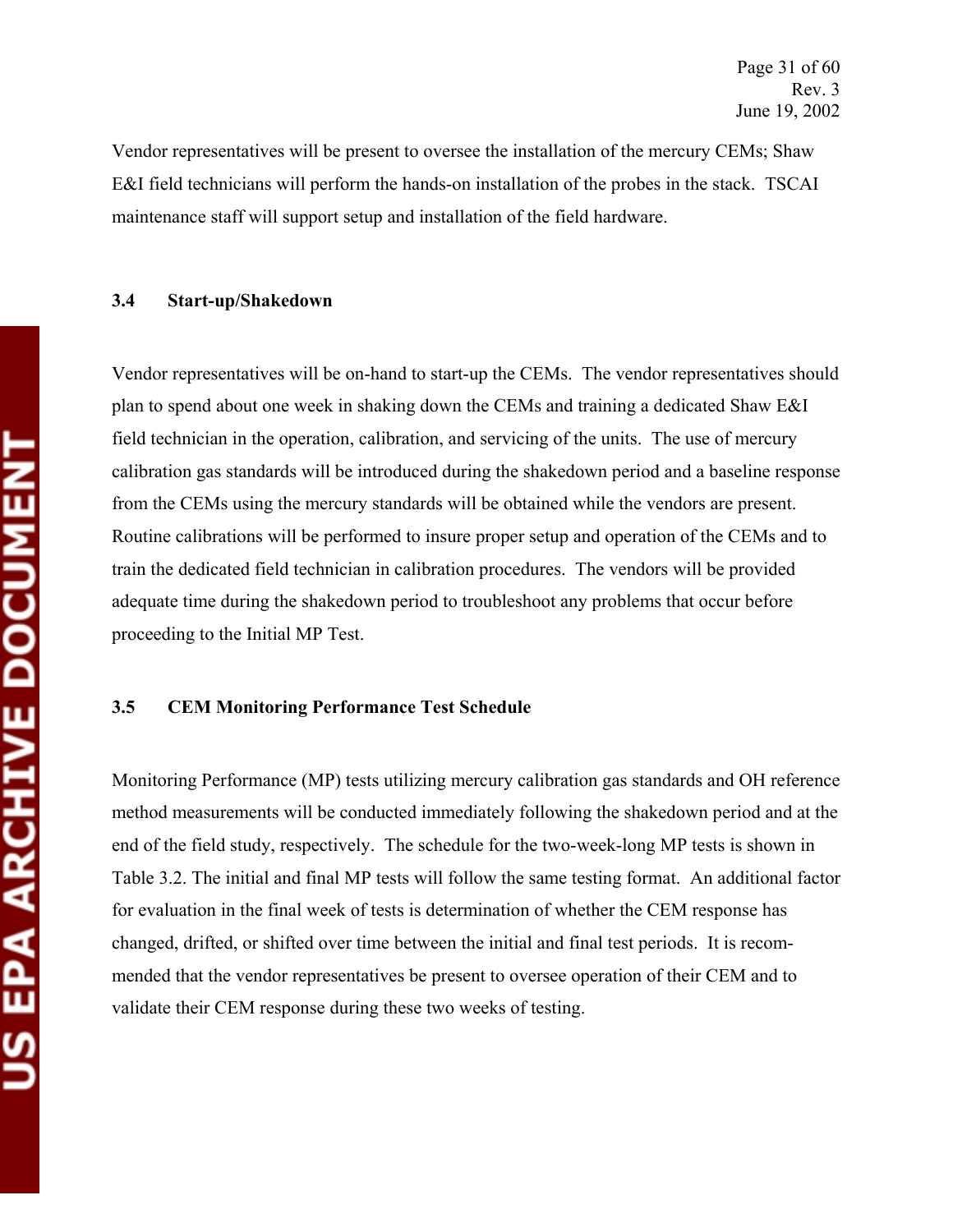Vendor representatives will be present to oversee the installation of the mercury CEMs; Shaw E&I field technicians will perform the hands-on installation of the probes in the stack. TSCAI maintenance staff will support setup and installation of the field hardware.

### 3.4 Start-up/Shakedown

Vendor representatives will be on-hand to start-up the CEMs. The vendor representatives should plan to spend about one week in shaking down the CEMs and training a dedicated Shaw E&I field technician in the operation, calibration, and servicing of the units. The use of mercury calibration gas standards will be introduced during the shakedown period and a baseline response from the CEMs using the mercury standards will be obtained while the vendors are present. Routine calibrations will be performed to insure proper setup and operation of the CEMs and to train the dedicated field technician in calibration procedures. The vendors will be provided adequate time during the shakedown period to troubleshoot any problems that occur before proceeding to the Initial MP Test.

### 3.5 CEM Monitoring Performance Test Schedule

Monitoring Performance (MP) tests utilizing mercury calibration gas standards and OH reference method measurements will be conducted immediately following the shakedown period and at the end of the field study, respectively. The schedule for the two-week-long MP tests is shown in Table 3.2. The initial and final MP tests will follow the same testing format. An additional factor for evaluation in the final week of tests is determination of whether the CEM response has changed, drifted, or shifted over time between the initial and final test periods. It is recommended that the vendor representatives be present to oversee operation of their CEM and to validate their CEM response during these two weeks of testing.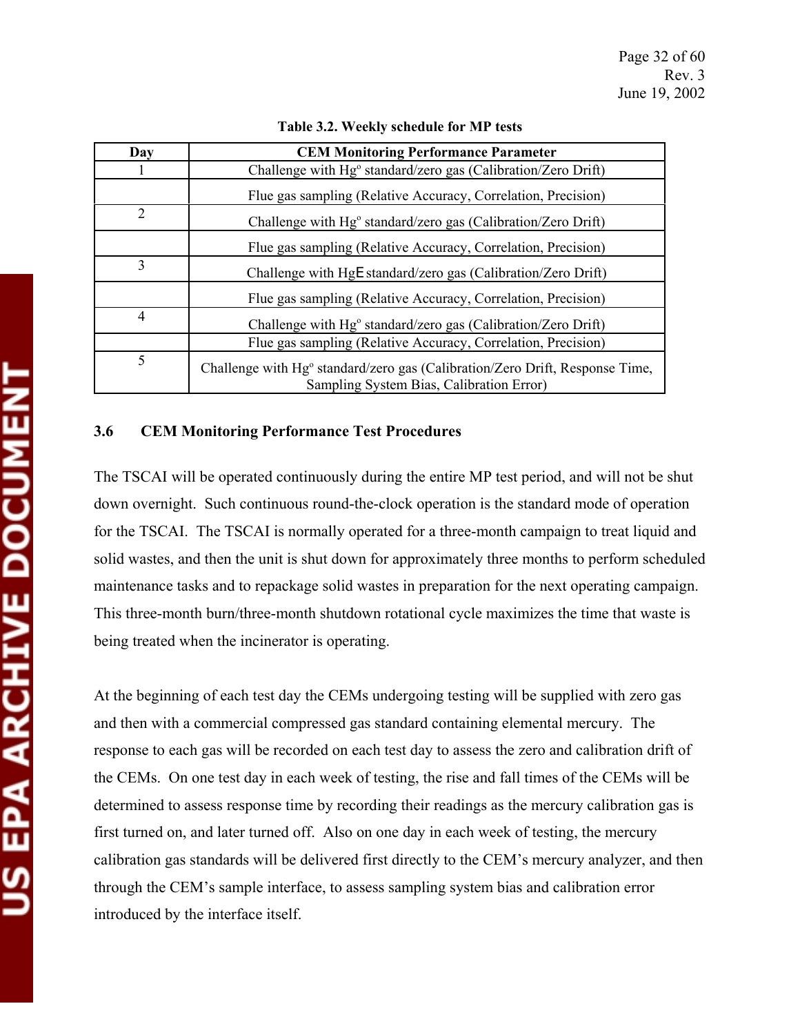**Table 3.2. Weekly schedule for MP tests**

| Day | CEM Monitoring Performance Parameter |
|---|---|
| 1 | Challenge with $Hg^o$ standard/zero gas (Calibration/Zero Drift) |
| | Flue gas sampling (Relative Accuracy, Correlation, Precision) |
| 2 | Challenge with $Hg^o$ standard/zero gas (Calibration/Zero Drift) |
| | Flue gas sampling (Relative Accuracy, Correlation, Precision) |
| 3 | Challenge with HgE standard/zero gas (Calibration/Zero Drift) |
| | Flue gas sampling (Relative Accuracy, Correlation, Precision) |
| 4 | Challenge with $Hg^o$ standard/zero gas (Calibration/Zero Drift) |
| | Flue gas sampling (Relative Accuracy, Correlation, Precision) |
| 5 | Challenge with $Hg^o$ standard/zero gas (Calibration/Zero Drift, Response Time, Sampling System Bias, Calibration Error) |

### 3.6 CEM Monitoring Performance Test Procedures

The TSCAI will be operated continuously during the entire MP test period, and will not be shut down overnight. Such continuous round-the-clock operation is the standard mode of operation for the TSCAI. The TSCAI is normally operated for a three-month campaign to treat liquid and solid wastes, and then the unit is shut down for approximately three months to perform scheduled maintenance tasks and to repackage solid wastes in preparation for the next operating campaign. This three-month burn/three-month shutdown rotational cycle maximizes the time that waste is being treated when the incinerator is operating.

At the beginning of each test day the CEMs undergoing testing will be supplied with zero gas and then with a commercial compressed gas standard containing elemental mercury. The response to each gas will be recorded on each test day to assess the zero and calibration drift of the CEMs. On one test day in each week of testing, the rise and fall times of the CEMs will be determined to assess response time by recording their readings as the mercury calibration gas is first turned on, and later turned off. Also on one day in each week of testing, the mercury calibration gas standards will be delivered first directly to the CEM's mercury analyzer, and then through the CEM's sample interface, to assess sampling system bias and calibration error introduced by the interface itself.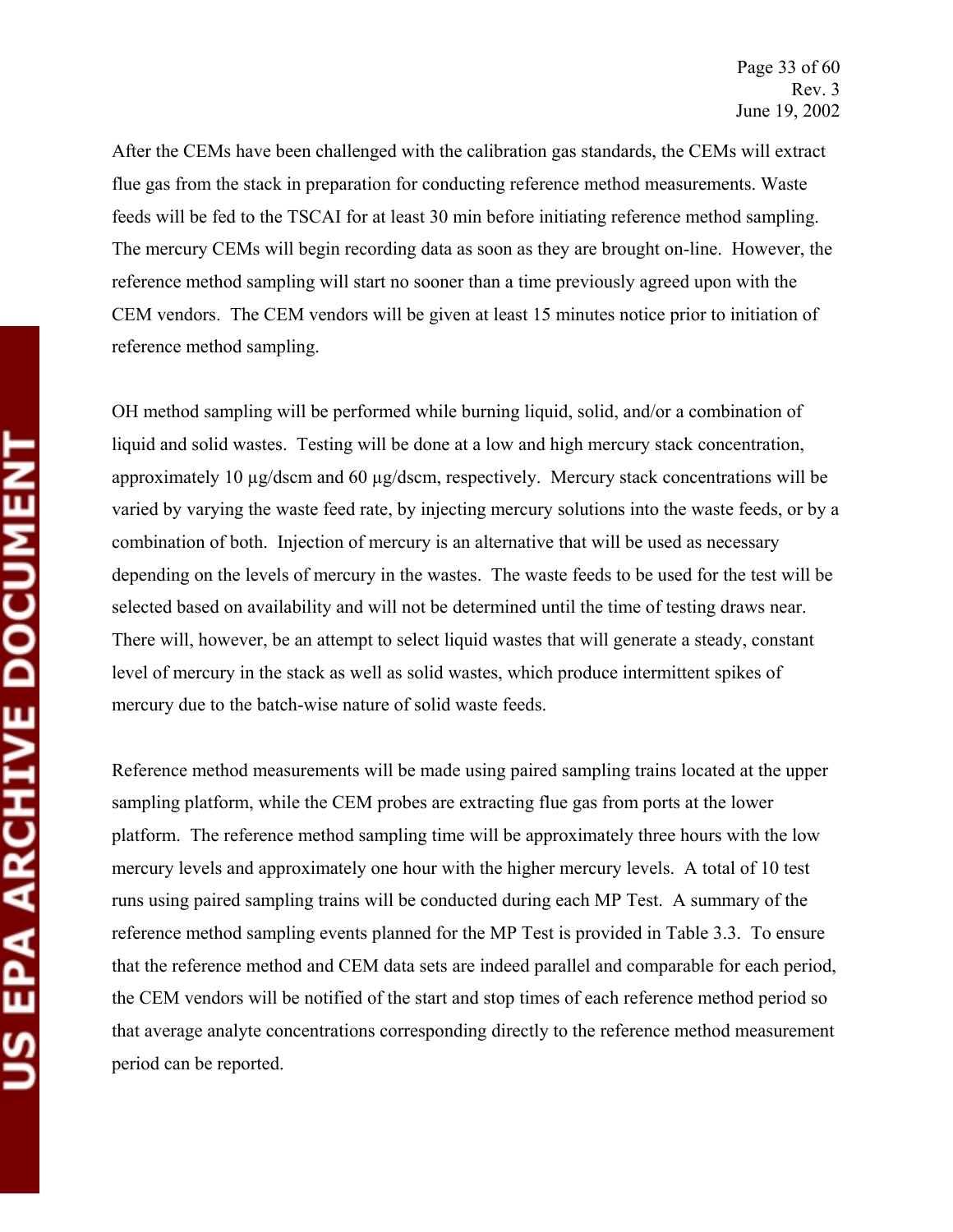After the CEMs have been challenged with the calibration gas standards, the CEMs will extract flue gas from the stack in preparation for conducting reference method measurements. Waste feeds will be fed to the TSCAI for at least 30 min before initiating reference method sampling. The mercury CEMs will begin recording data as soon as they are brought on-line. However, the reference method sampling will start no sooner than a time previously agreed upon with the CEM vendors. The CEM vendors will be given at least 15 minutes notice prior to initiation of reference method sampling.

OH method sampling will be performed while burning liquid, solid, and/or a combination of liquid and solid wastes. Testing will be done at a low and high mercury stack concentration, approximately 10 µg/dscm and 60 µg/dscm, respectively. Mercury stack concentrations will be varied by varying the waste feed rate, by injecting mercury solutions into the waste feeds, or by a combination of both. Injection of mercury is an alternative that will be used as necessary depending on the levels of mercury in the wastes. The waste feeds to be used for the test will be selected based on availability and will not be determined until the time of testing draws near. There will, however, be an attempt to select liquid wastes that will generate a steady, constant level of mercury in the stack as well as solid wastes, which produce intermittent spikes of mercury due to the batch-wise nature of solid waste feeds.

Reference method measurements will be made using paired sampling trains located at the upper sampling platform, while the CEM probes are extracting flue gas from ports at the lower platform. The reference method sampling time will be approximately three hours with the low mercury levels and approximately one hour with the higher mercury levels. A total of 10 test runs using paired sampling trains will be conducted during each MP Test. A summary of the reference method sampling events planned for the MP Test is provided in Table 3.3. To ensure that the reference method and CEM data sets are indeed parallel and comparable for each period, the CEM vendors will be notified of the start and stop times of each reference method period so that average analyte concentrations corresponding directly to the reference method measurement period can be reported.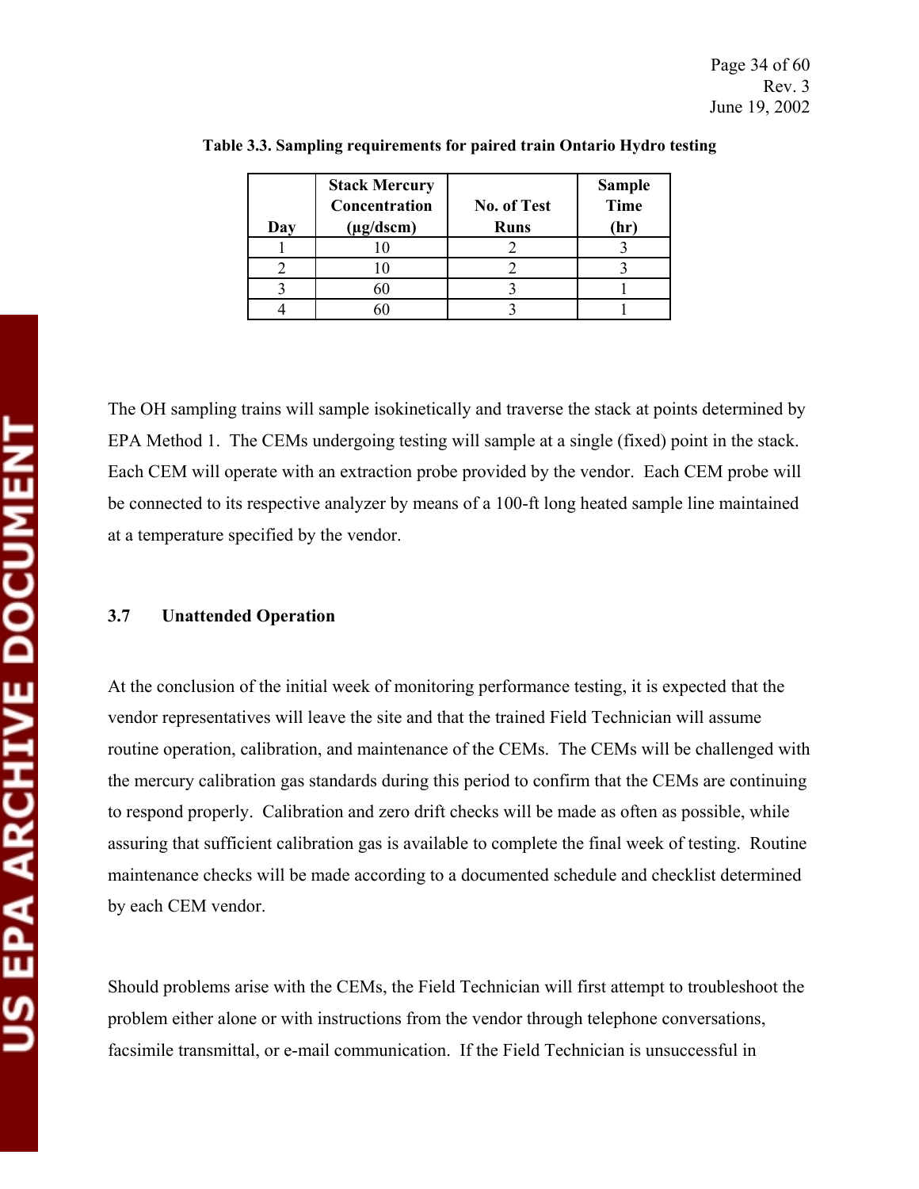**Table 3.3. Sampling requirements for paired train Ontario Hydro testing**

| Day | Stack Mercury Concentration (µg/dscm) | No. of Test Runs | Sample Time (hr) |
|---|---|---|---|
| 1 | 10 | 2 | 3 |
| 2 | 10 | 2 | 3 |
| 3 | 60 | 3 | 1 |
| 4 | 60 | 3 | 1 |

The OH sampling trains will sample isokinetically and traverse the stack at points determined by EPA Method 1. The CEMs undergoing testing will sample at a single (fixed) point in the stack. Each CEM will operate with an extraction probe provided by the vendor. Each CEM probe will be connected to its respective analyzer by means of a 100-ft long heated sample line maintained at a temperature specified by the vendor.

### 3.7 Unattended Operation

At the conclusion of the initial week of monitoring performance testing, it is expected that the vendor representatives will leave the site and that the trained Field Technician will assume routine operation, calibration, and maintenance of the CEMs. The CEMs will be challenged with the mercury calibration gas standards during this period to confirm that the CEMs are continuing to respond properly. Calibration and zero drift checks will be made as often as possible, while assuring that sufficient calibration gas is available to complete the final week of testing. Routine maintenance checks will be made according to a documented schedule and checklist determined by each CEM vendor.

Should problems arise with the CEMs, the Field Technician will first attempt to troubleshoot the problem either alone or with instructions from the vendor through telephone conversations, facsimile transmittal, or e-mail communication. If the Field Technician is unsuccessful in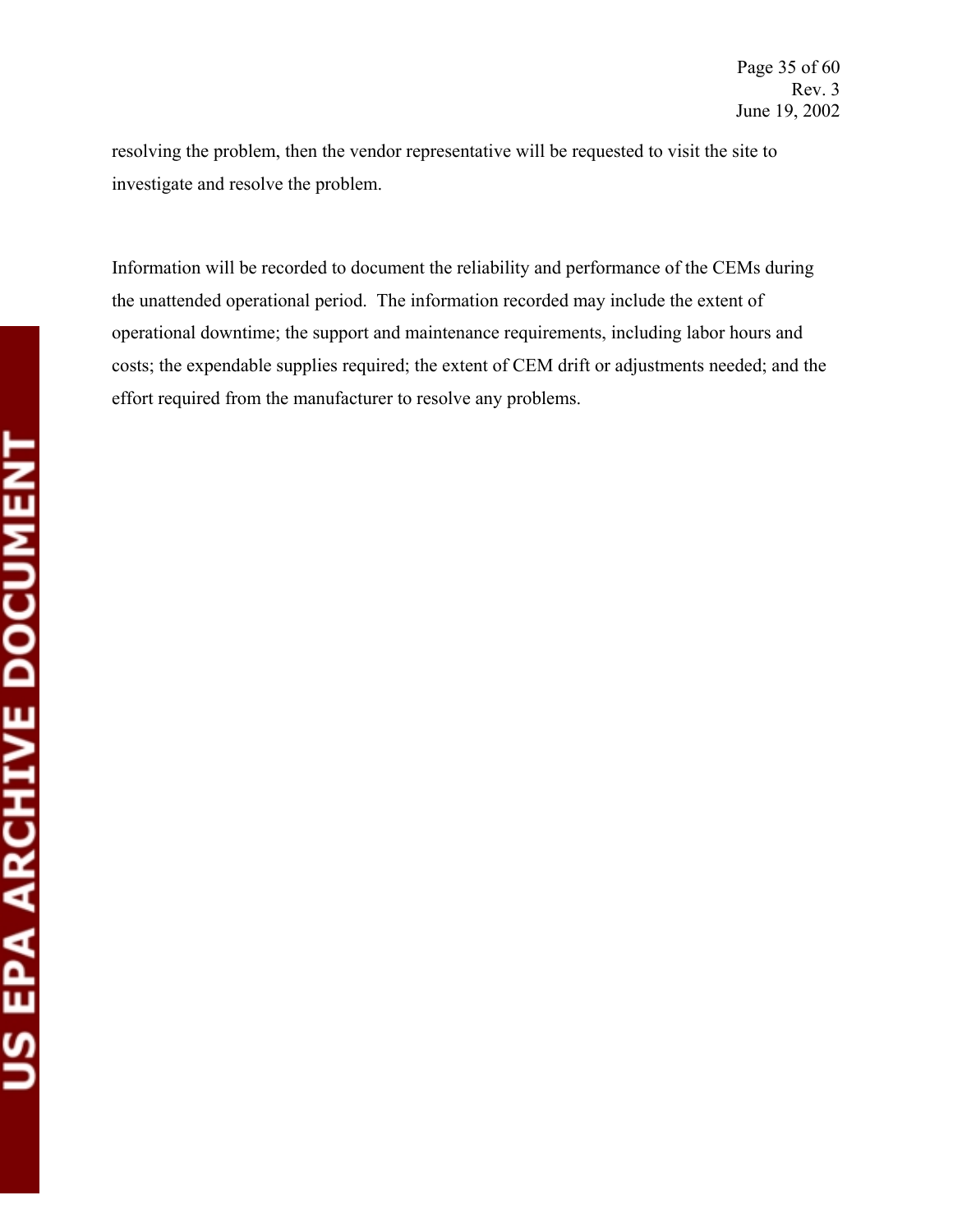resolving the problem, then the vendor representative will be requested to visit the site to investigate and resolve the problem.

Information will be recorded to document the reliability and performance of the CEMs during the unattended operational period. The information recorded may include the extent of operational downtime; the support and maintenance requirements, including labor hours and costs; the expendable supplies required; the extent of CEM drift or adjustments needed; and the effort required from the manufacturer to resolve any problems.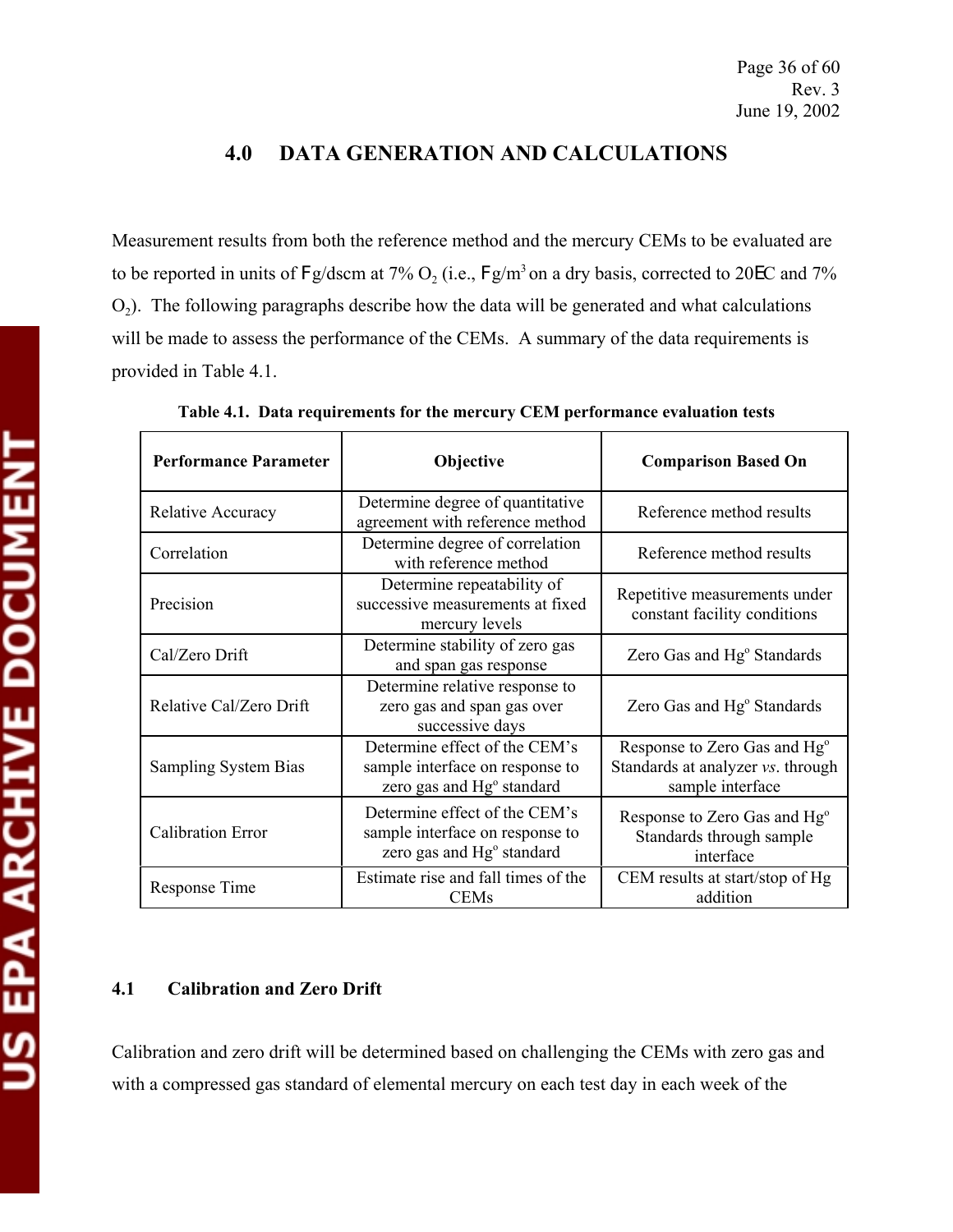## 4.0 DATA GENERATION AND CALCULATIONS

Measurement results from both the reference method and the mercury CEMs to be evaluated are to be reported in units of μg/dscm at 7% $O_2$ (i.e., μg/$m^3$ on a dry basis, corrected to 20°C and 7% $O_2$). The following paragraphs describe how the data will be generated and what calculations will be made to assess the performance of the CEMs. A summary of the data requirements is provided in Table 4.1.

**Table 4.1. Data requirements for the mercury CEM performance evaluation tests**

| Performance Parameter | Objective | Comparison Based On |
|---|---|---|
| Relative Accuracy | Determine degree of quantitative agreement with reference method | Reference method results |
| Correlation | Determine degree of correlation with reference method | Reference method results |
| Precision | Determine repeatability of successive measurements at fixed mercury levels | Repetitive measurements under constant facility conditions |
| Cal/Zero Drift | Determine stability of zero gas and span gas response | Zero Gas and $Hg^o$ Standards |
| Relative Cal/Zero Drift | Determine relative response to zero gas and span gas over successive days | Zero Gas and $Hg^o$ Standards |
| Sampling System Bias | Determine effect of the CEM's sample interface on response to zero gas and $Hg^o$ standard | Response to Zero Gas and $Hg^o$ Standards at analyzer *vs*. through sample interface |
| Calibration Error | Determine effect of the CEM's sample interface on response to zero gas and $Hg^o$ standard | Response to Zero Gas and $Hg^o$ Standards through sample interface |
| Response Time | Estimate rise and fall times of the CEMs | CEM results at start/stop of Hg addition |

### 4.1 Calibration and Zero Drift

Calibration and zero drift will be determined based on challenging the CEMs with zero gas and with a compressed gas standard of elemental mercury on each test day in each week of the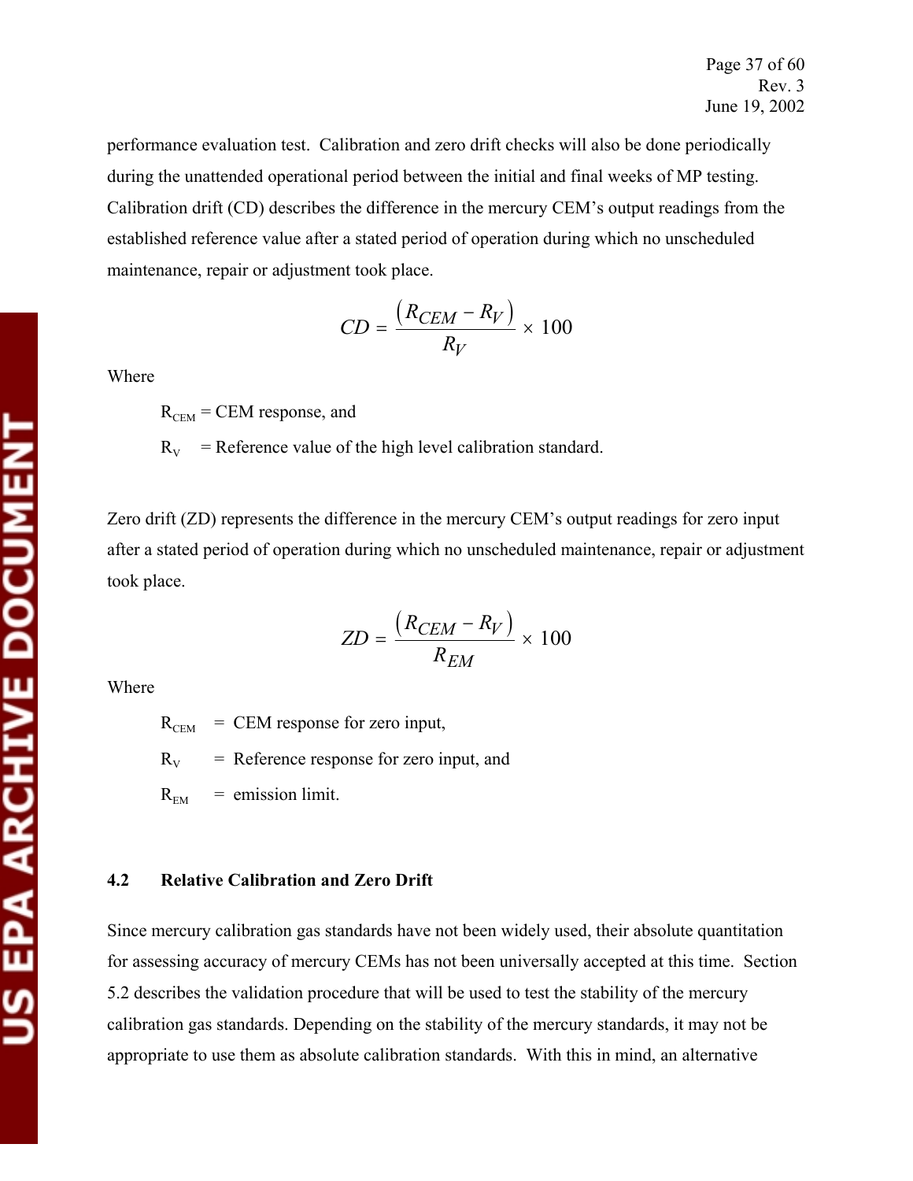performance evaluation test. Calibration and zero drift checks will also be done periodically during the unattended operational period between the initial and final weeks of MP testing. Calibration drift (CD) describes the difference in the mercury CEM's output readings from the established reference value after a stated period of operation during which no unscheduled maintenance, repair or adjustment took place.

$$CD = \frac{\left(R_{CEM} - R_V\right)}{R_V} \times 100$$

Where

$R_{CEM}$ = CEM response, and

$R_V$ = Reference value of the high level calibration standard.

Zero drift (ZD) represents the difference in the mercury CEM's output readings for zero input after a stated period of operation during which no unscheduled maintenance, repair or adjustment took place.

$$ZD = \frac{\left(R_{CEM} - R_V\right)}{R_{EM}} \times 100$$

Where

$R_{CEM}$ = CEM response for zero input,

$R_V$ = Reference response for zero input, and

$R_{EM}$ = emission limit.

## 4.2 Relative Calibration and Zero Drift

Since mercury calibration gas standards have not been widely used, their absolute quantitation for assessing accuracy of mercury CEMs has not been universally accepted at this time. Section 5.2 describes the validation procedure that will be used to test the stability of the mercury calibration gas standards. Depending on the stability of the mercury standards, it may not be appropriate to use them as absolute calibration standards. With this in mind, an alternative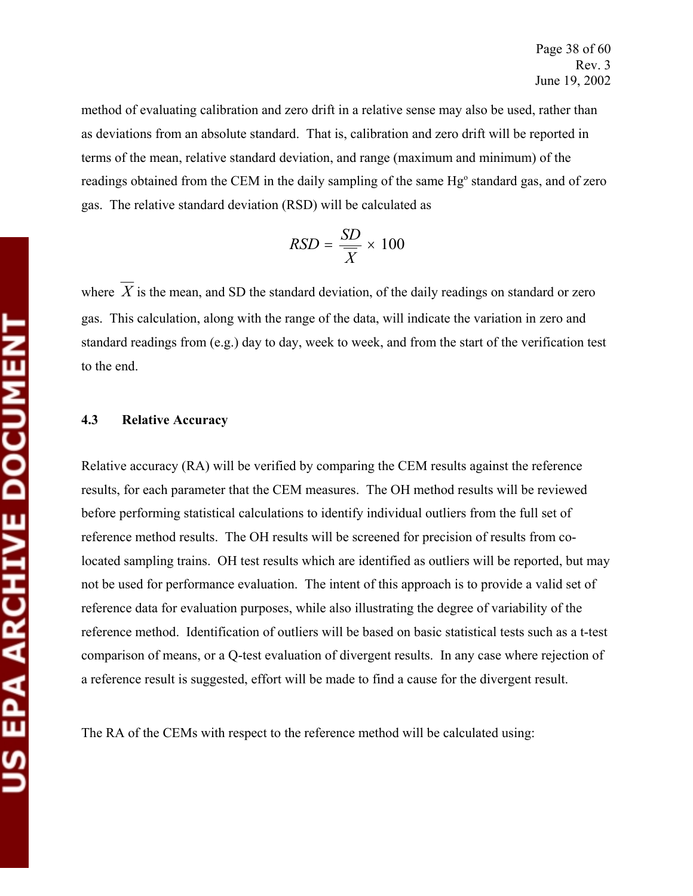method of evaluating calibration and zero drift in a relative sense may also be used, rather than as deviations from an absolute standard. That is, calibration and zero drift will be reported in terms of the mean, relative standard deviation, and range (maximum and minimum) of the readings obtained from the CEM in the daily sampling of the same $Hg^o$ standard gas, and of zero gas. The relative standard deviation (RSD) will be calculated as

$$RSD = \frac{SD}{\overline{X}} \times 100$$

where $\overline{X}$ is the mean, and SD the standard deviation, of the daily readings on standard or zero gas. This calculation, along with the range of the data, will indicate the variation in zero and standard readings from (e.g.) day to day, week to week, and from the start of the verification test to the end.

### 4.3 Relative Accuracy

Relative accuracy (RA) will be verified by comparing the CEM results against the reference results, for each parameter that the CEM measures. The OH method results will be reviewed before performing statistical calculations to identify individual outliers from the full set of reference method results. The OH results will be screened for precision of results from co-located sampling trains. OH test results which are identified as outliers will be reported, but may not be used for performance evaluation. The intent of this approach is to provide a valid set of reference data for evaluation purposes, while also illustrating the degree of variability of the reference method. Identification of outliers will be based on basic statistical tests such as a t-test comparison of means, or a Q-test evaluation of divergent results. In any case where rejection of a reference result is suggested, effort will be made to find a cause for the divergent result.

The RA of the CEMs with respect to the reference method will be calculated using: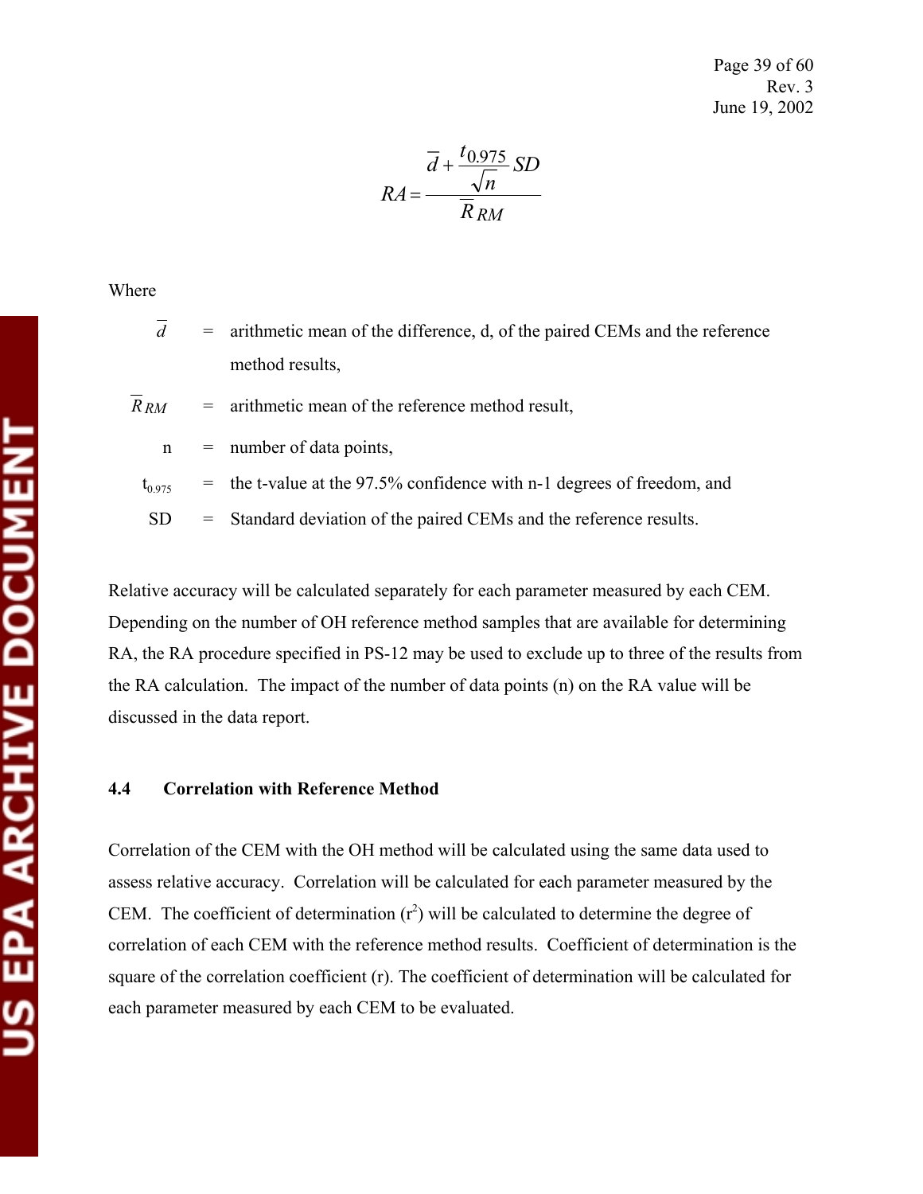$$RA = \frac{\overline{d} + \frac{t_{0.975}}{\sqrt{n}} SD}{\overline{R}_{RM}}$$

Where

$\overline{d}$ = arithmetic mean of the difference, d, of the paired CEMs and the reference method results,

$\overline{R}_{RM}$ = arithmetic mean of the reference method result,

n = number of data points,

$t_{0.975}$ = the t-value at the 97.5% confidence with n-1 degrees of freedom, and

SD = Standard deviation of the paired CEMs and the reference results.

Relative accuracy will be calculated separately for each parameter measured by each CEM. Depending on the number of OH reference method samples that are available for determining RA, the RA procedure specified in PS-12 may be used to exclude up to three of the results from the RA calculation. The impact of the number of data points (n) on the RA value will be discussed in the data report.

### 4.4 Correlation with Reference Method

Correlation of the CEM with the OH method will be calculated using the same data used to assess relative accuracy. Correlation will be calculated for each parameter measured by the CEM. The coefficient of determination ($r^2$) will be calculated to determine the degree of correlation of each CEM with the reference method results. Coefficient of determination is the square of the correlation coefficient (r). The coefficient of determination will be calculated for each parameter measured by each CEM to be evaluated.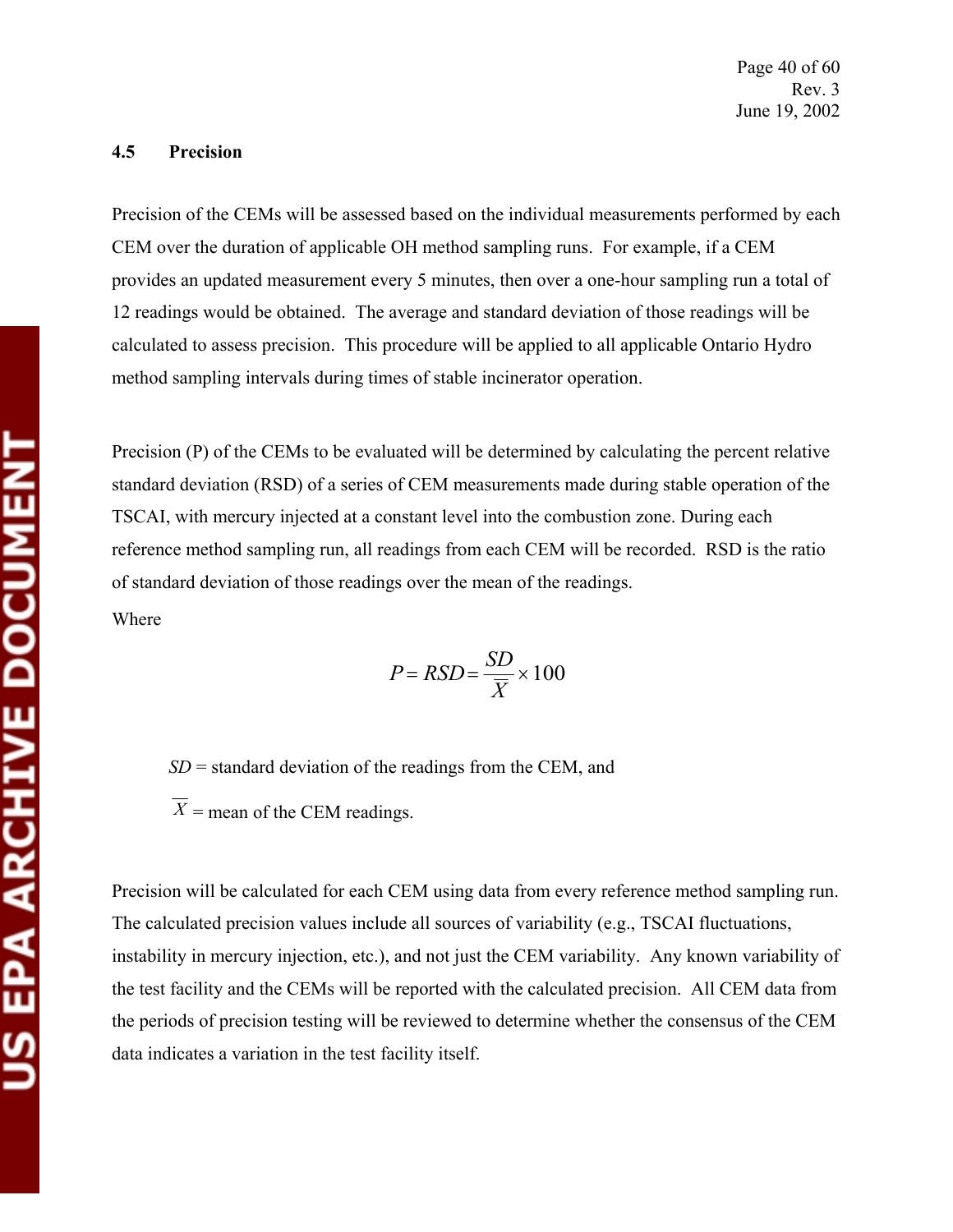### 4.5 Precision

Precision of the CEMs will be assessed based on the individual measurements performed by each CEM over the duration of applicable OH method sampling runs. For example, if a CEM provides an updated measurement every 5 minutes, then over a one-hour sampling run a total of 12 readings would be obtained. The average and standard deviation of those readings will be calculated to assess precision. This procedure will be applied to all applicable Ontario Hydro method sampling intervals during times of stable incinerator operation.

Precision (P) of the CEMs to be evaluated will be determined by calculating the percent relative standard deviation (RSD) of a series of CEM measurements made during stable operation of the TSCAI, with mercury injected at a constant level into the combustion zone. During each reference method sampling run, all readings from each CEM will be recorded. RSD is the ratio of standard deviation of those readings over the mean of the readings.

Where

$$P = RSD = \frac{SD}{\overline{X}} \times 100$$

$SD$ = standard deviation of the readings from the CEM, and

$\overline{X}$ = mean of the CEM readings.

Precision will be calculated for each CEM using data from every reference method sampling run. The calculated precision values include all sources of variability (e.g., TSCAI fluctuations, instability in mercury injection, etc.), and not just the CEM variability. Any known variability of the test facility and the CEMs will be reported with the calculated precision. All CEM data from the periods of precision testing will be reviewed to determine whether the consensus of the CEM data indicates a variation in the test facility itself.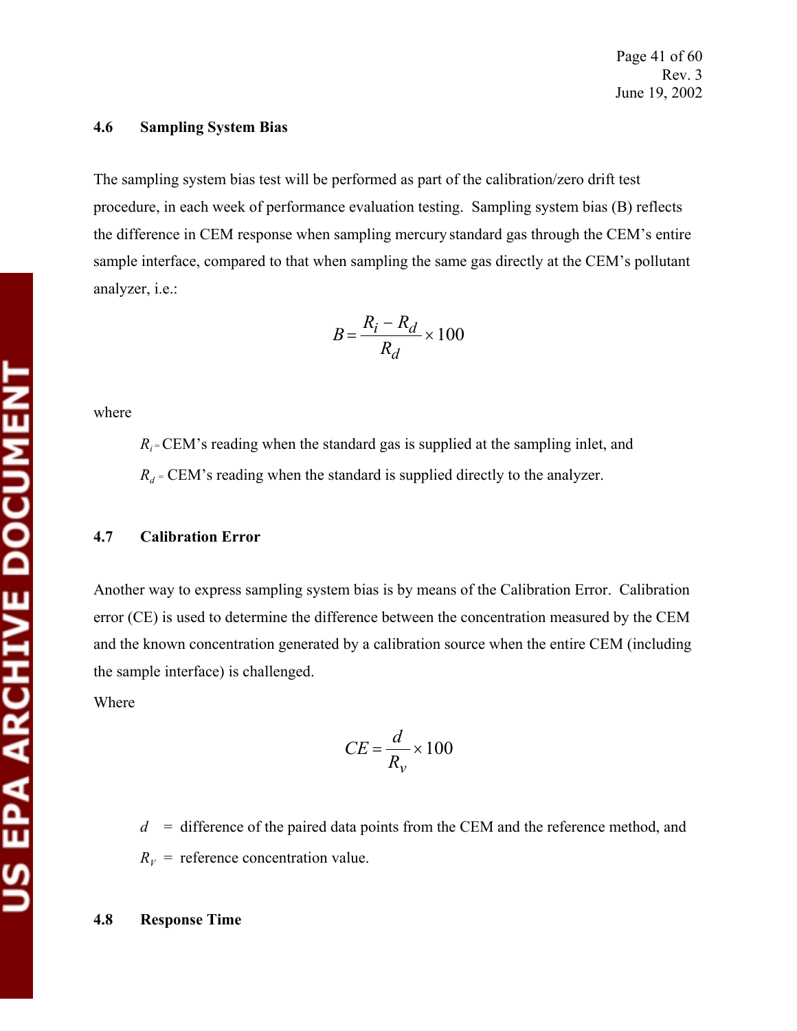### 4.6 Sampling System Bias

The sampling system bias test will be performed as part of the calibration/zero drift test procedure, in each week of performance evaluation testing. Sampling system bias (B) reflects the difference in CEM response when sampling mercury standard gas through the CEM's entire sample interface, compared to that when sampling the same gas directly at the CEM's pollutant analyzer, i.e.:

$$B = \frac{R_i - R_d}{R_d} \times 100$$

where

$R_i$ = CEM's reading when the standard gas is supplied at the sampling inlet, and

$R_d$ = CEM's reading when the standard is supplied directly to the analyzer.

### 4.7 Calibration Error

Another way to express sampling system bias is by means of the Calibration Error. Calibration error (CE) is used to determine the difference between the concentration measured by the CEM and the known concentration generated by a calibration source when the entire CEM (including the sample interface) is challenged.

Where

$$CE = \frac{d}{R_v} \times 100$$

$d$ = difference of the paired data points from the CEM and the reference method, and

$R_V$ = reference concentration value.

### 4.8 Response Time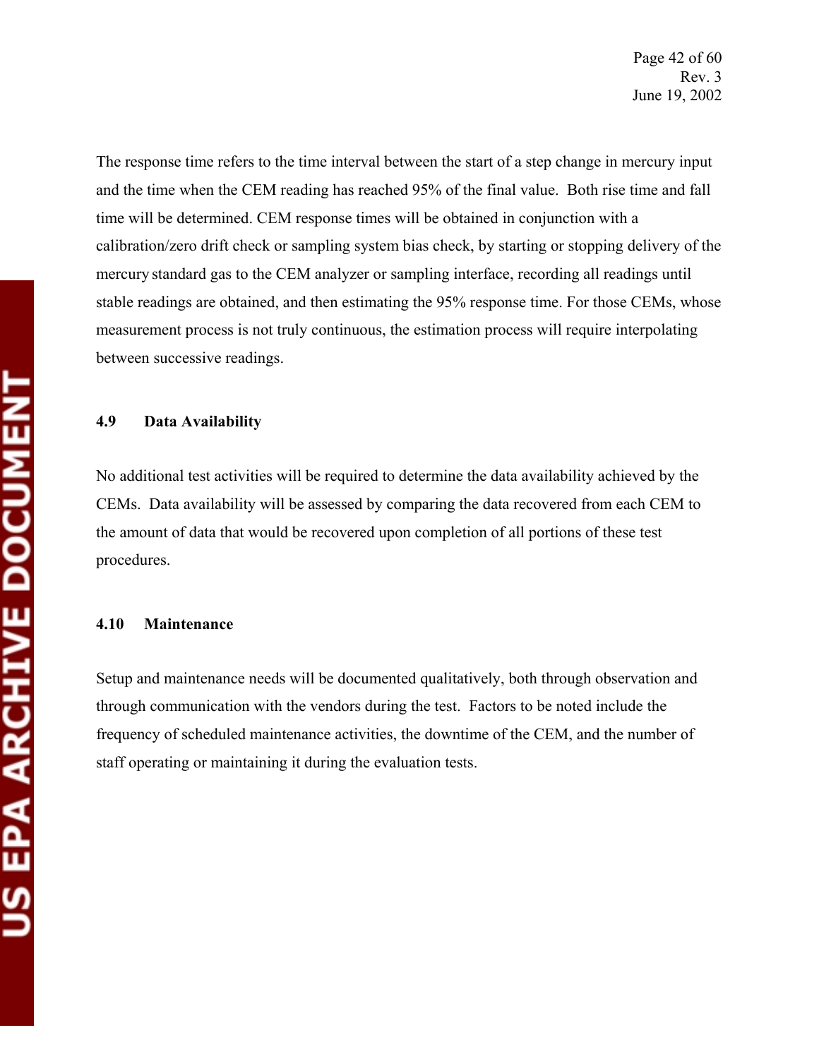The response time refers to the time interval between the start of a step change in mercury input and the time when the CEM reading has reached 95% of the final value. Both rise time and fall time will be determined. CEM response times will be obtained in conjunction with a calibration/zero drift check or sampling system bias check, by starting or stopping delivery of the mercury standard gas to the CEM analyzer or sampling interface, recording all readings until stable readings are obtained, and then estimating the 95% response time. For those CEMs, whose measurement process is not truly continuous, the estimation process will require interpolating between successive readings.

### 4.9 Data Availability

No additional test activities will be required to determine the data availability achieved by the CEMs. Data availability will be assessed by comparing the data recovered from each CEM to the amount of data that would be recovered upon completion of all portions of these test procedures.

### 4.10 Maintenance

Setup and maintenance needs will be documented qualitatively, both through observation and through communication with the vendors during the test. Factors to be noted include the frequency of scheduled maintenance activities, the downtime of the CEM, and the number of staff operating or maintaining it during the evaluation tests.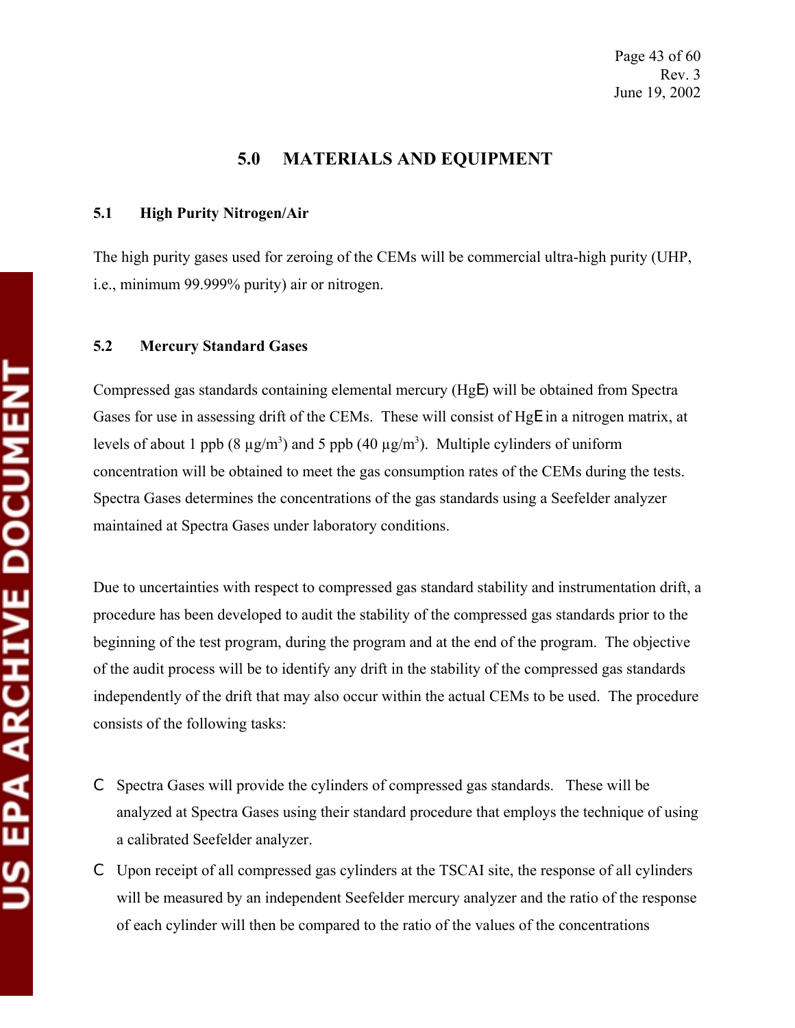## 5.0 MATERIALS AND EQUIPMENT

### 5.1 High Purity Nitrogen/Air

The high purity gases used for zeroing of the CEMs will be commercial ultra-high purity (UHP, i.e., minimum 99.999% purity) air or nitrogen.

### 5.2 Mercury Standard Gases

Compressed gas standards containing elemental mercury (HgE) will be obtained from Spectra Gases for use in assessing drift of the CEMs. These will consist of HgE in a nitrogen matrix, at levels of about 1 ppb (8 μg/m$^3$) and 5 ppb (40 μg/m$^3$). Multiple cylinders of uniform concentration will be obtained to meet the gas consumption rates of the CEMs during the tests. Spectra Gases determines the concentrations of the gas standards using a Seefelder analyzer maintained at Spectra Gases under laboratory conditions.

Due to uncertainties with respect to compressed gas standard stability and instrumentation drift, a procedure has been developed to audit the stability of the compressed gas standards prior to the beginning of the test program, during the program and at the end of the program. The objective of the audit process will be to identify any drift in the stability of the compressed gas standards independently of the drift that may also occur within the actual CEMs to be used. The procedure consists of the following tasks:

- Spectra Gases will provide the cylinders of compressed gas standards. These will be analyzed at Spectra Gases using their standard procedure that employs the technique of using a calibrated Seefelder analyzer.
- Upon receipt of all compressed gas cylinders at the TSCAI site, the response of all cylinders will be measured by an independent Seefelder mercury analyzer and the ratio of the response of each cylinder will then be compared to the ratio of the values of the concentrations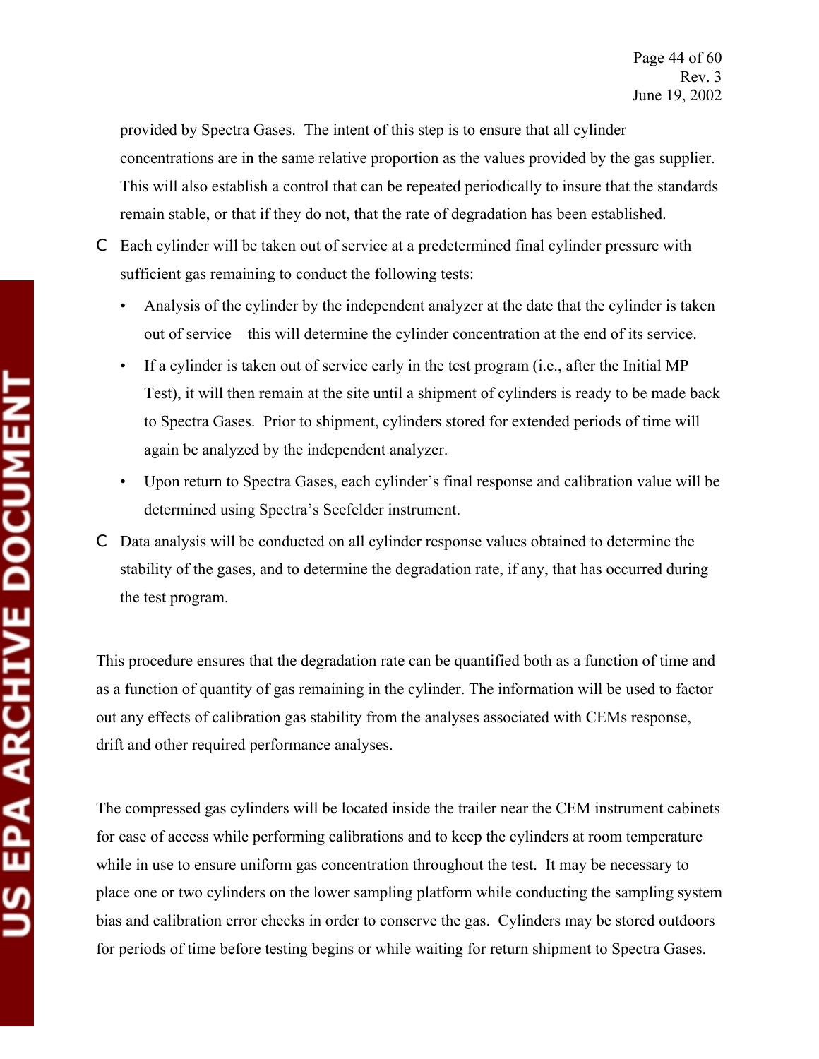provided by Spectra Gases. The intent of this step is to ensure that all cylinder concentrations are in the same relative proportion as the values provided by the gas supplier. This will also establish a control that can be repeated periodically to insure that the standards remain stable, or that if they do not, that the rate of degradation has been established.

- Each cylinder will be taken out of service at a predetermined final cylinder pressure with sufficient gas remaining to conduct the following tests:
  - Analysis of the cylinder by the independent analyzer at the date that the cylinder is taken out of service—this will determine the cylinder concentration at the end of its service.
  - If a cylinder is taken out of service early in the test program (i.e., after the Initial MP Test), it will then remain at the site until a shipment of cylinders is ready to be made back to Spectra Gases. Prior to shipment, cylinders stored for extended periods of time will again be analyzed by the independent analyzer.
  - Upon return to Spectra Gases, each cylinder's final response and calibration value will be determined using Spectra's Seefelder instrument.
- Data analysis will be conducted on all cylinder response values obtained to determine the stability of the gases, and to determine the degradation rate, if any, that has occurred during the test program.

This procedure ensures that the degradation rate can be quantified both as a function of time and as a function of quantity of gas remaining in the cylinder. The information will be used to factor out any effects of calibration gas stability from the analyses associated with CEMs response, drift and other required performance analyses.

The compressed gas cylinders will be located inside the trailer near the CEM instrument cabinets for ease of access while performing calibrations and to keep the cylinders at room temperature while in use to ensure uniform gas concentration throughout the test. It may be necessary to place one or two cylinders on the lower sampling platform while conducting the sampling system bias and calibration error checks in order to conserve the gas. Cylinders may be stored outdoors for periods of time before testing begins or while waiting for return shipment to Spectra Gases.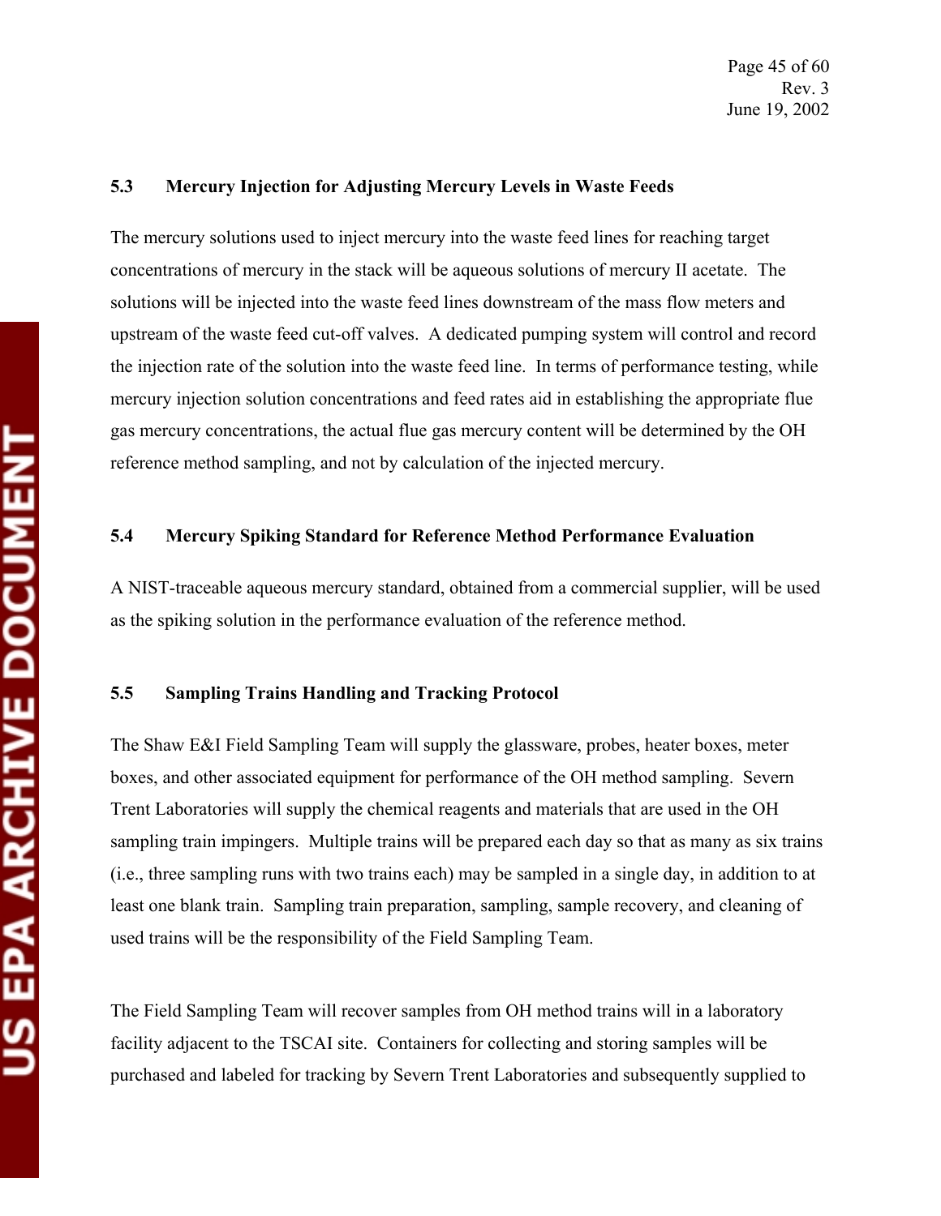### 5.3 Mercury Injection for Adjusting Mercury Levels in Waste Feeds

The mercury solutions used to inject mercury into the waste feed lines for reaching target concentrations of mercury in the stack will be aqueous solutions of mercury II acetate. The solutions will be injected into the waste feed lines downstream of the mass flow meters and upstream of the waste feed cut-off valves. A dedicated pumping system will control and record the injection rate of the solution into the waste feed line. In terms of performance testing, while mercury injection solution concentrations and feed rates aid in establishing the appropriate flue gas mercury concentrations, the actual flue gas mercury content will be determined by the OH reference method sampling, and not by calculation of the injected mercury.

### 5.4 Mercury Spiking Standard for Reference Method Performance Evaluation

A NIST-traceable aqueous mercury standard, obtained from a commercial supplier, will be used as the spiking solution in the performance evaluation of the reference method.

### 5.5 Sampling Trains Handling and Tracking Protocol

The Shaw E&I Field Sampling Team will supply the glassware, probes, heater boxes, meter boxes, and other associated equipment for performance of the OH method sampling. Severn Trent Laboratories will supply the chemical reagents and materials that are used in the OH sampling train impingers. Multiple trains will be prepared each day so that as many as six trains (i.e., three sampling runs with two trains each) may be sampled in a single day, in addition to at least one blank train. Sampling train preparation, sampling, sample recovery, and cleaning of used trains will be the responsibility of the Field Sampling Team.

The Field Sampling Team will recover samples from OH method trains will in a laboratory facility adjacent to the TSCAI site. Containers for collecting and storing samples will be purchased and labeled for tracking by Severn Trent Laboratories and subsequently supplied to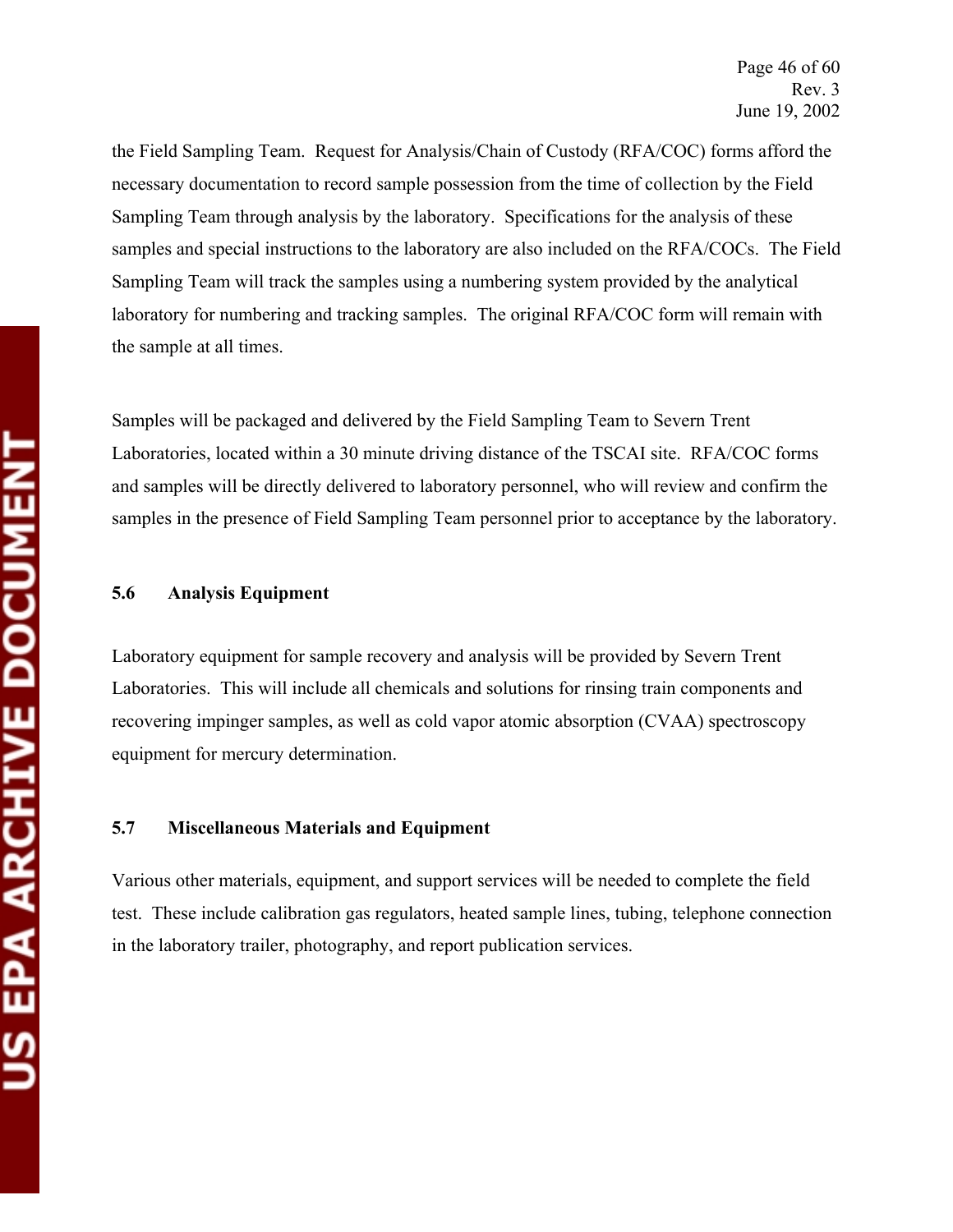the Field Sampling Team. Request for Analysis/Chain of Custody (RFA/COC) forms afford the necessary documentation to record sample possession from the time of collection by the Field Sampling Team through analysis by the laboratory. Specifications for the analysis of these samples and special instructions to the laboratory are also included on the RFA/COCs. The Field Sampling Team will track the samples using a numbering system provided by the analytical laboratory for numbering and tracking samples. The original RFA/COC form will remain with the sample at all times.

Samples will be packaged and delivered by the Field Sampling Team to Severn Trent Laboratories, located within a 30 minute driving distance of the TSCAI site. RFA/COC forms and samples will be directly delivered to laboratory personnel, who will review and confirm the samples in the presence of Field Sampling Team personnel prior to acceptance by the laboratory.

### 5.6 Analysis Equipment

Laboratory equipment for sample recovery and analysis will be provided by Severn Trent Laboratories. This will include all chemicals and solutions for rinsing train components and recovering impinger samples, as well as cold vapor atomic absorption (CVAA) spectroscopy equipment for mercury determination.

### 5.7 Miscellaneous Materials and Equipment

Various other materials, equipment, and support services will be needed to complete the field test. These include calibration gas regulators, heated sample lines, tubing, telephone connection in the laboratory trailer, photography, and report publication services.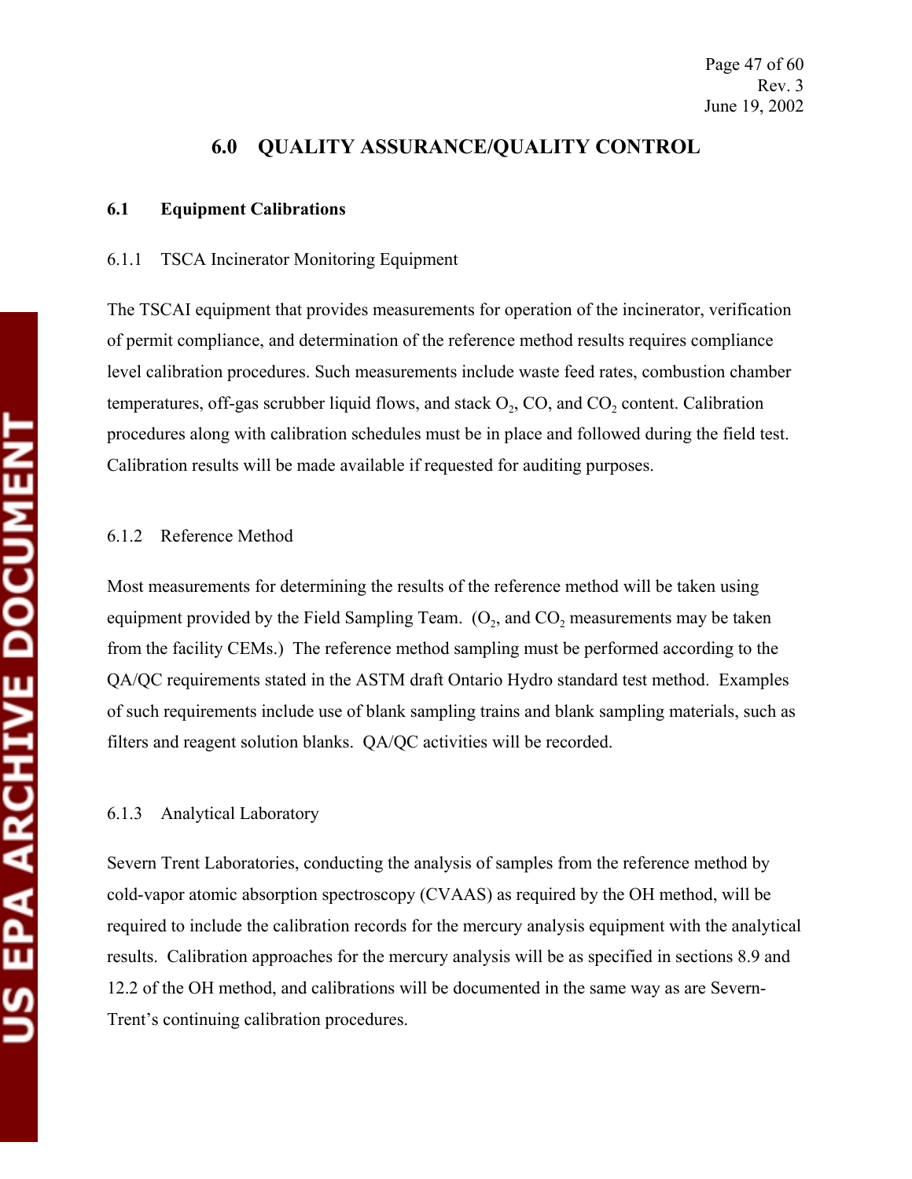# 6.0 QUALITY ASSURANCE/QUALITY CONTROL

## 6.1 Equipment Calibrations

### 6.1.1 TSCA Incinerator Monitoring Equipment

The TSCAI equipment that provides measurements for operation of the incinerator, verification of permit compliance, and determination of the reference method results requires compliance level calibration procedures. Such measurements include waste feed rates, combustion chamber temperatures, off-gas scrubber liquid flows, and stack $O_2$, CO, and $CO_2$ content. Calibration procedures along with calibration schedules must be in place and followed during the field test. Calibration results will be made available if requested for auditing purposes.

### 6.1.2 Reference Method

Most measurements for determining the results of the reference method will be taken using equipment provided by the Field Sampling Team. ($O_2$, and $CO_2$ measurements may be taken from the facility CEMs.) The reference method sampling must be performed according to the QA/QC requirements stated in the ASTM draft Ontario Hydro standard test method. Examples of such requirements include use of blank sampling trains and blank sampling materials, such as filters and reagent solution blanks. QA/QC activities will be recorded.

### 6.1.3 Analytical Laboratory

Severn Trent Laboratories, conducting the analysis of samples from the reference method by cold-vapor atomic absorption spectroscopy (CVAAS) as required by the OH method, will be required to include the calibration records for the mercury analysis equipment with the analytical results. Calibration approaches for the mercury analysis will be as specified in sections 8.9 and 12.2 of the OH method, and calibrations will be documented in the same way as are Severn-Trent's continuing calibration procedures.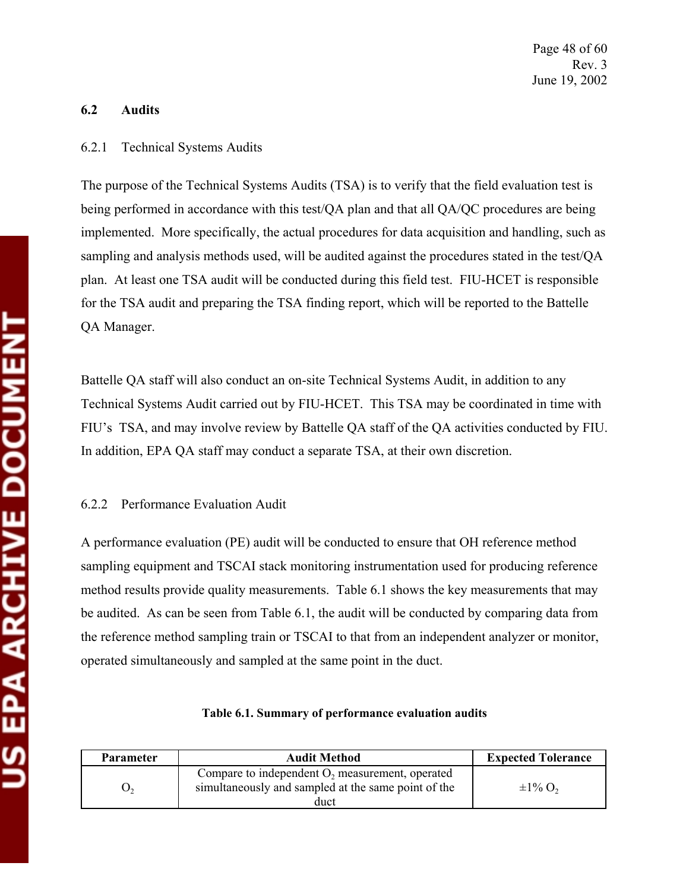## 6.2 Audits

### 6.2.1 Technical Systems Audits

The purpose of the Technical Systems Audits (TSA) is to verify that the field evaluation test is being performed in accordance with this test/QA plan and that all QA/QC procedures are being implemented. More specifically, the actual procedures for data acquisition and handling, such as sampling and analysis methods used, will be audited against the procedures stated in the test/QA plan. At least one TSA audit will be conducted during this field test. FIU-HCET is responsible for the TSA audit and preparing the TSA finding report, which will be reported to the Battelle QA Manager.

Battelle QA staff will also conduct an on-site Technical Systems Audit, in addition to any Technical Systems Audit carried out by FIU-HCET. This TSA may be coordinated in time with FIU's TSA, and may involve review by Battelle QA staff of the QA activities conducted by FIU. In addition, EPA QA staff may conduct a separate TSA, at their own discretion.

### 6.2.2 Performance Evaluation Audit

A performance evaluation (PE) audit will be conducted to ensure that OH reference method sampling equipment and TSCAI stack monitoring instrumentation used for producing reference method results provide quality measurements. Table 6.1 shows the key measurements that may be audited. As can be seen from Table 6.1, the audit will be conducted by comparing data from the reference method sampling train or TSCAI to that from an independent analyzer or monitor, operated simultaneously and sampled at the same point in the duct.

**Table 6.1. Summary of performance evaluation audits**

| Parameter | Audit Method | Expected Tolerance |
|---|---|---|
| $O_2$ | Compare to independent $O_2$ measurement, operated simultaneously and sampled at the same point of the duct | ±1% $O_2$ |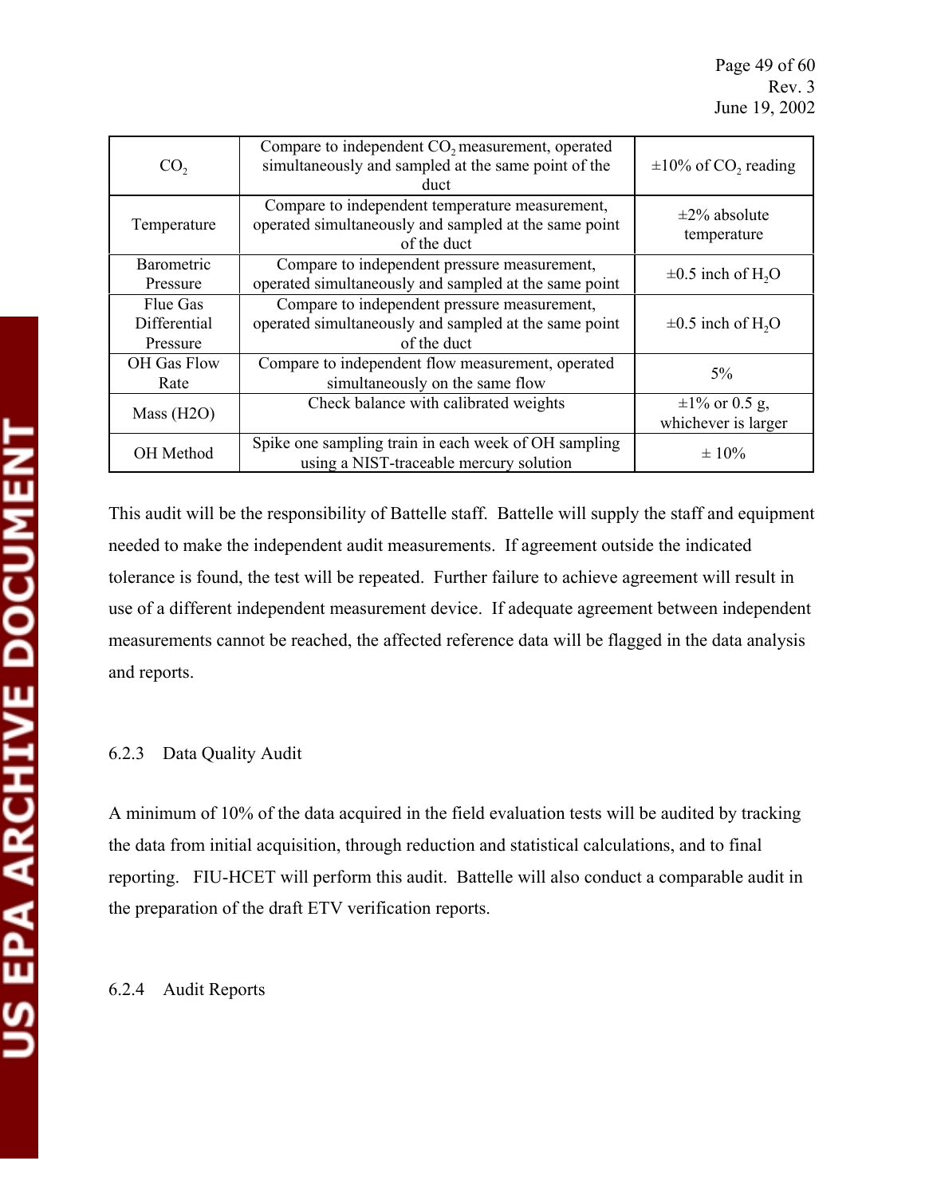| $CO_2$ | Compare to independent $CO_2$ measurement, operated simultaneously and sampled at the same point of the duct | ±10% of $CO_2$ reading |
|---|---|---|
| Temperature | Compare to independent temperature measurement, operated simultaneously and sampled at the same point of the duct | ±2% absolute temperature |
| Barometric Pressure | Compare to independent pressure measurement, operated simultaneously and sampled at the same point | ±0.5 inch of $H_2O$ |
| Flue Gas Differential Pressure | Compare to independent pressure measurement, operated simultaneously and sampled at the same point of the duct | ±0.5 inch of $H_2O$ |
| OH Gas Flow Rate | Compare to independent flow measurement, operated simultaneously on the same flow | 5% |
| Mass (H2O) | Check balance with calibrated weights | ±1% or 0.5 g, whichever is larger |
| OH Method | Spike one sampling train in each week of OH sampling using a NIST-traceable mercury solution | ± 10% |

This audit will be the responsibility of Battelle staff. Battelle will supply the staff and equipment needed to make the independent audit measurements. If agreement outside the indicated tolerance is found, the test will be repeated. Further failure to achieve agreement will result in use of a different independent measurement device. If adequate agreement between independent measurements cannot be reached, the affected reference data will be flagged in the data analysis and reports.

### 6.2.3 Data Quality Audit

A minimum of 10% of the data acquired in the field evaluation tests will be audited by tracking the data from initial acquisition, through reduction and statistical calculations, and to final reporting. FIU-HCET will perform this audit. Battelle will also conduct a comparable audit in the preparation of the draft ETV verification reports.

### 6.2.4 Audit Reports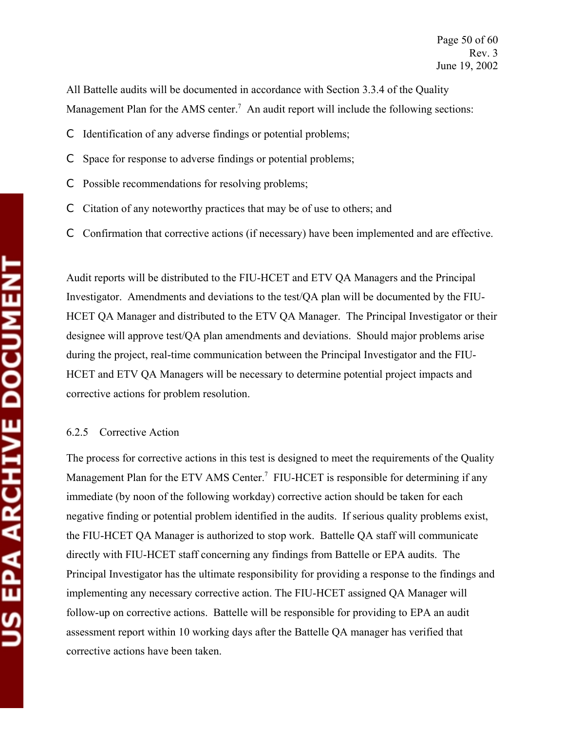All Battelle audits will be documented in accordance with Section 3.3.4 of the Quality Management Plan for the AMS center.[7] An audit report will include the following sections:

- Identification of any adverse findings or potential problems;
- Space for response to adverse findings or potential problems;
- Possible recommendations for resolving problems;
- Citation of any noteworthy practices that may be of use to others; and
- Confirmation that corrective actions (if necessary) have been implemented and are effective.

Audit reports will be distributed to the FIU-HCET and ETV QA Managers and the Principal Investigator. Amendments and deviations to the test/QA plan will be documented by the FIU-HCET QA Manager and distributed to the ETV QA Manager. The Principal Investigator or their designee will approve test/QA plan amendments and deviations. Should major problems arise during the project, real-time communication between the Principal Investigator and the FIU-HCET and ETV QA Managers will be necessary to determine potential project impacts and corrective actions for problem resolution.

### 6.2.5 Corrective Action

The process for corrective actions in this test is designed to meet the requirements of the Quality Management Plan for the ETV AMS Center.[7] FIU-HCET is responsible for determining if any immediate (by noon of the following workday) corrective action should be taken for each negative finding or potential problem identified in the audits. If serious quality problems exist, the FIU-HCET QA Manager is authorized to stop work. Battelle QA staff will communicate directly with FIU-HCET staff concerning any findings from Battelle or EPA audits. The Principal Investigator has the ultimate responsibility for providing a response to the findings and implementing any necessary corrective action. The FIU-HCET assigned QA Manager will follow-up on corrective actions. Battelle will be responsible for providing to EPA an audit assessment report within 10 working days after the Battelle QA manager has verified that corrective actions have been taken.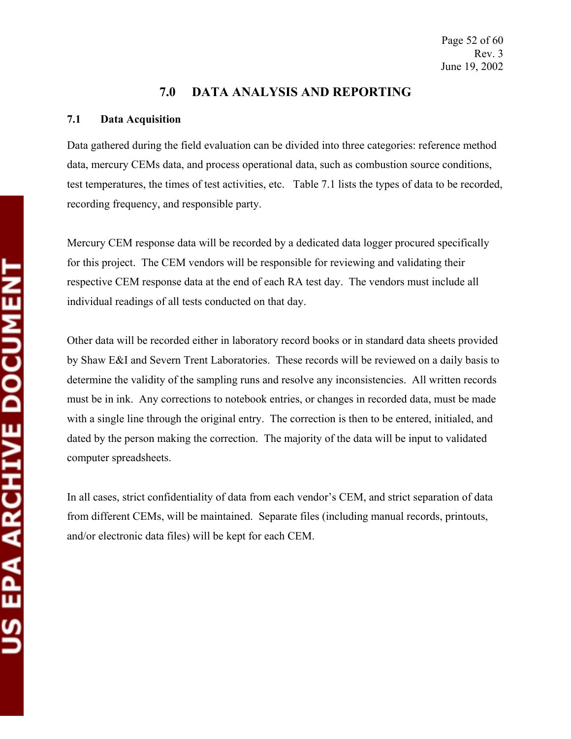# 7.0 DATA ANALYSIS AND REPORTING

## 7.1 Data Acquisition

Data gathered during the field evaluation can be divided into three categories: reference method data, mercury CEMs data, and process operational data, such as combustion source conditions, test temperatures, the times of test activities, etc. Table 7.1 lists the types of data to be recorded, recording frequency, and responsible party.

Mercury CEM response data will be recorded by a dedicated data logger procured specifically for this project. The CEM vendors will be responsible for reviewing and validating their respective CEM response data at the end of each RA test day. The vendors must include all individual readings of all tests conducted on that day.

Other data will be recorded either in laboratory record books or in standard data sheets provided by Shaw E&I and Severn Trent Laboratories. These records will be reviewed on a daily basis to determine the validity of the sampling runs and resolve any inconsistencies. All written records must be in ink. Any corrections to notebook entries, or changes in recorded data, must be made with a single line through the original entry. The correction is then to be entered, initialed, and dated by the person making the correction. The majority of the data will be input to validated computer spreadsheets.

In all cases, strict confidentiality of data from each vendor's CEM, and strict separation of data from different CEMs, will be maintained. Separate files (including manual records, printouts, and/or electronic data files) will be kept for each CEM.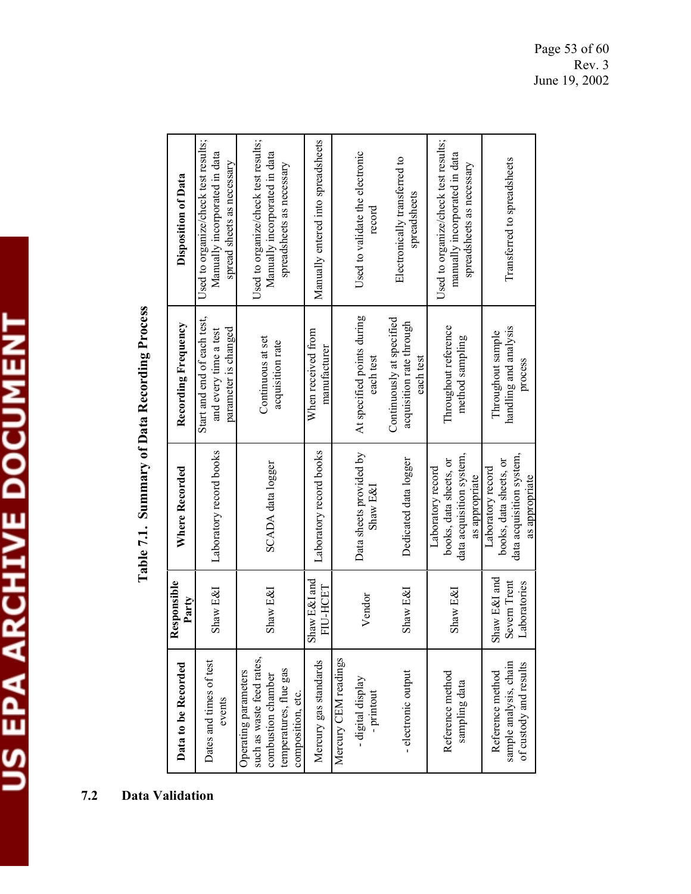**Table 7.1. Summary of Data Recording Process**

| Data to be Recorded | Responsible Party | Where Recorded | Recording Frequency | Disposition of Data |
|---|---|---|---|---|
| Dates and times of test events | Shaw E&I | Laboratory record books | Start and end of each test, and every time a test parameter is changed | Used to organize/check test results; Manually incorporated in data spread sheets as necessary |
| Operating parameters such as waste feed rates, combustion chamber temperatures, flue gas composition, etc. | Shaw E&I | SCADA data logger | Continuous at set acquisition rate | Used to organize/check test results; Manually incorporated in data spreadsheets as necessary |
| Mercury gas standards | Shaw E&I and FIU-HCET | Laboratory record books | When received from manufacturer | Manually entered into spreadsheets |
| Mercury CEM readings | | | | |
| - digital display - printout | Vendor | Data sheets provided by Shaw E&I | At specified points during each test | Used to validate the electronic record |
| - electronic output | Shaw E&I | Dedicated data logger | Continuously at specified acquisition rate through each test | Electronically transferred to spreadsheets |
| Reference method sampling data | Shaw E&I | Laboratory record books, data sheets, or data acquisition system, as appropriate | Throughout reference method sampling | Used to organize/check test results; manually incorporated in data spreadsheets as necessary |
| Reference method sample analysis, chain of custody and results | Shaw E&I and Severn Trent Laboratories | Laboratory record books, data sheets, or data acquisition system, as appropriate | Throughout sample handling and analysis process | Transferred to spreadsheets |

## 7.2 Data Validation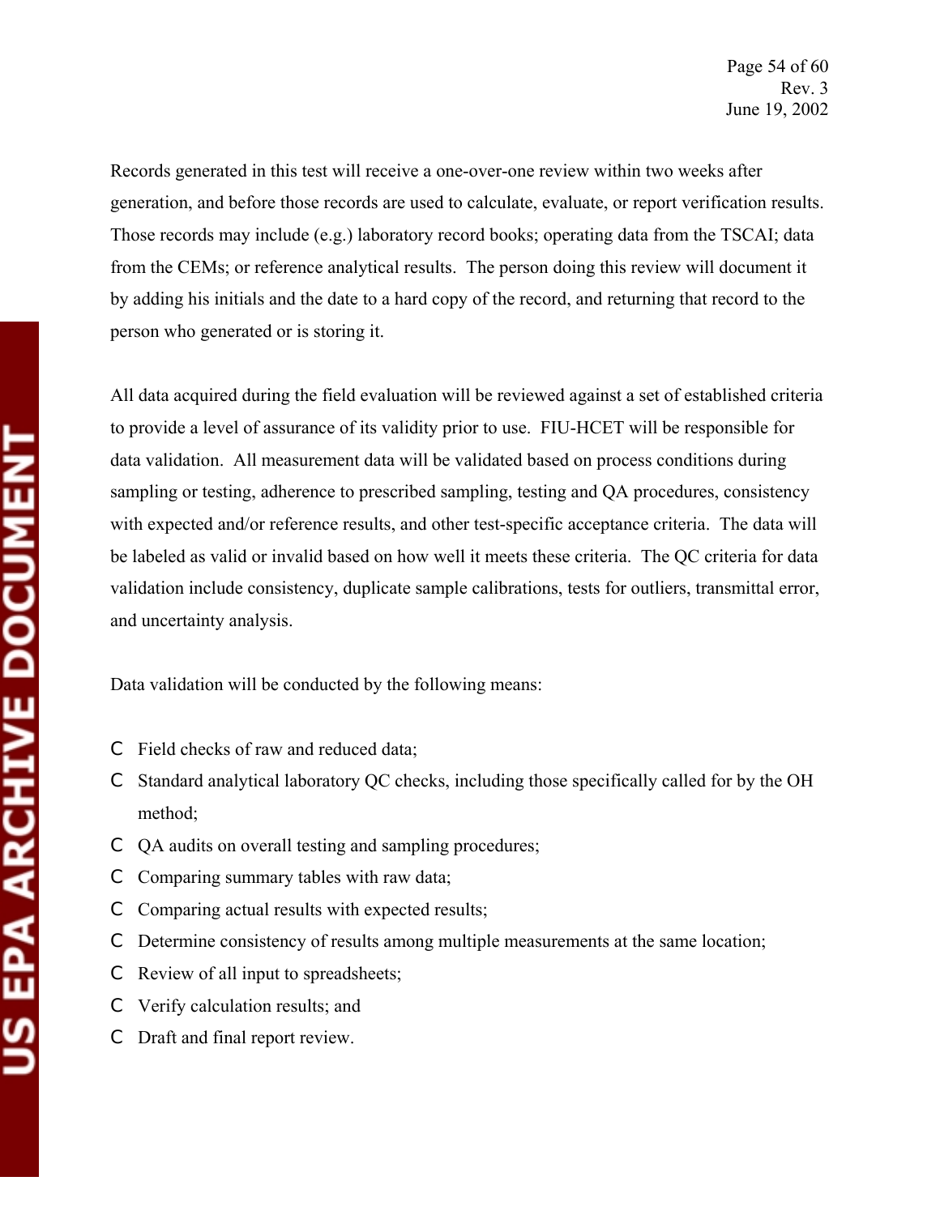Records generated in this test will receive a one-over-one review within two weeks after generation, and before those records are used to calculate, evaluate, or report verification results. Those records may include (e.g.) laboratory record books; operating data from the TSCAI; data from the CEMs; or reference analytical results. The person doing this review will document it by adding his initials and the date to a hard copy of the record, and returning that record to the person who generated or is storing it.

All data acquired during the field evaluation will be reviewed against a set of established criteria to provide a level of assurance of its validity prior to use. FIU-HCET will be responsible for data validation. All measurement data will be validated based on process conditions during sampling or testing, adherence to prescribed sampling, testing and QA procedures, consistency with expected and/or reference results, and other test-specific acceptance criteria. The data will be labeled as valid or invalid based on how well it meets these criteria. The QC criteria for data validation include consistency, duplicate sample calibrations, tests for outliers, transmittal error, and uncertainty analysis.

Data validation will be conducted by the following means:

- Field checks of raw and reduced data;
- Standard analytical laboratory QC checks, including those specifically called for by the OH method;
- QA audits on overall testing and sampling procedures;
- Comparing summary tables with raw data;
- Comparing actual results with expected results;
- Determine consistency of results among multiple measurements at the same location;
- Review of all input to spreadsheets;
- Verify calculation results; and
- Draft and final report review.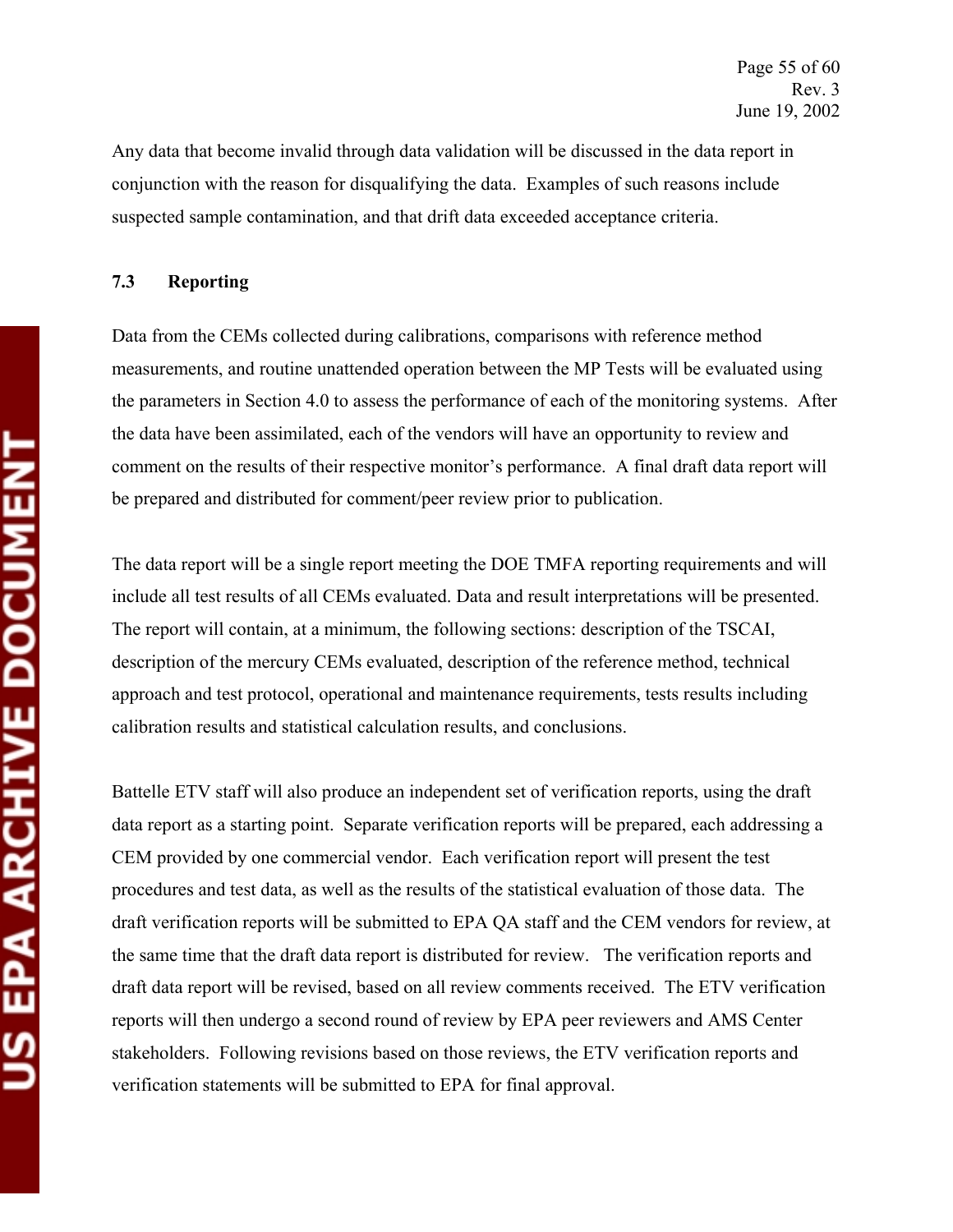Any data that become invalid through data validation will be discussed in the data report in conjunction with the reason for disqualifying the data. Examples of such reasons include suspected sample contamination, and that drift data exceeded acceptance criteria.

### 7.3 Reporting

Data from the CEMs collected during calibrations, comparisons with reference method measurements, and routine unattended operation between the MP Tests will be evaluated using the parameters in Section 4.0 to assess the performance of each of the monitoring systems. After the data have been assimilated, each of the vendors will have an opportunity to review and comment on the results of their respective monitor's performance. A final draft data report will be prepared and distributed for comment/peer review prior to publication.

The data report will be a single report meeting the DOE TMFA reporting requirements and will include all test results of all CEMs evaluated. Data and result interpretations will be presented. The report will contain, at a minimum, the following sections: description of the TSCAI, description of the mercury CEMs evaluated, description of the reference method, technical approach and test protocol, operational and maintenance requirements, tests results including calibration results and statistical calculation results, and conclusions.

Battelle ETV staff will also produce an independent set of verification reports, using the draft data report as a starting point. Separate verification reports will be prepared, each addressing a CEM provided by one commercial vendor. Each verification report will present the test procedures and test data, as well as the results of the statistical evaluation of those data. The draft verification reports will be submitted to EPA QA staff and the CEM vendors for review, at the same time that the draft data report is distributed for review. The verification reports and draft data report will be revised, based on all review comments received. The ETV verification reports will then undergo a second round of review by EPA peer reviewers and AMS Center stakeholders. Following revisions based on those reviews, the ETV verification reports and verification statements will be submitted to EPA for final approval.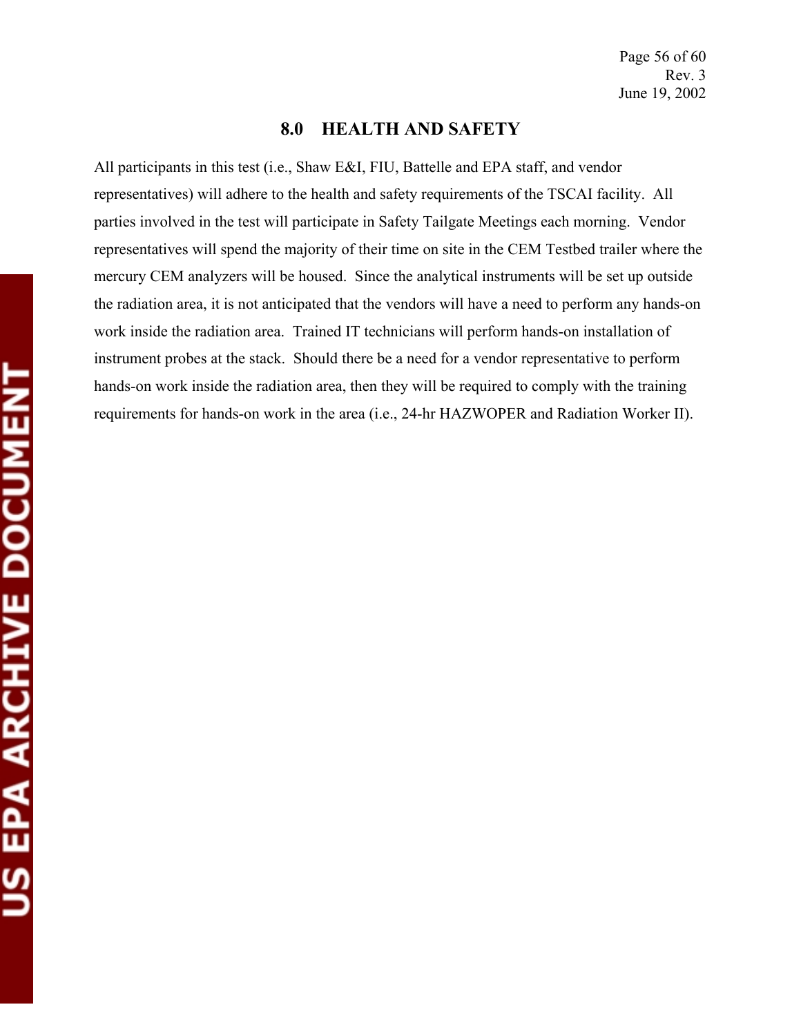## 8.0 HEALTH AND SAFETY

All participants in this test (i.e., Shaw E&I, FIU, Battelle and EPA staff, and vendor representatives) will adhere to the health and safety requirements of the TSCAI facility. All parties involved in the test will participate in Safety Tailgate Meetings each morning. Vendor representatives will spend the majority of their time on site in the CEM Testbed trailer where the mercury CEM analyzers will be housed. Since the analytical instruments will be set up outside the radiation area, it is not anticipated that the vendors will have a need to perform any hands-on work inside the radiation area. Trained IT technicians will perform hands-on installation of instrument probes at the stack. Should there be a need for a vendor representative to perform hands-on work inside the radiation area, then they will be required to comply with the training requirements for hands-on work in the area (i.e., 24-hr HAZWOPER and Radiation Worker II).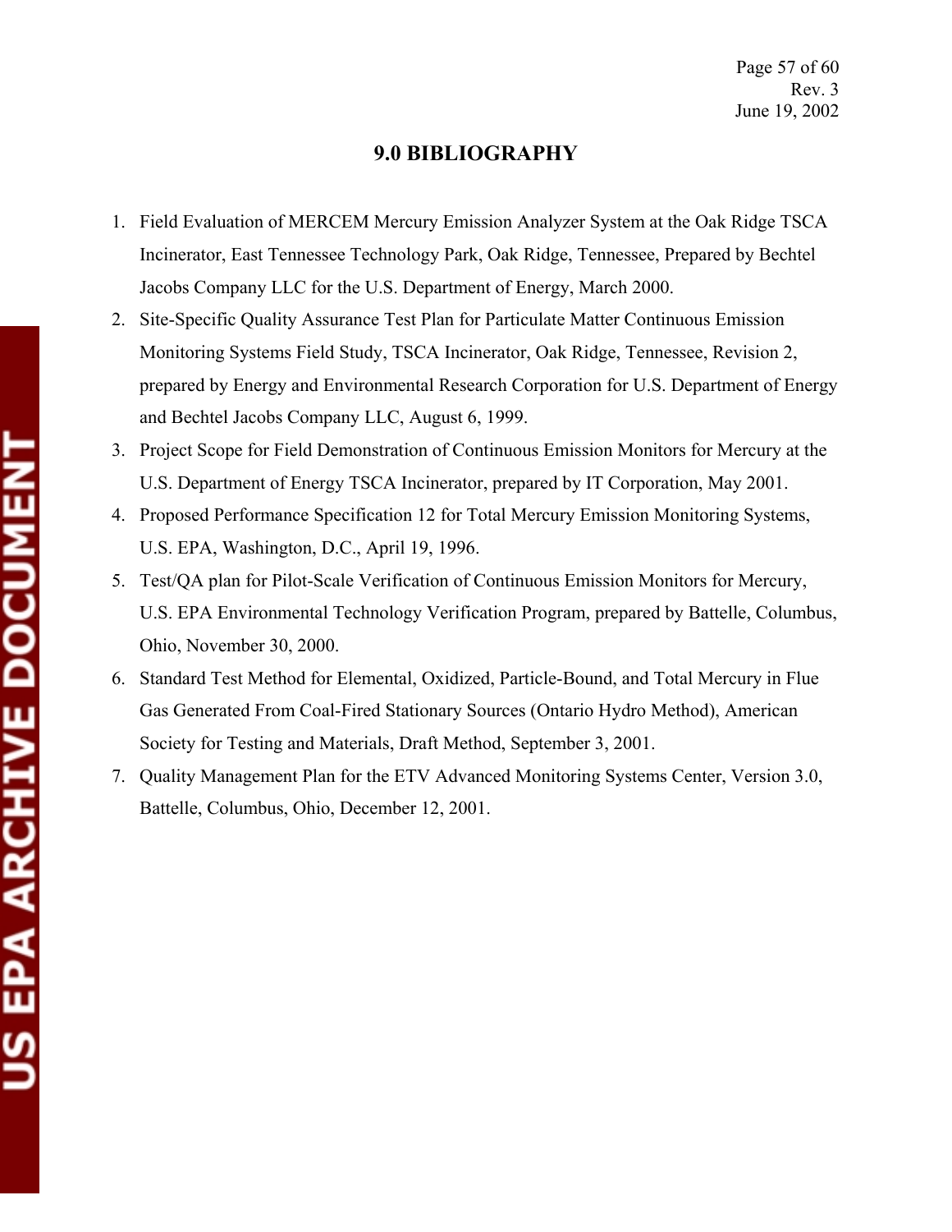# 9.0 BIBLIOGRAPHY

1. Field Evaluation of MERCEM Mercury Emission Analyzer System at the Oak Ridge TSCA Incinerator, East Tennessee Technology Park, Oak Ridge, Tennessee, Prepared by Bechtel Jacobs Company LLC for the U.S. Department of Energy, March 2000.
2. Site-Specific Quality Assurance Test Plan for Particulate Matter Continuous Emission Monitoring Systems Field Study, TSCA Incinerator, Oak Ridge, Tennessee, Revision 2, prepared by Energy and Environmental Research Corporation for U.S. Department of Energy and Bechtel Jacobs Company LLC, August 6, 1999.
3. Project Scope for Field Demonstration of Continuous Emission Monitors for Mercury at the U.S. Department of Energy TSCA Incinerator, prepared by IT Corporation, May 2001.
4. Proposed Performance Specification 12 for Total Mercury Emission Monitoring Systems, U.S. EPA, Washington, D.C., April 19, 1996.
5. Test/QA plan for Pilot-Scale Verification of Continuous Emission Monitors for Mercury, U.S. EPA Environmental Technology Verification Program, prepared by Battelle, Columbus, Ohio, November 30, 2000.
6. Standard Test Method for Elemental, Oxidized, Particle-Bound, and Total Mercury in Flue Gas Generated From Coal-Fired Stationary Sources (Ontario Hydro Method), American Society for Testing and Materials, Draft Method, September 3, 2001.
7. Quality Management Plan for the ETV Advanced Monitoring Systems Center, Version 3.0, Battelle, Columbus, Ohio, December 12, 2001.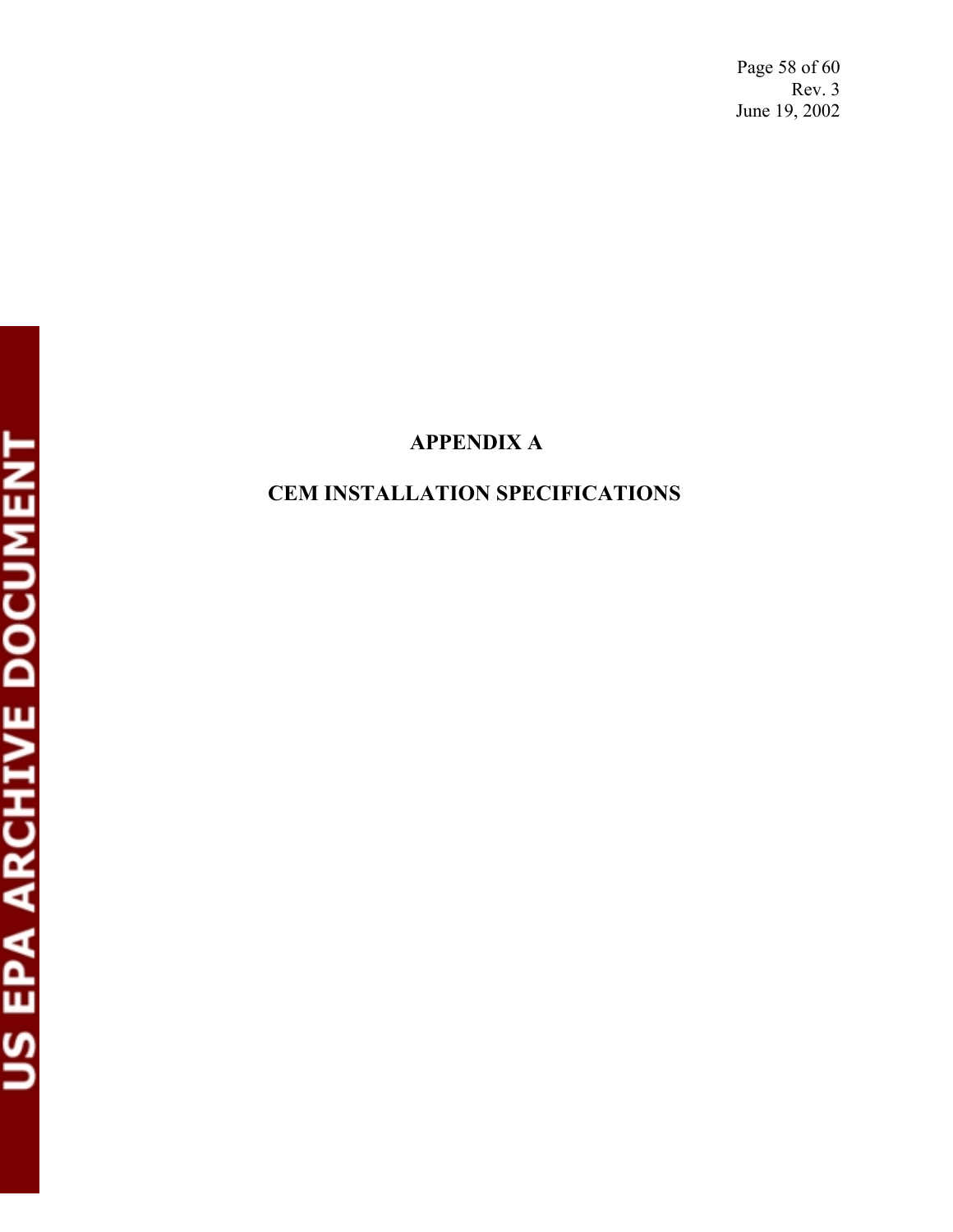# APPENDIX A

# CEM INSTALLATION SPECIFICATIONS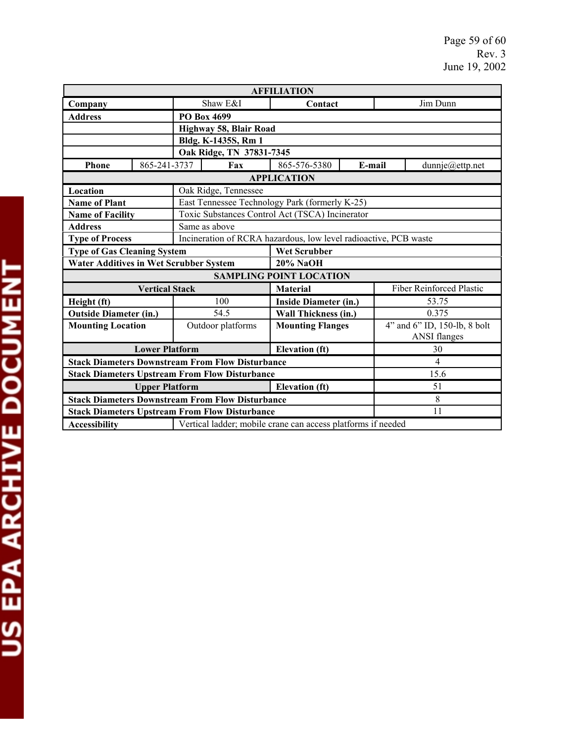| AFFILIATION | | | | | |
|---|---|---|---|---|---|
| **Company** | Shaw E&I | | **Contact** | Jim Dunn | |
| **Address** | **PO Box 4699** | | | | |
| | **Highway 58, Blair Road** | | | | |
| | **Bldg. K-1435S, Rm 1** | | | | |
| | **Oak Ridge, TN 37831-7345** | | | | |
| **Phone** | 865-241-3737 | **Fax** | 865-576-5380 | **E-mail** | dunnje@ettp.net |
| **APPLICATION** | | | | | |
| **Location** | Oak Ridge, Tennessee | | | | |
| **Name of Plant** | East Tennessee Technology Park (formerly K-25) | | | | |
| **Name of Facility** | Toxic Substances Control Act (TSCA) Incinerator | | | | |
| **Address** | Same as above | | | | |
| **Type of Process** | Incineration of RCRA hazardous, low level radioactive, PCB waste | | | | |
| **Type of Gas Cleaning System** | | | **Wet Scrubber** | | |
| **Water Additives in Wet Scrubber System** | | | **20% NaOH** | | |
| **SAMPLING POINT LOCATION** | | | | | |
| **Vertical Stack** | | | **Material** | Fiber Reinforced Plastic | |
| **Height (ft)** | 100 | | **Inside Diameter (in.)** | 53.75 | |
| **Outside Diameter (in.)** | 54.5 | | **Wall Thickness (in.)** | 0.375 | |
| **Mounting Location** | Outdoor platforms | | **Mounting Flanges** | 4” and 6” ID, 150-lb, 8 bolt ANSI flanges | |
| **Lower Platform** | | | **Elevation (ft)** | 30 | |
| **Stack Diameters Downstream From Flow Disturbance** | | | | 4 | |
| **Stack Diameters Upstream From Flow Disturbance** | | | | 15.6 | |
| **Upper Platform** | | | **Elevation (ft)** | 51 | |
| **Stack Diameters Downstream From Flow Disturbance** | | | | 8 | |
| **Stack Diameters Upstream From Flow Disturbance** | | | | 11 | |
| **Accessibility** | Vertical ladder; mobile crane can access platforms if needed | | | | |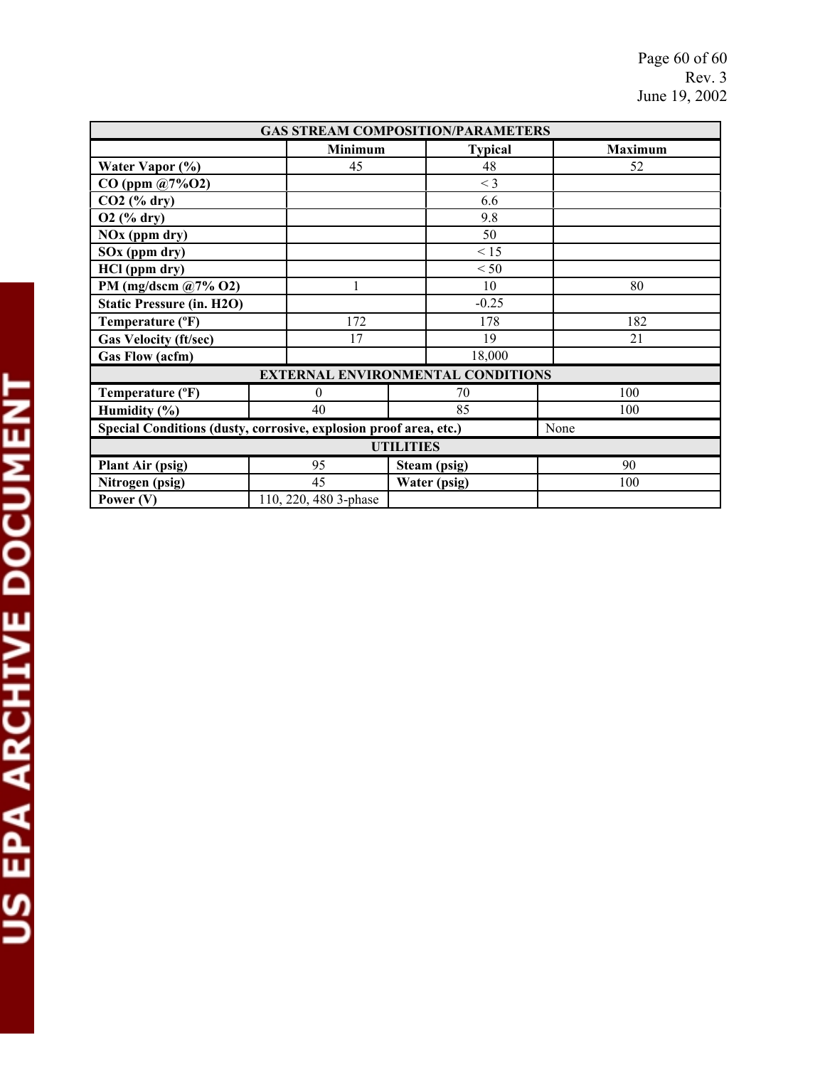| GAS STREAM COMPOSITION/PARAMETERS | | | |
|---|---|---|---|
| | **Minimum** | **Typical** | **Maximum** |
| **Water Vapor (%)** | 45 | 48 | 52 |
| **CO (ppm @7%O2)** | | < 3 | |
| **CO2 (% dry)** | | 6.6 | |
| **O2 (% dry)** | | 9.8 | |
| **NOx (ppm dry)** | | 50 | |
| **SOx (ppm dry)** | | < 15 | |
| **HCl (ppm dry)** | | < 50 | |
| **PM (mg/dscm @7% O2)** | 1 | 10 | 80 |
| **Static Pressure (in. H2O)** | | -0.25 | |
| **Temperature (ºF)** | 172 | 178 | 182 |
| **Gas Velocity (ft/sec)** | 17 | 19 | 21 |
| **Gas Flow (acfm)** | | 18,000 | |

| EXTERNAL ENVIRONMENTAL CONDITIONS | | | |
|---|---|---|---|
| **Temperature (ºF)** | 0 | 70 | 100 |
| **Humidity (%)** | 40 | 85 | 100 |
| **Special Conditions (dusty, corrosive, explosion proof area, etc.)** | | | None |

| UTILITIES | | | |
|---|---|---|---|
| **Plant Air (psig)** | 95 | **Steam (psig)** | 90 |
| **Nitrogen (psig)** | 45 | **Water (psig)** | 100 |
| **Power (V)** | 110, 220, 480 3-phase | | |